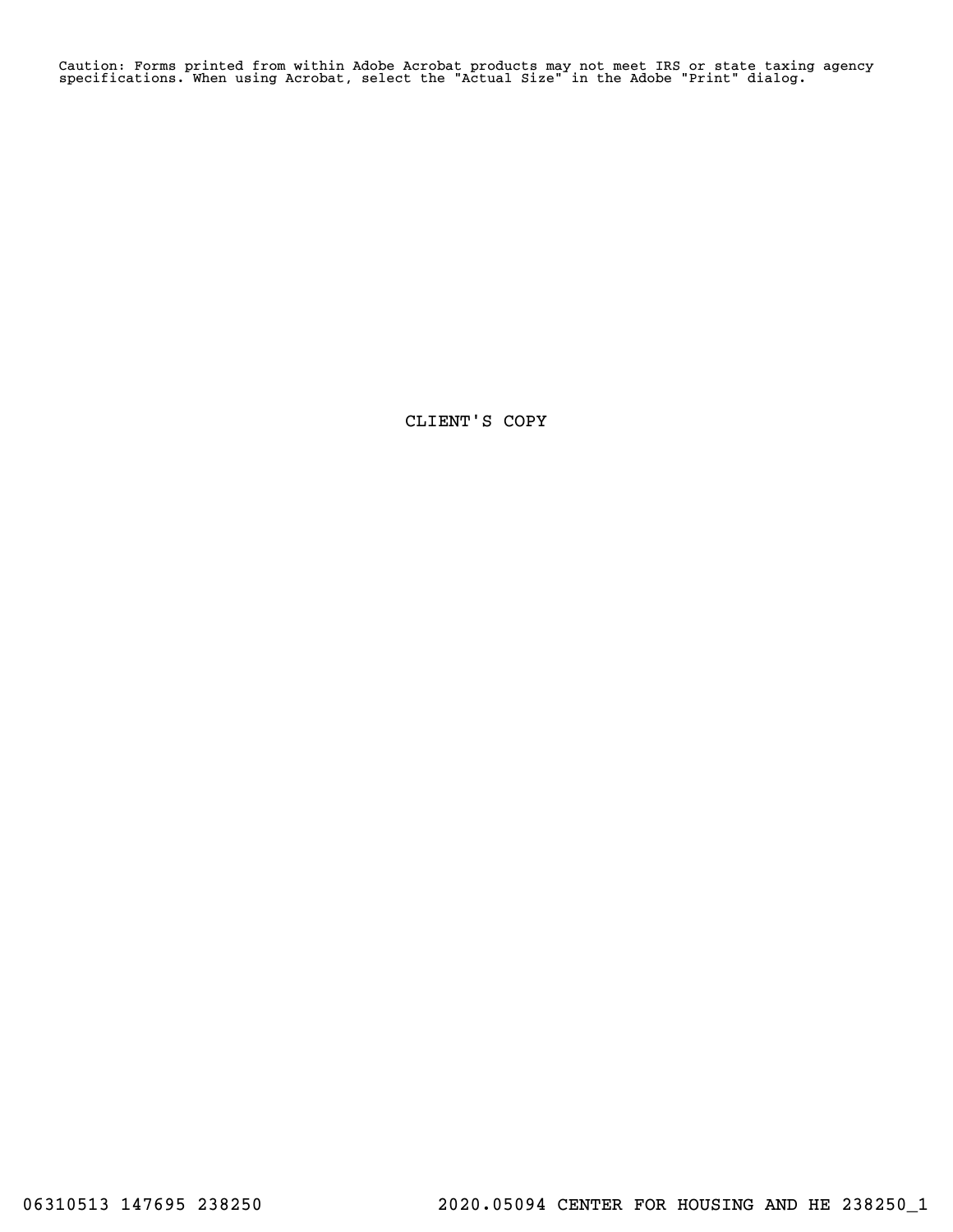Caution: Forms printed from within Adobe Acrobat products may not meet IRS or state taxing agency specifications. When using Acrobat, select the "Actual Size" in the Adobe "Print" dialog.

CLIENT'S COPY

06310513 147695 238250 2020.05094 CENTER FOR HOUSING AND HE 238250_1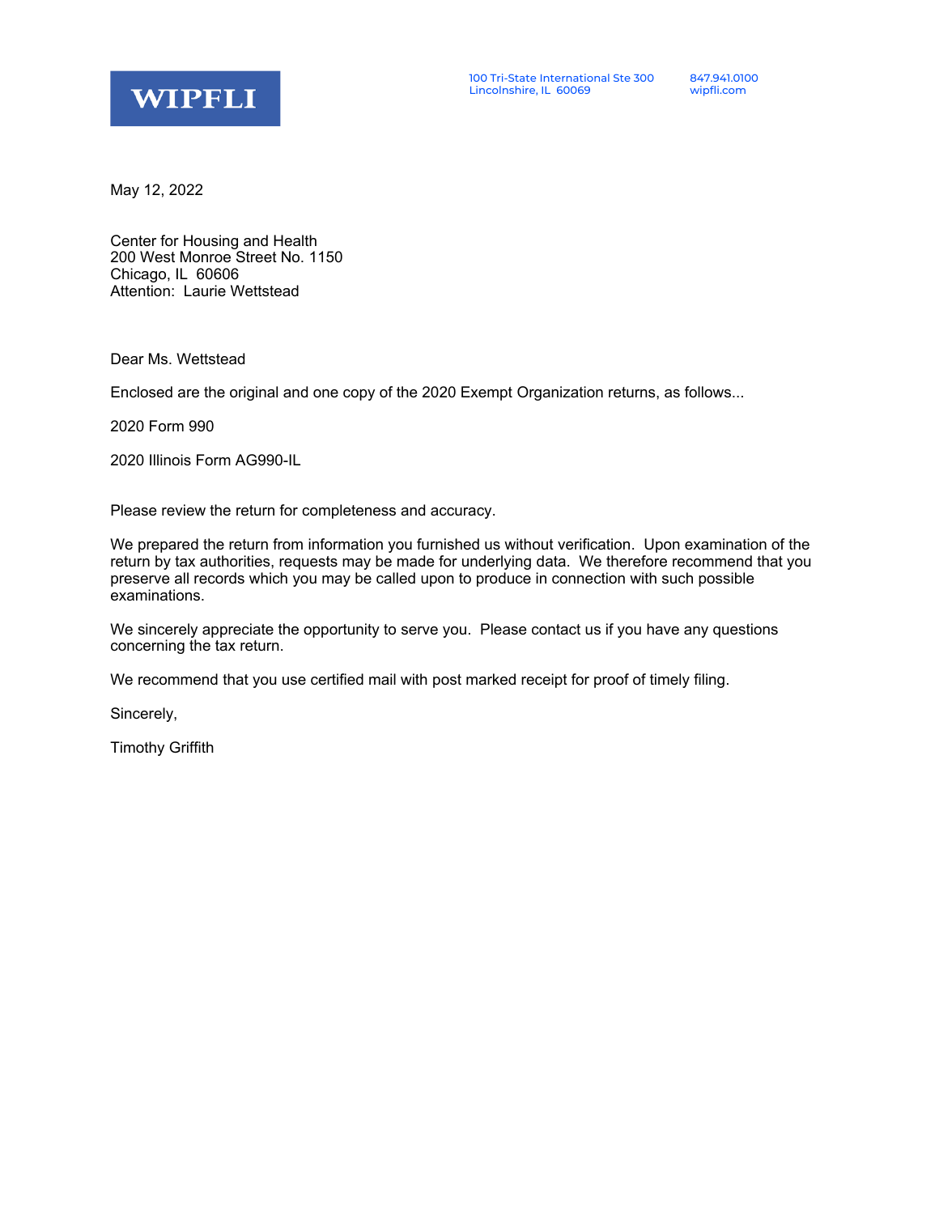WIPFLI

100 Tri-State International Ste 300
Lincolnshire, IL 60069

847.941.0100
wipfli.com

May 12, 2022

Center for Housing and Health
200 West Monroe Street No. 1150
Chicago, IL 60606
Attention: Laurie Wettstead

Dear Ms. Wettstead

Enclosed are the original and one copy of the 2020 Exempt Organization returns, as follows...

2020 Form 990

2020 Illinois Form AG990-IL

Please review the return for completeness and accuracy.

We prepared the return from information you furnished us without verification. Upon examination of the return by tax authorities, requests may be made for underlying data. We therefore recommend that you preserve all records which you may be called upon to produce in connection with such possible examinations.

We sincerely appreciate the opportunity to serve you. Please contact us if you have any questions concerning the tax return.

We recommend that you use certified mail with post marked receipt for proof of timely filing.

Sincerely,

Timothy Griffith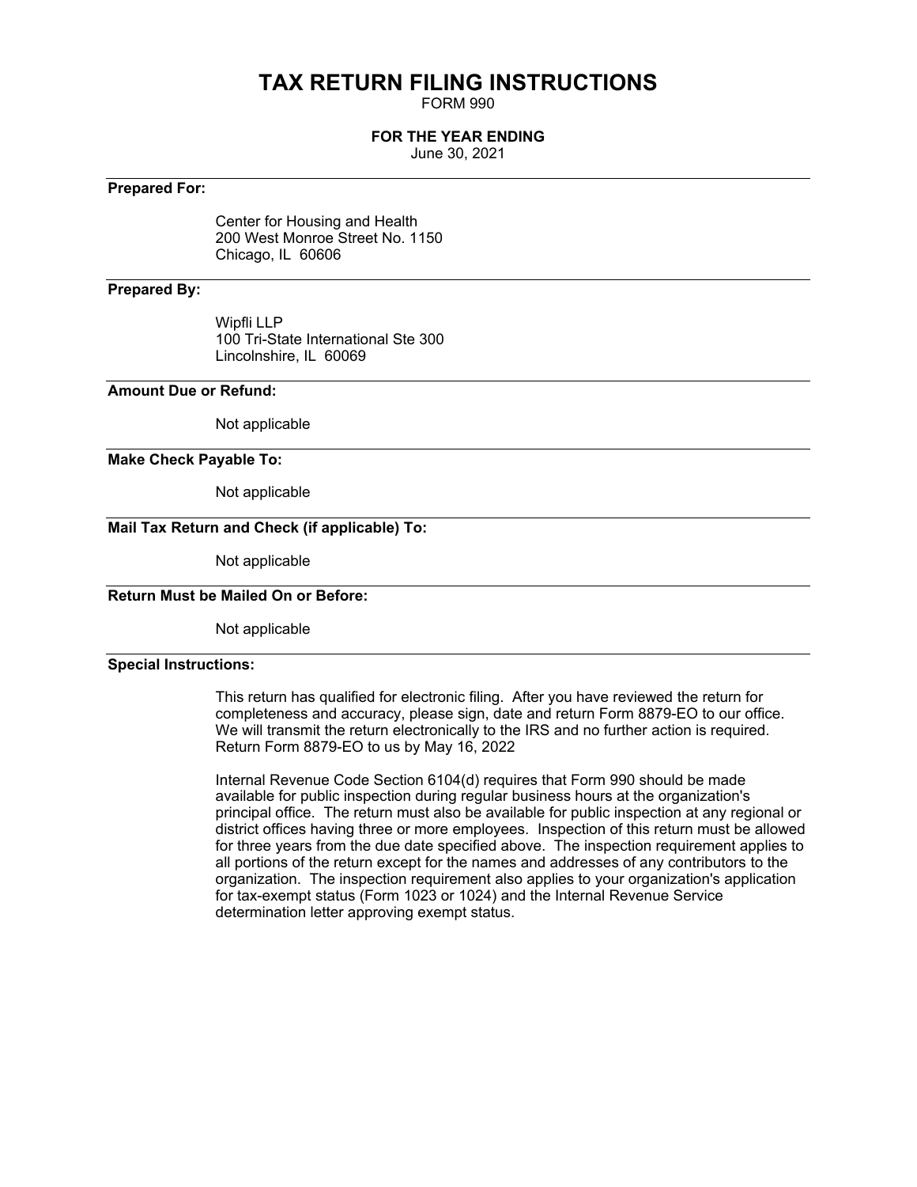# TAX RETURN FILING INSTRUCTIONS

FORM 990

**FOR THE YEAR ENDING**

June 30, 2021

---

**Prepared For:**

Center for Housing and Health
200 West Monroe Street No. 1150
Chicago, IL 60606

---

**Prepared By:**

Wipfli LLP
100 Tri-State International Ste 300
Lincolnshire, IL 60069

---

**Amount Due or Refund:**

Not applicable

---

**Make Check Payable To:**

Not applicable

---

**Mail Tax Return and Check (if applicable) To:**

Not applicable

---

**Return Must be Mailed On or Before:**

Not applicable

---

**Special Instructions:**

This return has qualified for electronic filing. After you have reviewed the return for completeness and accuracy, please sign, date and return Form 8879-EO to our office. We will transmit the return electronically to the IRS and no further action is required. Return Form 8879-EO to us by May 16, 2022

Internal Revenue Code Section 6104(d) requires that Form 990 should be made available for public inspection during regular business hours at the organization's principal office. The return must also be available for public inspection at any regional or district offices having three or more employees. Inspection of this return must be allowed for three years from the due date specified above. The inspection requirement applies to all portions of the return except for the names and addresses of any contributors to the organization. The inspection requirement also applies to your organization's application for tax-exempt status (Form 1023 or 1024) and the Internal Revenue Service determination letter approving exempt status.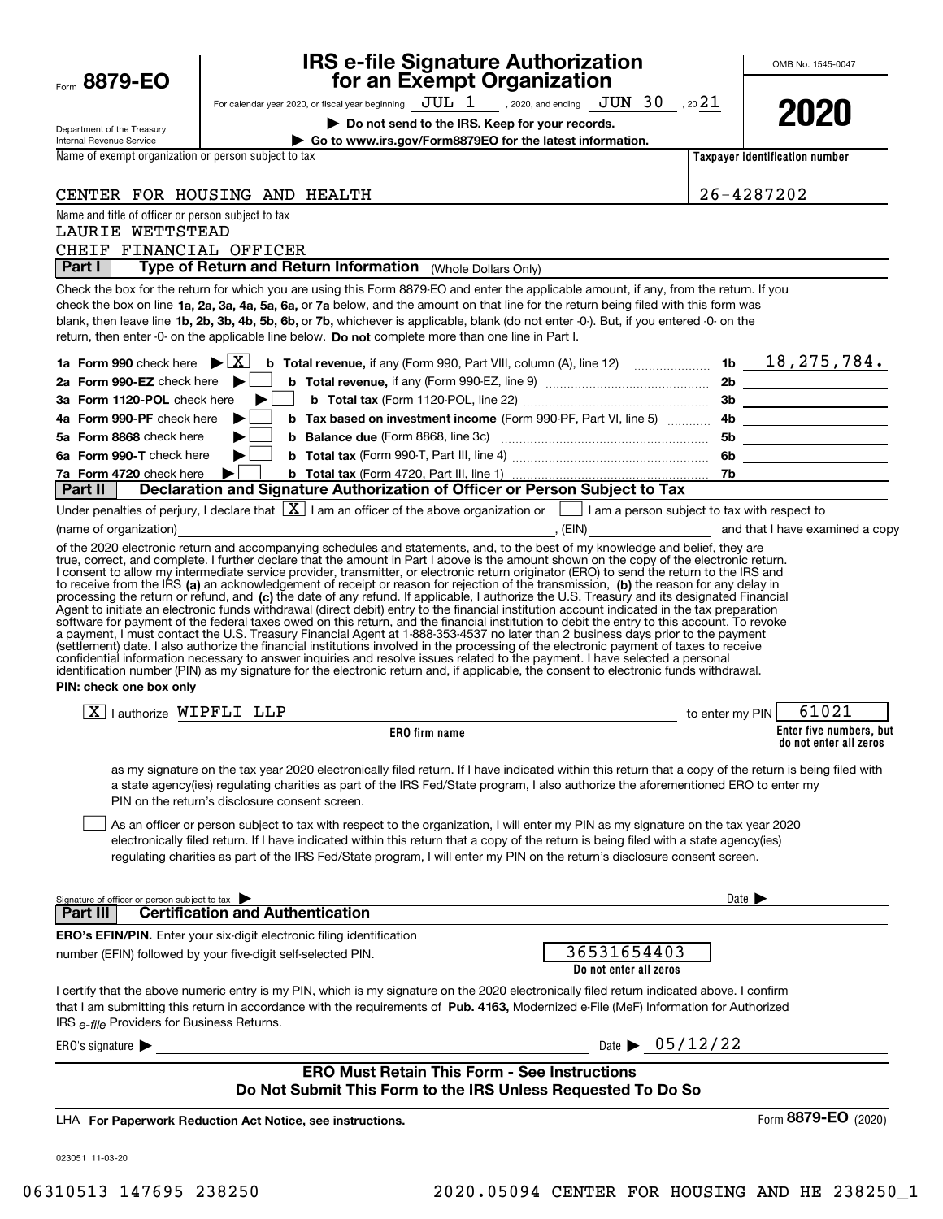Form **8879-EO**

Department of the Treasury
Internal Revenue Service

# IRS e-file Signature Authorization for an Exempt Organization

For calendar year 2020, or fiscal year beginning JUL 1, 2020, and ending JUN 30, 20 21

▶ **Do not send to the IRS. Keep for your records.**

▶ **Go to www.irs.gov/Form8879EO for the latest information.**

OMB No. 1545-0047

**2020**

Name of exempt organization or person subject to tax: CENTER FOR HOUSING AND HEALTH

**Taxpayer identification number:** 26-4287202

Name and title of officer or person subject to tax:
LAURIE WETTSTEAD
CHEIF FINANCIAL OFFICER

## Part I — Type of Return and Return Information (Whole Dollars Only)

Check the box for the return for which you are using this Form 8879-EO and enter the applicable amount, if any, from the return. If you check the box on line **1a, 2a, 3a, 4a, 5a, 6a,** or **7a** below, and the amount on that line for the return being filed with this form was blank, then leave line **1b, 2b, 3b, 4b, 5b, 6b,** or **7b,** whichever is applicable, blank (do not enter -0-). But, if you entered -0- on the return, then enter -0- on the applicable line below. **Do not** complete more than one line in Part I.

| | | | |
|---|---|---|---|
| **1a Form 990** check here ▶ [X] | **b Total revenue,** if any (Form 990, Part VIII, column (A), line 12) | 1b | 18,275,784. |
| **2a Form 990-EZ** check here ▶ [ ] | **b Total revenue,** if any (Form 990-EZ, line 9) | 2b | |
| **3a Form 1120-POL** check here ▶ [ ] | **b Total tax** (Form 1120-POL, line 22) | 3b | |
| **4a Form 990-PF** check here ▶ [ ] | **b Tax based on investment income** (Form 990-PF, Part VI, line 5) | 4b | |
| **5a Form 8868** check here ▶ [ ] | **b Balance due** (Form 8868, line 3c) | 5b | |
| **6a Form 990-T** check here ▶ [ ] | **b Total tax** (Form 990-T, Part III, line 4) | 6b | |
| **7a Form 4720** check here ▶ [ ] | **b Total tax** (Form 4720, Part III, line 1) | 7b | |

## Part II — Declaration and Signature Authorization of Officer or Person Subject to Tax

Under penalties of perjury, I declare that [X] I am an officer of the above organization or [ ] I am a person subject to tax with respect to (name of organization) ____________, (EIN) ____________ and that I have examined a copy of the 2020 electronic return and accompanying schedules and statements, and, to the best of my knowledge and belief, they are true, correct, and complete. I further declare that the amount in Part I above is the amount shown on the copy of the electronic return. I consent to allow my intermediate service provider, transmitter, or electronic return originator (ERO) to send the return to the IRS and to receive from the IRS **(a)** an acknowledgement of receipt or reason for rejection of the transmission, **(b)** the reason for any delay in processing the return or refund, and **(c)** the date of any refund. If applicable, I authorize the U.S. Treasury and its designated Financial Agent to initiate an electronic funds withdrawal (direct debit) entry to the financial institution account indicated in the tax preparation software for payment of the federal taxes owed on this return, and the financial institution to debit the entry to this account. To revoke a payment, I must contact the U.S. Treasury Financial Agent at 1-888-353-4537 no later than 2 business days prior to the payment (settlement) date. I also authorize the financial institutions involved in the processing of the electronic payment of taxes to receive confidential information necessary to answer inquiries and resolve issues related to the payment. I have selected a personal identification number (PIN) as my signature for the electronic return and, if applicable, the consent to electronic funds withdrawal.

**PIN: check one box only**

[X] I authorize WIPFLI LLP (**ERO firm name**) to enter my PIN 61021 (**Enter five numbers, but do not enter all zeros**)

as my signature on the tax year 2020 electronically filed return. If I have indicated within this return that a copy of the return is being filed with a state agency(ies) regulating charities as part of the IRS Fed/State program, I also authorize the aforementioned ERO to enter my PIN on the return's disclosure consent screen.

[ ] As an officer or person subject to tax with respect to the organization, I will enter my PIN as my signature on the tax year 2020 electronically filed return. If I have indicated within this return that a copy of the return is being filed with a state agency(ies) regulating charities as part of the IRS Fed/State program, I will enter my PIN on the return's disclosure consent screen.

Signature of officer or person subject to tax ▶ ____________ Date ▶ ____________

## Part III — Certification and Authentication

**ERO's EFIN/PIN.** Enter your six-digit electronic filing identification number (EFIN) followed by your five-digit self-selected PIN.

36531654403
**Do not enter all zeros**

I certify that the above numeric entry is my PIN, which is my signature on the 2020 electronically filed return indicated above. I confirm that I am submitting this return in accordance with the requirements of **Pub. 4163,** Modernized e-File (MeF) Information for Authorized IRS *e-file* Providers for Business Returns.

ERO's signature ▶ ____________ Date ▶ 05/12/22

**ERO Must Retain This Form - See Instructions**
**Do Not Submit This Form to the IRS Unless Requested To Do So**

LHA **For Paperwork Reduction Act Notice, see instructions.**

Form **8879-EO** (2020)

023051 11-03-20

06310513 147695 238250 2020.05094 CENTER FOR HOUSING AND HE 238250_1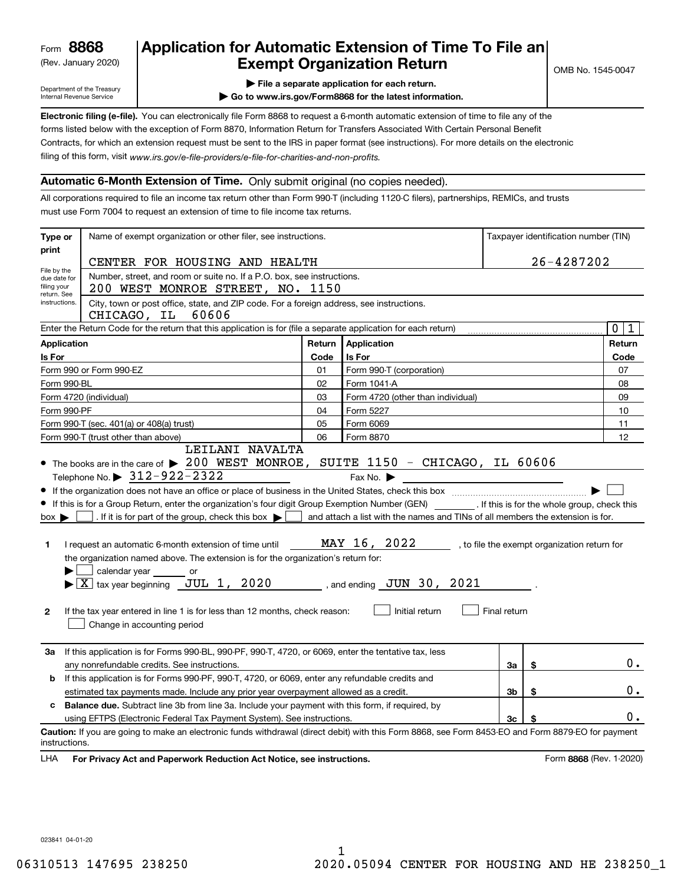Form **8868** (Rev. January 2020)

Department of the Treasury
Internal Revenue Service

# Application for Automatic Extension of Time To File an Exempt Organization Return

▶ File a separate application for each return.
▶ Go to www.irs.gov/Form8868 for the latest information.

OMB No. 1545-0047

**Electronic filing (e-file).** You can electronically file Form 8868 to request a 6-month automatic extension of time to file any of the forms listed below with the exception of Form 8870, Information Return for Transfers Associated With Certain Personal Benefit Contracts, for which an extension request must be sent to the IRS in paper format (see instructions). For more details on the electronic filing of this form, visit *www.irs.gov/e-file-providers/e-file-for-charities-and-non-profits.*

## Automatic 6-Month Extension of Time. Only submit original (no copies needed).

All corporations required to file an income tax return other than Form 990-T (including 1120-C filers), partnerships, REMICs, and trusts must use Form 7004 to request an extension of time to file income tax returns.

| Type or print | Name of exempt organization or other filer, see instructions. | Taxpayer identification number (TIN) |
|---|---|---|
| File by the due date for filing your return. See instructions. | CENTER FOR HOUSING AND HEALTH | 26-4287202 |
| | Number, street, and room or suite no. If a P.O. box, see instructions. 200 WEST MONROE STREET, NO. 1150 | |
| | City, town or post office, state, and ZIP code. For a foreign address, see instructions. CHICAGO, IL 60606 | |

Enter the Return Code for the return that this application is for (file a separate application for each return) 0 1

| Application Is For | Return Code | Application Is For | Return Code |
|---|---|---|---|
| Form 990 or Form 990-EZ | 01 | Form 990-T (corporation) | 07 |
| Form 990-BL | 02 | Form 1041-A | 08 |
| Form 4720 (individual) | 03 | Form 4720 (other than individual) | 09 |
| Form 990-PF | 04 | Form 5227 | 10 |
| Form 990-T (sec. 401(a) or 408(a) trust) | 05 | Form 6069 | 11 |
| Form 990-T (trust other than above) | 06 | Form 8870 | 12 |

- The books are in the care of ▶ LEILANI NAVALTA 200 WEST MONROE, SUITE 1150 - CHICAGO, IL 60606
  Telephone No. ▶ 312-922-2322 Fax No. ▶
- If the organization does not have an office or place of business in the United States, check this box ▶ ☐
- If this is for a Group Return, enter the organization's four digit Group Exemption Number (GEN) ______ . If this is for the whole group, check this box ▶ ☐ . If it is for part of the group, check this box ▶ ☐ and attach a list with the names and TINs of all members the extension is for.

**1** I request an automatic 6-month extension of time until MAY 16, 2022 , to file the exempt organization return for the organization named above. The extension is for the organization's return for:
▶ ☐ calendar year ______ or
▶ ☒ tax year beginning JUL 1, 2020 , and ending JUN 30, 2021 .

**2** If the tax year entered in line 1 is for less than 12 months, check reason: ☐ Initial return ☐ Final return
☐ Change in accounting period

| | | | |
|---|---|---|---|
| **3a** | If this application is for Forms 990-BL, 990-PF, 990-T, 4720, or 6069, enter the tentative tax, less any nonrefundable credits. See instructions. | 3a | $ 0. |
| **b** | If this application is for Forms 990-PF, 990-T, 4720, or 6069, enter any refundable credits and estimated tax payments made. Include any prior year overpayment allowed as a credit. | 3b | $ 0. |
| **c** | **Balance due.** Subtract line 3b from line 3a. Include your payment with this form, if required, by using EFTPS (Electronic Federal Tax Payment System). See instructions. | 3c | $ 0. |

**Caution:** If you are going to make an electronic funds withdrawal (direct debit) with this Form 8868, see Form 8453-EO and Form 8879-EO for payment instructions.

LHA **For Privacy Act and Paperwork Reduction Act Notice, see instructions.** Form **8868** (Rev. 1-2020)

023841 04-01-20

06310513 147695 238250 2020.05094 CENTER FOR HOUSING AND HE 238250_1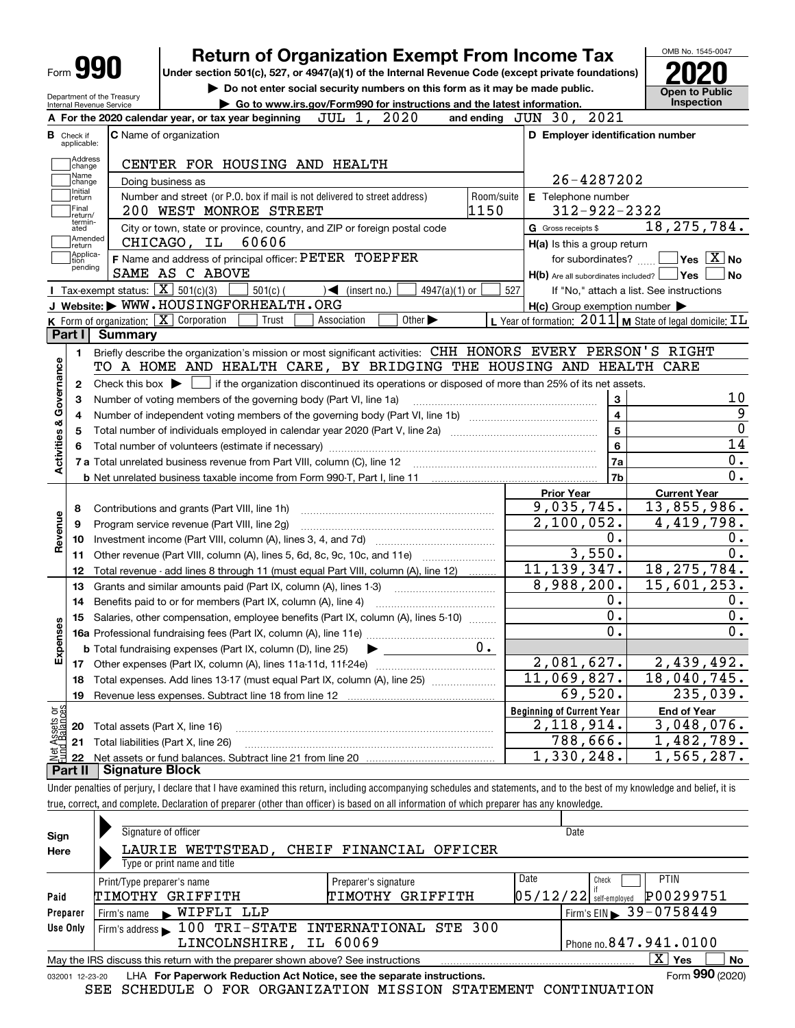# Form 990 — Return of Organization Exempt From Income Tax (2020)

Under section 501(c), 527, or 4947(a)(1) of the Internal Revenue Code (except private foundations)

▶ Do not enter social security numbers on this form as it may be made public.

▶ Go to www.irs.gov/Form990 for instructions and the latest information.

OMB No. 1545-0047 — **Open to Public Inspection**

Department of the Treasury, Internal Revenue Service

**A** For the 2020 calendar year, or tax year beginning JUL 1, 2020 and ending JUN 30, 2021

**B** Check if applicable: Address change, Name change, Initial return, Final return/terminated, Amended return, Application pending

**C** Name of organization: CENTER FOR HOUSING AND HEALTH

Doing business as

Number and street (or P.O. box if mail is not delivered to street address): 200 WEST MONROE STREET — Room/suite: 1150

City or town, state or province, country, and ZIP or foreign postal code: CHICAGO, IL 60606

**D** Employer identification number: 26-4287202

**E** Telephone number: 312-922-2322

**G** Gross receipts $ 18,275,784.

**F** Name and address of principal officer: PETER TOEPFER, SAME AS C ABOVE

**H(a)** Is this a group return for subordinates? Yes [ ] No [X]

**H(b)** Are all subordinates included? Yes [ ] No [ ] — If "No," attach a list. See instructions

**H(c)** Group exemption number ▶

**I** Tax-exempt status: [X] 501(c)(3) [ ] 501(c) ( ) ◀ (insert no.) [ ] 4947(a)(1) or [ ] 527

**J** Website: ▶ WWW.HOUSINGFORHEALTH.ORG

**K** Form of organization: [X] Corporation [ ] Trust [ ] Association [ ] Other ▶

**L** Year of formation: 2011 **M** State of legal domicile: IL

## Part I Summary

**Activities & Governance**

1. Briefly describe the organization's mission or most significant activities: CHH HONORS EVERY PERSON'S RIGHT TO A HOME AND HEALTH CARE, BY BRIDGING THE HOUSING AND HEALTH CARE
2. Check this box ▶ [ ] if the organization discontinued its operations or disposed of more than 25% of its net assets.

| Line | Description | No. | Value |
|---|---|---|---|
| 3 | Number of voting members of the governing body (Part VI, line 1a) | 3 | 10 |
| 4 | Number of independent voting members of the governing body (Part VI, line 1b) | 4 | 9 |
| 5 | Total number of individuals employed in calendar year 2020 (Part V, line 2a) | 5 | 0 |
| 6 | Total number of volunteers (estimate if necessary) | 6 | 14 |
| 7a | Total unrelated business revenue from Part VIII, column (C), line 12 | 7a | 0. |
| 7b | Net unrelated business taxable income from Form 990-T, Part I, line 11 | 7b | 0. |

| Section | Line | Description | Prior Year | Current Year |
|---|---|---|---|---|
| Revenue | 8 | Contributions and grants (Part VIII, line 1h) | 9,035,745. | 13,855,986. |
| | 9 | Program service revenue (Part VIII, line 2g) | 2,100,052. | 4,419,798. |
| | 10 | Investment income (Part VIII, column (A), lines 3, 4, and 7d) | 0. | 0. |
| | 11 | Other revenue (Part VIII, column (A), lines 5, 6d, 8c, 9c, 10c, and 11e) | 3,550. | 0. |
| | 12 | Total revenue - add lines 8 through 11 (must equal Part VIII, column (A), line 12) | 11,139,347. | 18,275,784. |
| Expenses | 13 | Grants and similar amounts paid (Part IX, column (A), lines 1-3) | 8,988,200. | 15,601,253. |
| | 14 | Benefits paid to or for members (Part IX, column (A), line 4) | 0. | 0. |
| | 15 | Salaries, other compensation, employee benefits (Part IX, column (A), lines 5-10) | 0. | 0. |
| | 16a | Professional fundraising fees (Part IX, column (A), line 11e) | 0. | 0. |
| | b | Total fundraising expenses (Part IX, column (D), line 25) ▶ 0. | | |
| | 17 | Other expenses (Part IX, column (A), lines 11a-11d, 11f-24e) | 2,081,627. | 2,439,492. |
| | 18 | Total expenses. Add lines 13-17 (must equal Part IX, column (A), line 25) | 11,069,827. | 18,040,745. |
| | 19 | Revenue less expenses. Subtract line 18 from line 12 | 69,520. | 235,039. |
| | | | **Beginning of Current Year** | **End of Year** |
| Net Assets or Fund Balances | 20 | Total assets (Part X, line 16) | 2,118,914. | 3,048,076. |
| | 21 | Total liabilities (Part X, line 26) | 788,666. | 1,482,789. |
| | 22 | Net assets or fund balances. Subtract line 21 from line 20 | 1,330,248. | 1,565,287. |

## Part II Signature Block

Under penalties of perjury, I declare that I have examined this return, including accompanying schedules and statements, and to the best of my knowledge and belief, it is true, correct, and complete. Declaration of preparer (other than officer) is based on all information of which preparer has any knowledge.

**Sign Here**

Signature of officer — Date

LAURIE WETTSTEAD, CHEIF FINANCIAL OFFICER

Type or print name and title

**Paid Preparer Use Only**

| Print/Type preparer's name | Preparer's signature | Date | Check if self-employed | PTIN |
|---|---|---|---|---|
| TIMOTHY GRIFFITH | TIMOTHY GRIFFITH | 05/12/22 | [ ] | P00299751 |

Firm's name ▶ WIPFLI LLP — Firm's EIN ▶ 39-0758449

Firm's address ▶ 100 TRI-STATE INTERNATIONAL STE 300, LINCOLNSHIRE, IL 60069 — Phone no. 847.941.0100

May the IRS discuss this return with the preparer shown above? See instructions [X] Yes [ ] No

032001 12-23-20 LHA For Paperwork Reduction Act Notice, see the separate instructions. Form **990** (2020)

SEE SCHEDULE O FOR ORGANIZATION MISSION STATEMENT CONTINUATION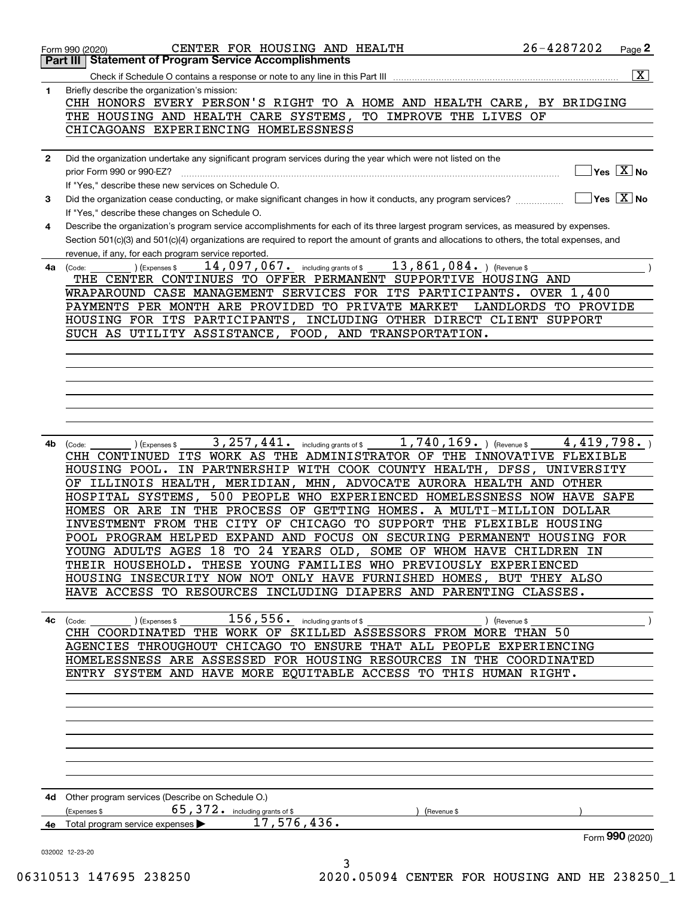Form 990 (2020) CENTER FOR HOUSING AND HEALTH 26-4287202 Page 2

## Part III Statement of Program Service Accomplishments

Check if Schedule O contains a response or note to any line in this Part III .......... [X]

**1** Briefly describe the organization's mission:

CHH HONORS EVERY PERSON'S RIGHT TO A HOME AND HEALTH CARE, BY BRIDGING THE HOUSING AND HEALTH CARE SYSTEMS, TO IMPROVE THE LIVES OF CHICAGOANS EXPERIENCING HOMELESSNESS

**2** Did the organization undertake any significant program services during the year which were not listed on the prior Form 990 or 990-EZ? .......... [ ] Yes [X] No

If "Yes," describe these new services on Schedule O.

**3** Did the organization cease conducting, or make significant changes in how it conducts, any program services? .......... [ ] Yes [X] No

If "Yes," describe these changes on Schedule O.

**4** Describe the organization's program service accomplishments for each of its three largest program services, as measured by expenses. Section 501(c)(3) and 501(c)(4) organizations are required to report the amount of grants and allocations to others, the total expenses, and revenue, if any, for each program service reported.

**4a** (Code: ) (Expenses $ 14,097,067. including grants of $ 13,861,084. ) (Revenue $ )

THE CENTER CONTINUES TO OFFER PERMANENT SUPPORTIVE HOUSING AND WRAPAROUND CASE MANAGEMENT SERVICES FOR ITS PARTICIPANTS. OVER 1,400 PAYMENTS PER MONTH ARE PROVIDED TO PRIVATE MARKET LANDLORDS TO PROVIDE HOUSING FOR ITS PARTICIPANTS, INCLUDING OTHER DIRECT CLIENT SUPPORT SUCH AS UTILITY ASSISTANCE, FOOD, AND TRANSPORTATION.

**4b** (Code: ) (Expenses $ 3,257,441. including grants of $ 1,740,169. ) (Revenue $ 4,419,798. )

CHH CONTINUED ITS WORK AS THE ADMINISTRATOR OF THE INNOVATIVE FLEXIBLE HOUSING POOL. IN PARTNERSHIP WITH COOK COUNTY HEALTH, DFSS, UNIVERSITY OF ILLINOIS HEALTH, MERIDIAN, MHN, ADVOCATE AURORA HEALTH AND OTHER HOSPITAL SYSTEMS, 500 PEOPLE WHO EXPERIENCED HOMELESSNESS NOW HAVE SAFE HOMES OR ARE IN THE PROCESS OF GETTING HOMES. A MULTI-MILLION DOLLAR INVESTMENT FROM THE CITY OF CHICAGO TO SUPPORT THE FLEXIBLE HOUSING POOL PROGRAM HELPED EXPAND AND FOCUS ON SECURING PERMANENT HOUSING FOR YOUNG ADULTS AGES 18 TO 24 YEARS OLD, SOME OF WHOM HAVE CHILDREN IN THEIR HOUSEHOLD. THESE YOUNG FAMILIES WHO PREVIOUSLY EXPERIENCED HOUSING INSECURITY NOW NOT ONLY HAVE FURNISHED HOMES, BUT THEY ALSO HAVE ACCESS TO RESOURCES INCLUDING DIAPERS AND PARENTING CLASSES.

**4c** (Code: ) (Expenses $ 156,556. including grants of $ ) (Revenue $ )

CHH COORDINATED THE WORK OF SKILLED ASSESSORS FROM MORE THAN 50 AGENCIES THROUGHOUT CHICAGO TO ENSURE THAT ALL PEOPLE EXPERIENCING HOMELESSNESS ARE ASSESSED FOR HOUSING RESOURCES IN THE COORDINATED ENTRY SYSTEM AND HAVE MORE EQUITABLE ACCESS TO THIS HUMAN RIGHT.

**4d** Other program services (Describe on Schedule O.)

(Expenses $ 65,372. including grants of $ ) (Revenue $ )

**4e** Total program service expenses ▶ 17,576,436.

Form **990** (2020)

032002 12-23-20

06310513 147695 238250 2020.05094 CENTER FOR HOUSING AND HE 238250_1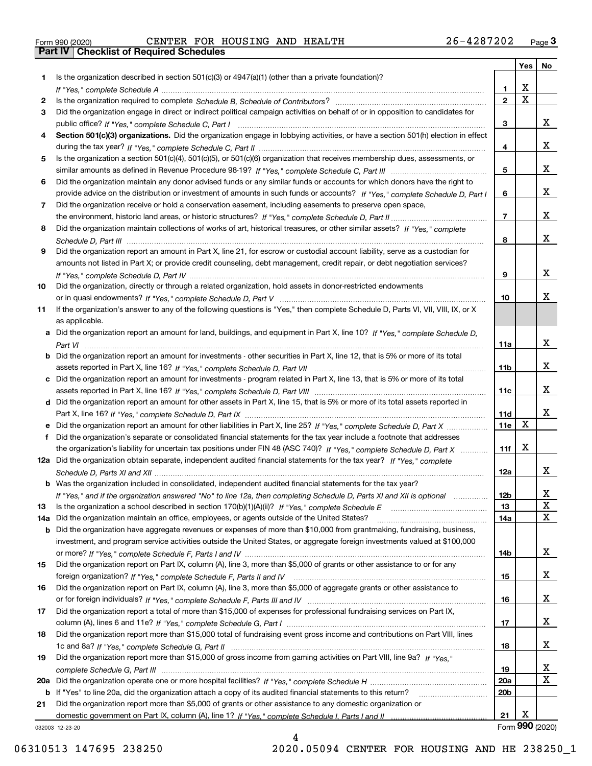Form 990 (2020) CENTER FOR HOUSING AND HEALTH 26-4287202 Page 3

## Part IV Checklist of Required Schedules

| | | | Yes | No |
|---|---|---|---|---|
| 1 | Is the organization described in section 501(c)(3) or 4947(a)(1) (other than a private foundation)? *If "Yes," complete Schedule A* | 1 | X | |
| 2 | Is the organization required to complete *Schedule B, Schedule of Contributors*? | 2 | X | |
| 3 | Did the organization engage in direct or indirect political campaign activities on behalf of or in opposition to candidates for public office? *If "Yes," complete Schedule C, Part I* | 3 | | X |
| 4 | **Section 501(c)(3) organizations.** Did the organization engage in lobbying activities, or have a section 501(h) election in effect during the tax year? *If "Yes," complete Schedule C, Part II* | 4 | | X |
| 5 | Is the organization a section 501(c)(4), 501(c)(5), or 501(c)(6) organization that receives membership dues, assessments, or similar amounts as defined in Revenue Procedure 98-19? *If "Yes," complete Schedule C, Part III* | 5 | | X |
| 6 | Did the organization maintain any donor advised funds or any similar funds or accounts for which donors have the right to provide advice on the distribution or investment of amounts in such funds or accounts? *If "Yes," complete Schedule D, Part I* | 6 | | X |
| 7 | Did the organization receive or hold a conservation easement, including easements to preserve open space, the environment, historic land areas, or historic structures? *If "Yes," complete Schedule D, Part II* | 7 | | X |
| 8 | Did the organization maintain collections of works of art, historical treasures, or other similar assets? *If "Yes," complete Schedule D, Part III* | 8 | | X |
| 9 | Did the organization report an amount in Part X, line 21, for escrow or custodial account liability, serve as a custodian for amounts not listed in Part X; or provide credit counseling, debt management, credit repair, or debt negotiation services? *If "Yes," complete Schedule D, Part IV* | 9 | | X |
| 10 | Did the organization, directly or through a related organization, hold assets in donor-restricted endowments or in quasi endowments? *If "Yes," complete Schedule D, Part V* | 10 | | X |
| 11 | If the organization's answer to any of the following questions is "Yes," then complete Schedule D, Parts VI, VII, VIII, IX, or X as applicable. | | | |
| a | Did the organization report an amount for land, buildings, and equipment in Part X, line 10? *If "Yes," complete Schedule D, Part VI* | 11a | | X |
| b | Did the organization report an amount for investments - other securities in Part X, line 12, that is 5% or more of its total assets reported in Part X, line 16? *If "Yes," complete Schedule D, Part VII* | 11b | | X |
| c | Did the organization report an amount for investments - program related in Part X, line 13, that is 5% or more of its total assets reported in Part X, line 16? *If "Yes," complete Schedule D, Part VIII* | 11c | | X |
| d | Did the organization report an amount for other assets in Part X, line 15, that is 5% or more of its total assets reported in Part X, line 16? *If "Yes," complete Schedule D, Part IX* | 11d | | X |
| e | Did the organization report an amount for other liabilities in Part X, line 25? *If "Yes," complete Schedule D, Part X* | 11e | X | |
| f | Did the organization's separate or consolidated financial statements for the tax year include a footnote that addresses the organization's liability for uncertain tax positions under FIN 48 (ASC 740)? *If "Yes," complete Schedule D, Part X* | 11f | X | |
| 12a | Did the organization obtain separate, independent audited financial statements for the tax year? *If "Yes," complete Schedule D, Parts XI and XII* | 12a | | X |
| b | Was the organization included in consolidated, independent audited financial statements for the tax year? *If "Yes," and if the organization answered "No" to line 12a, then completing Schedule D, Parts XI and XII is optional* | 12b | | X |
| 13 | Is the organization a school described in section 170(b)(1)(A)(ii)? *If "Yes," complete Schedule E* | 13 | | X |
| 14a | Did the organization maintain an office, employees, or agents outside of the United States? | 14a | | X |
| b | Did the organization have aggregate revenues or expenses of more than $10,000 from grantmaking, fundraising, business, investment, and program service activities outside the United States, or aggregate foreign investments valued at $100,000 or more? *If "Yes," complete Schedule F, Parts I and IV* | 14b | | X |
| 15 | Did the organization report on Part IX, column (A), line 3, more than $5,000 of grants or other assistance to or for any foreign organization? *If "Yes," complete Schedule F, Parts II and IV* | 15 | | X |
| 16 | Did the organization report on Part IX, column (A), line 3, more than $5,000 of aggregate grants or other assistance to or for foreign individuals? *If "Yes," complete Schedule F, Parts III and IV* | 16 | | X |
| 17 | Did the organization report a total of more than $15,000 of expenses for professional fundraising services on Part IX, column (A), lines 6 and 11e? *If "Yes," complete Schedule G, Part I* | 17 | | X |
| 18 | Did the organization report more than $15,000 total of fundraising event gross income and contributions on Part VIII, lines 1c and 8a? *If "Yes," complete Schedule G, Part II* | 18 | | X |
| 19 | Did the organization report more than $15,000 of gross income from gaming activities on Part VIII, line 9a? *If "Yes," complete Schedule G, Part III* | 19 | | X |
| 20a | Did the organization operate one or more hospital facilities? *If "Yes," complete Schedule H* | 20a | | X |
| b | If "Yes" to line 20a, did the organization attach a copy of its audited financial statements to this return? | 20b | | |
| 21 | Did the organization report more than $5,000 of grants or other assistance to any domestic organization or domestic government on Part IX, column (A), line 1? *If "Yes," complete Schedule I, Parts I and II* | 21 | X | |

032003 12-23-20 Form **990** (2020)

06310513 147695 238250 2020.05094 CENTER FOR HOUSING AND HE 238250_1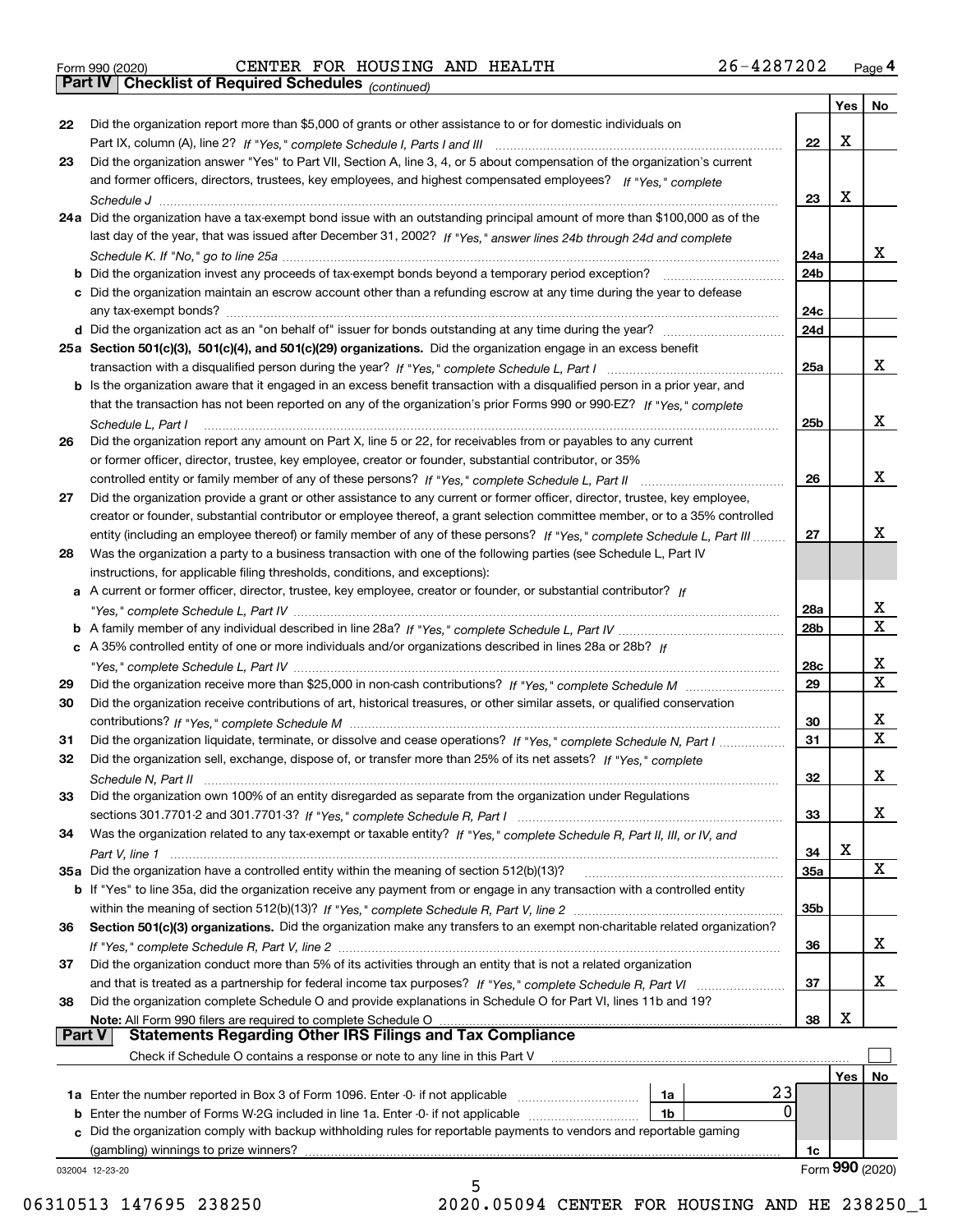Form 990 (2020) CENTER FOR HOUSING AND HEALTH 26-4287202 Page 4

## Part IV Checklist of Required Schedules *(continued)*

| | | | Yes | No |
|---|---|---|---|---|
| 22 | Did the organization report more than $5,000 of grants or other assistance to or for domestic individuals on Part IX, column (A), line 2? *If "Yes," complete Schedule I, Parts I and III* | 22 | X | |
| 23 | Did the organization answer "Yes" to Part VII, Section A, line 3, 4, or 5 about compensation of the organization's current and former officers, directors, trustees, key employees, and highest compensated employees? *If "Yes," complete Schedule J* | 23 | X | |
| 24a | Did the organization have a tax-exempt bond issue with an outstanding principal amount of more than $100,000 as of the last day of the year, that was issued after December 31, 2002? *If "Yes," answer lines 24b through 24d and complete Schedule K. If "No," go to line 25a* | 24a | | X |
| b | Did the organization invest any proceeds of tax-exempt bonds beyond a temporary period exception? | 24b | | |
| c | Did the organization maintain an escrow account other than a refunding escrow at any time during the year to defease any tax-exempt bonds? | 24c | | |
| d | Did the organization act as an "on behalf of" issuer for bonds outstanding at any time during the year? | 24d | | |
| 25a | **Section 501(c)(3), 501(c)(4), and 501(c)(29) organizations.** Did the organization engage in an excess benefit transaction with a disqualified person during the year? *If "Yes," complete Schedule L, Part I* | 25a | | X |
| b | Is the organization aware that it engaged in an excess benefit transaction with a disqualified person in a prior year, and that the transaction has not been reported on any of the organization's prior Forms 990 or 990-EZ? *If "Yes," complete Schedule L, Part I* | 25b | | X |
| 26 | Did the organization report any amount on Part X, line 5 or 22, for receivables from or payables to any current or former officer, director, trustee, key employee, creator or founder, substantial contributor, or 35% controlled entity or family member of any of these persons? *If "Yes," complete Schedule L, Part II* | 26 | | X |
| 27 | Did the organization provide a grant or other assistance to any current or former officer, director, trustee, key employee, creator or founder, substantial contributor or employee thereof, a grant selection committee member, or to a 35% controlled entity (including an employee thereof) or family member of any of these persons? *If "Yes," complete Schedule L, Part III* | 27 | | X |
| 28 | Was the organization a party to a business transaction with one of the following parties (see Schedule L, Part IV instructions, for applicable filing thresholds, conditions, and exceptions): | | | |
| a | A current or former officer, director, trustee, key employee, creator or founder, or substantial contributor? *If "Yes," complete Schedule L, Part IV* | 28a | | X |
| b | A family member of any individual described in line 28a? *If "Yes," complete Schedule L, Part IV* | 28b | | X |
| c | A 35% controlled entity of one or more individuals and/or organizations described in lines 28a or 28b? *If "Yes," complete Schedule L, Part IV* | 28c | | X |
| 29 | Did the organization receive more than $25,000 in non-cash contributions? *If "Yes," complete Schedule M* | 29 | | X |
| 30 | Did the organization receive contributions of art, historical treasures, or other similar assets, or qualified conservation contributions? *If "Yes," complete Schedule M* | 30 | | X |
| 31 | Did the organization liquidate, terminate, or dissolve and cease operations? *If "Yes," complete Schedule N, Part I* | 31 | | X |
| 32 | Did the organization sell, exchange, dispose of, or transfer more than 25% of its net assets? *If "Yes," complete Schedule N, Part II* | 32 | | X |
| 33 | Did the organization own 100% of an entity disregarded as separate from the organization under Regulations sections 301.7701-2 and 301.7701-3? *If "Yes," complete Schedule R, Part I* | 33 | | X |
| 34 | Was the organization related to any tax-exempt or taxable entity? *If "Yes," complete Schedule R, Part II, III, or IV, and Part V, line 1* | 34 | X | |
| 35a | Did the organization have a controlled entity within the meaning of section 512(b)(13)? | 35a | | X |
| b | If "Yes" to line 35a, did the organization receive any payment from or engage in any transaction with a controlled entity within the meaning of section 512(b)(13)? *If "Yes," complete Schedule R, Part V, line 2* | 35b | | |
| 36 | **Section 501(c)(3) organizations.** Did the organization make any transfers to an exempt non-charitable related organization? *If "Yes," complete Schedule R, Part V, line 2* | 36 | | X |
| 37 | Did the organization conduct more than 5% of its activities through an entity that is not a related organization and that is treated as a partnership for federal income tax purposes? *If "Yes," complete Schedule R, Part VI* | 37 | | X |
| 38 | Did the organization complete Schedule O and provide explanations in Schedule O for Part VI, lines 11b and 19? **Note:** All Form 990 filers are required to complete Schedule O | 38 | X | |

## Part V Statements Regarding Other IRS Filings and Tax Compliance

Check if Schedule O contains a response or note to any line in this Part V ☐

| | | | | | Yes | No |
|---|---|---|---|---|---|---|
| 1a | Enter the number reported in Box 3 of Form 1096. Enter -0- if not applicable | 1a | 23 | | | |
| b | Enter the number of Forms W-2G included in line 1a. Enter -0- if not applicable | 1b | 0 | | | |
| c | Did the organization comply with backup withholding rules for reportable payments to vendors and reportable gaming (gambling) winnings to prize winners? | | | 1c | | |

032004 12-23-20 Form 990 (2020)

06310513 147695 238250 2020.05094 CENTER FOR HOUSING AND HE 238250_1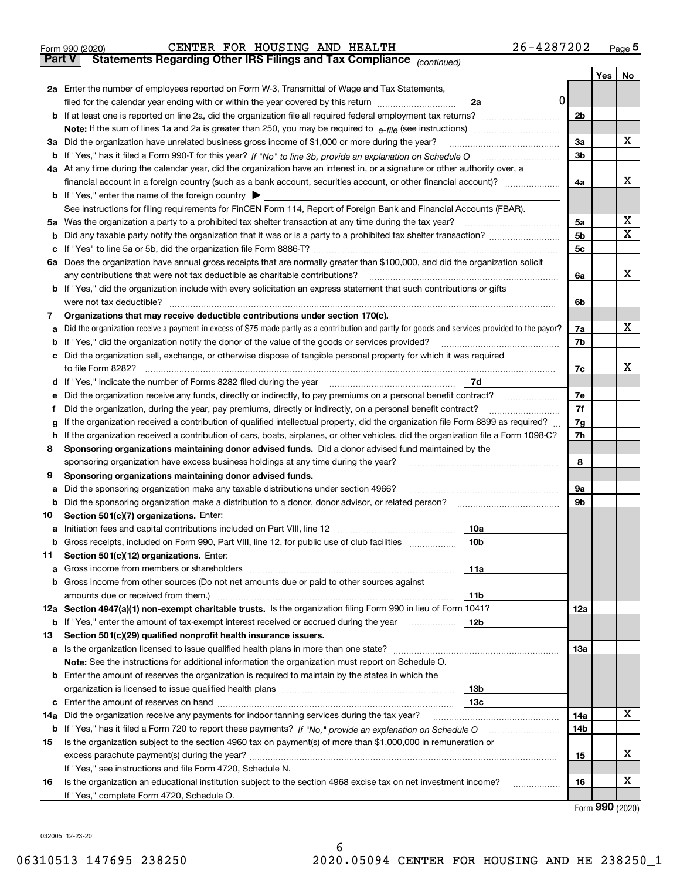Form 990 (2020) CENTER FOR HOUSING AND HEALTH 26-4287202 Page 5

**Part V Statements Regarding Other IRS Filings and Tax Compliance** *(continued)*

| | | | | Yes | No |
|---|---|---|---|---|---|
| **2a** | Enter the number of employees reported on Form W-3, Transmittal of Wage and Tax Statements, filed for the calendar year ending with or within the year covered by this return | 2a | 0 | | |
| **b** | If at least one is reported on line 2a, did the organization file all required federal employment tax returns? | | 2b | | |
| | **Note:** If the sum of lines 1a and 2a is greater than 250, you may be required to *e-file* (see instructions) | | | | |
| **3a** | Did the organization have unrelated business gross income of $1,000 or more during the year? | | 3a | | X |
| **b** | If "Yes," has it filed a Form 990-T for this year? *If "No" to line 3b, provide an explanation on Schedule O* | | 3b | | |
| **4a** | At any time during the calendar year, did the organization have an interest in, or a signature or other authority over, a financial account in a foreign country (such as a bank account, securities account, or other financial account)? | | 4a | | X |
| **b** | If "Yes," enter the name of the foreign country ▶ | | | | |
| | See instructions for filing requirements for FinCEN Form 114, Report of Foreign Bank and Financial Accounts (FBAR). | | | | |
| **5a** | Was the organization a party to a prohibited tax shelter transaction at any time during the tax year? | | 5a | | X |
| **b** | Did any taxable party notify the organization that it was or is a party to a prohibited tax shelter transaction? | | 5b | | X |
| **c** | If "Yes" to line 5a or 5b, did the organization file Form 8886-T? | | 5c | | |
| **6a** | Does the organization have annual gross receipts that are normally greater than $100,000, and did the organization solicit any contributions that were not tax deductible as charitable contributions? | | 6a | | X |
| **b** | If "Yes," did the organization include with every solicitation an express statement that such contributions or gifts were not tax deductible? | | 6b | | |
| **7** | **Organizations that may receive deductible contributions under section 170(c).** | | | | |
| **a** | Did the organization receive a payment in excess of $75 made partly as a contribution and partly for goods and services provided to the payor? | | 7a | | X |
| **b** | If "Yes," did the organization notify the donor of the value of the goods or services provided? | | 7b | | |
| **c** | Did the organization sell, exchange, or otherwise dispose of tangible personal property for which it was required to file Form 8282? | | 7c | | X |
| **d** | If "Yes," indicate the number of Forms 8282 filed during the year | 7d | | | |
| **e** | Did the organization receive any funds, directly or indirectly, to pay premiums on a personal benefit contract? | | 7e | | |
| **f** | Did the organization, during the year, pay premiums, directly or indirectly, on a personal benefit contract? | | 7f | | |
| **g** | If the organization received a contribution of qualified intellectual property, did the organization file Form 8899 as required? | | 7g | | |
| **h** | If the organization received a contribution of cars, boats, airplanes, or other vehicles, did the organization file a Form 1098-C? | | 7h | | |
| **8** | **Sponsoring organizations maintaining donor advised funds.** Did a donor advised fund maintained by the sponsoring organization have excess business holdings at any time during the year? | | 8 | | |
| **9** | **Sponsoring organizations maintaining donor advised funds.** | | | | |
| **a** | Did the sponsoring organization make any taxable distributions under section 4966? | | 9a | | |
| **b** | Did the sponsoring organization make a distribution to a donor, donor advisor, or related person? | | 9b | | |
| **10** | **Section 501(c)(7) organizations.** Enter: | | | | |
| **a** | Initiation fees and capital contributions included on Part VIII, line 12 | 10a | | | |
| **b** | Gross receipts, included on Form 990, Part VIII, line 12, for public use of club facilities | 10b | | | |
| **11** | **Section 501(c)(12) organizations.** Enter: | | | | |
| **a** | Gross income from members or shareholders | 11a | | | |
| **b** | Gross income from other sources (Do not net amounts due or paid to other sources against amounts due or received from them.) | 11b | | | |
| **12a** | **Section 4947(a)(1) non-exempt charitable trusts.** Is the organization filing Form 990 in lieu of Form 1041? | | 12a | | |
| **b** | If "Yes," enter the amount of tax-exempt interest received or accrued during the year | 12b | | | |
| **13** | **Section 501(c)(29) qualified nonprofit health insurance issuers.** | | | | |
| **a** | Is the organization licensed to issue qualified health plans in more than one state? | | 13a | | |
| | **Note:** See the instructions for additional information the organization must report on Schedule O. | | | | |
| **b** | Enter the amount of reserves the organization is required to maintain by the states in which the organization is licensed to issue qualified health plans | 13b | | | |
| **c** | Enter the amount of reserves on hand | 13c | | | |
| **14a** | Did the organization receive any payments for indoor tanning services during the tax year? | | 14a | | X |
| **b** | If "Yes," has it filed a Form 720 to report these payments? *If "No," provide an explanation on Schedule O* | | 14b | | |
| **15** | Is the organization subject to the section 4960 tax on payment(s) of more than $1,000,000 in remuneration or excess parachute payment(s) during the year? | | 15 | | X |
| | If "Yes," see instructions and file Form 4720, Schedule N. | | | | |
| **16** | Is the organization an educational institution subject to the section 4968 excise tax on net investment income? | | 16 | | X |
| | If "Yes," complete Form 4720, Schedule O. | | | | |

Form **990** (2020)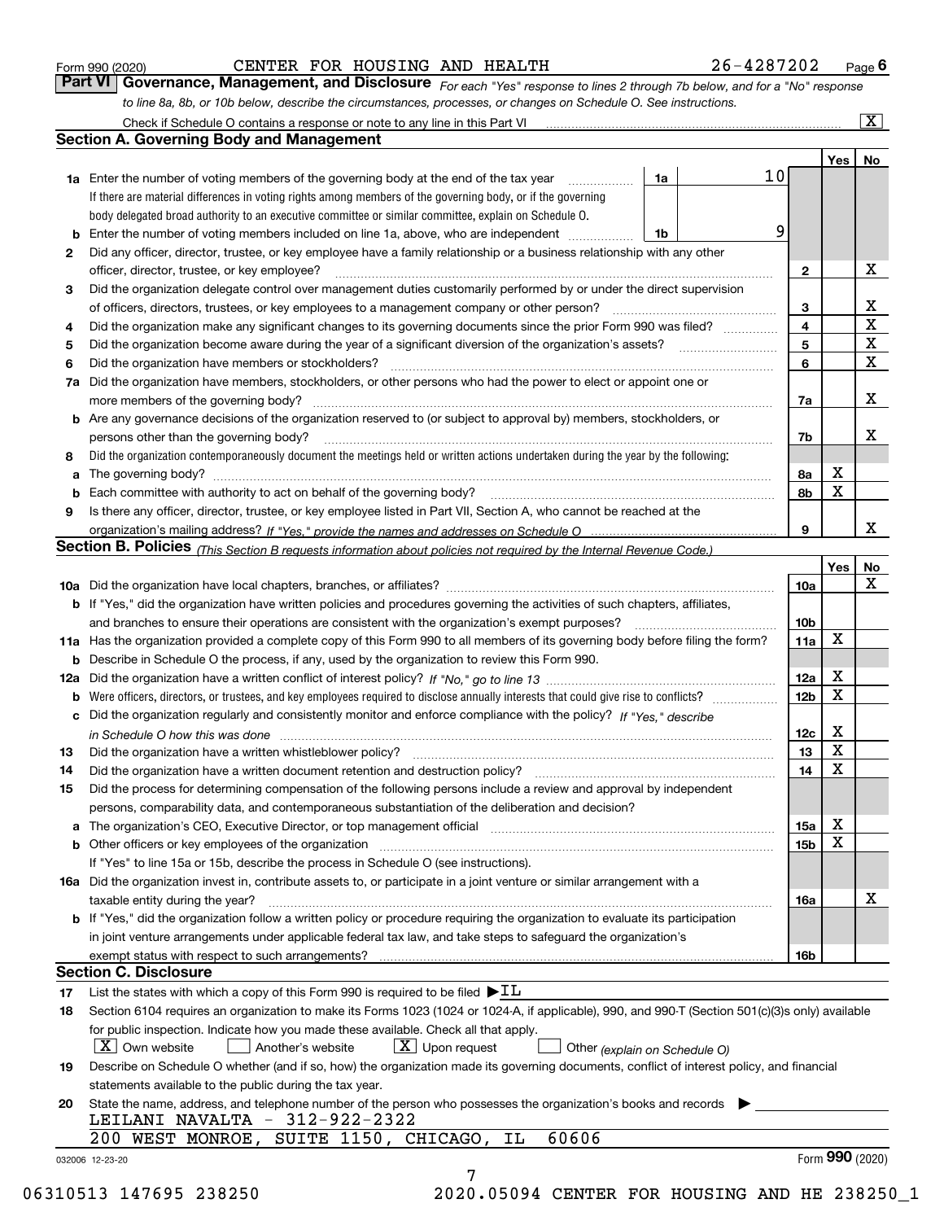Form 990 (2020) CENTER FOR HOUSING AND HEALTH 26-4287202 Page 6

## Part VI Governance, Management, and Disclosure

*For each "Yes" response to lines 2 through 7b below, and for a "No" response to line 8a, 8b, or 10b below, describe the circumstances, processes, or changes on Schedule O. See instructions.*

Check if Schedule O contains a response or note to any line in this Part VI [X]

### Section A. Governing Body and Management

| | | | | Yes | No |
|---|---|---|---|---|---|
| 1a | Enter the number of voting members of the governing body at the end of the tax year. If there are material differences in voting rights among members of the governing body, or if the governing body delegated broad authority to an executive committee or similar committee, explain on Schedule O. | 1a | 10 | | |
| b | Enter the number of voting members included on line 1a, above, who are independent | 1b | 9 | | |
| 2 | Did any officer, director, trustee, or key employee have a family relationship or a business relationship with any other officer, director, trustee, or key employee? | 2 | | | X |
| 3 | Did the organization delegate control over management duties customarily performed by or under the direct supervision of officers, directors, trustees, or key employees to a management company or other person? | 3 | | | X |
| 4 | Did the organization make any significant changes to its governing documents since the prior Form 990 was filed? | 4 | | | X |
| 5 | Did the organization become aware during the year of a significant diversion of the organization's assets? | 5 | | | X |
| 6 | Did the organization have members or stockholders? | 6 | | | X |
| 7a | Did the organization have members, stockholders, or other persons who had the power to elect or appoint one or more members of the governing body? | 7a | | | X |
| b | Are any governance decisions of the organization reserved to (or subject to approval by) members, stockholders, or persons other than the governing body? | 7b | | | X |
| 8 | Did the organization contemporaneously document the meetings held or written actions undertaken during the year by the following: | | | | |
| a | The governing body? | 8a | | X | |
| b | Each committee with authority to act on behalf of the governing body? | 8b | | X | |
| 9 | Is there any officer, director, trustee, or key employee listed in Part VII, Section A, who cannot be reached at the organization's mailing address? *If "Yes," provide the names and addresses on Schedule O* | 9 | | | X |

### Section B. Policies *(This Section B requests information about policies not required by the Internal Revenue Code.)*

| | | | Yes | No |
|---|---|---|---|---|
| 10a | Did the organization have local chapters, branches, or affiliates? | 10a | | X |
| b | If "Yes," did the organization have written policies and procedures governing the activities of such chapters, affiliates, and branches to ensure their operations are consistent with the organization's exempt purposes? | 10b | | |
| 11a | Has the organization provided a complete copy of this Form 990 to all members of its governing body before filing the form? | 11a | X | |
| b | Describe in Schedule O the process, if any, used by the organization to review this Form 990. | | | |
| 12a | Did the organization have a written conflict of interest policy? *If "No," go to line 13* | 12a | X | |
| b | Were officers, directors, or trustees, and key employees required to disclose annually interests that could give rise to conflicts? | 12b | X | |
| c | Did the organization regularly and consistently monitor and enforce compliance with the policy? *If "Yes," describe in Schedule O how this was done* | 12c | X | |
| 13 | Did the organization have a written whistleblower policy? | 13 | X | |
| 14 | Did the organization have a written document retention and destruction policy? | 14 | X | |
| 15 | Did the process for determining compensation of the following persons include a review and approval by independent persons, comparability data, and contemporaneous substantiation of the deliberation and decision? | | | |
| a | The organization's CEO, Executive Director, or top management official | 15a | X | |
| b | Other officers or key employees of the organization | 15b | X | |
| | If "Yes" to line 15a or 15b, describe the process in Schedule O (see instructions). | | | |
| 16a | Did the organization invest in, contribute assets to, or participate in a joint venture or similar arrangement with a taxable entity during the year? | 16a | | X |
| b | If "Yes," did the organization follow a written policy or procedure requiring the organization to evaluate its participation in joint venture arrangements under applicable federal tax law, and take steps to safeguard the organization's exempt status with respect to such arrangements? | 16b | | |

### Section C. Disclosure

17 List the states with which a copy of this Form 990 is required to be filed ▶ IL

18 Section 6104 requires an organization to make its Forms 1023 (1024 or 1024-A, if applicable), 990, and 990-T (Section 501(c)(3)s only) available for public inspection. Indicate how you made these available. Check all that apply.

[X] Own website [ ] Another's website [X] Upon request [ ] Other *(explain on Schedule O)*

19 Describe on Schedule O whether (and if so, how) the organization made its governing documents, conflict of interest policy, and financial statements available to the public during the tax year.

20 State the name, address, and telephone number of the person who possesses the organization's books and records ▶

LEILANI NAVALTA - 312-922-2322
200 WEST MONROE, SUITE 1150, CHICAGO, IL 60606

032006 12-23-20 Form 990 (2020)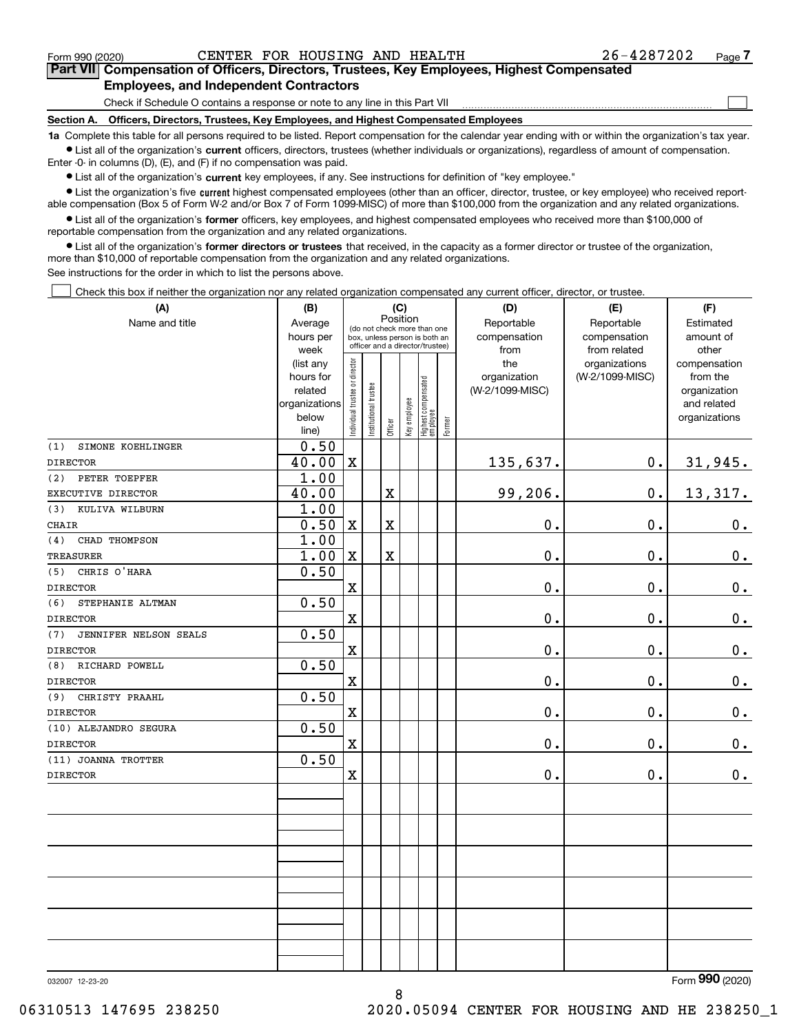Form 990 (2020) CENTER FOR HOUSING AND HEALTH 26-4287202

## Part VII Compensation of Officers, Directors, Trustees, Key Employees, Highest Compensated Employees, and Independent Contractors

Check if Schedule O contains a response or note to any line in this Part VII ☐

### Section A. Officers, Directors, Trustees, Key Employees, and Highest Compensated Employees

**1a** Complete this table for all persons required to be listed. Report compensation for the calendar year ending with or within the organization's tax year.

- List all of the organization's **current** officers, directors, trustees (whether individuals or organizations), regardless of amount of compensation. Enter -0- in columns (D), (E), and (F) if no compensation was paid.
- List all of the organization's **current** key employees, if any. See instructions for definition of "key employee."
- List the organization's five **current** highest compensated employees (other than an officer, director, trustee, or key employee) who received reportable compensation (Box 5 of Form W-2 and/or Box 7 of Form 1099-MISC) of more than $100,000 from the organization and any related organizations.
- List all of the organization's **former** officers, key employees, and highest compensated employees who received more than $100,000 of reportable compensation from the organization and any related organizations.
- List all of the organization's **former directors or trustees** that received, in the capacity as a former director or trustee of the organization, more than $10,000 of reportable compensation from the organization and any related organizations.

See instructions for the order in which to list the persons above.

☐ Check this box if neither the organization nor any related organization compensated any current officer, director, or trustee.

| (A) Name and title | (B) Average hours per week (list any hours for related organizations below line) | (C) Position: Individual trustee or director | Institutional trustee | Officer | Key employee | Highest compensated employee | Former | (D) Reportable compensation from the organization (W-2/1099-MISC) | (E) Reportable compensation from related organizations (W-2/1099-MISC) | (F) Estimated amount of other compensation from the organization and related organizations |
|---|---|---|---|---|---|---|---|---|---|---|
| (1) SIMONE KOEHLINGER<br>DIRECTOR | 0.50<br>40.00 | X | | | | | | 135,637. | 0. | 31,945. |
| (2) PETER TOEPFER<br>EXECUTIVE DIRECTOR | 1.00<br>40.00 | | | X | | | | 99,206. | 0. | 13,317. |
| (3) KULIVA WILBURN<br>CHAIR | 1.00<br>0.50 | X | | X | | | | 0. | 0. | 0. |
| (4) CHAD THOMPSON<br>TREASURER | 1.00<br>1.00 | X | | X | | | | 0. | 0. | 0. |
| (5) CHRIS O'HARA<br>DIRECTOR | 0.50 | X | | | | | | 0. | 0. | 0. |
| (6) STEPHANIE ALTMAN<br>DIRECTOR | 0.50 | X | | | | | | 0. | 0. | 0. |
| (7) JENNIFER NELSON SEALS<br>DIRECTOR | 0.50 | X | | | | | | 0. | 0. | 0. |
| (8) RICHARD POWELL<br>DIRECTOR | 0.50 | X | | | | | | 0. | 0. | 0. |
| (9) CHRISTY PRAAHL<br>DIRECTOR | 0.50 | X | | | | | | 0. | 0. | 0. |
| (10) ALEJANDRO SEGURA<br>DIRECTOR | 0.50 | X | | | | | | 0. | 0. | 0. |
| (11) JOANNA TROTTER<br>DIRECTOR | 0.50 | X | | | | | | 0. | 0. | 0. |

032007 12-23-20

Form **990** (2020)

06310513 147695 238250 2020.05094 CENTER FOR HOUSING AND HE 238250_1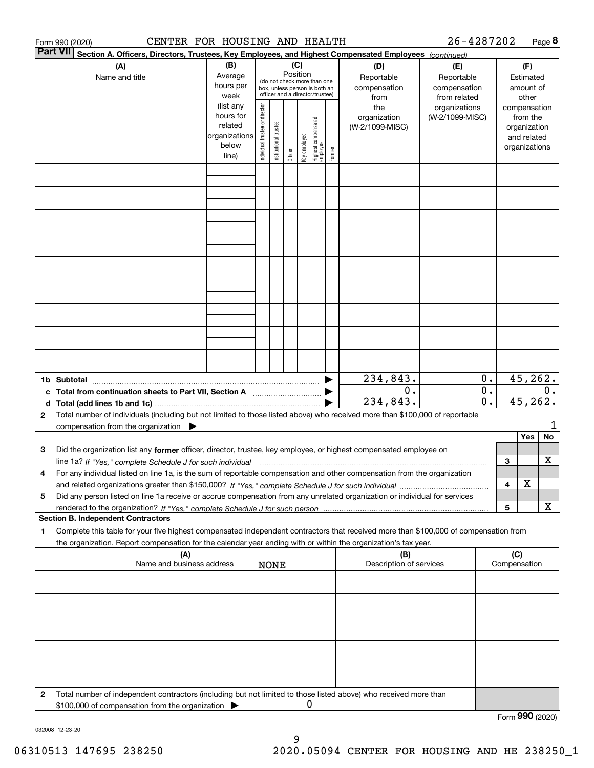Form 990 (2020) CENTER FOR HOUSING AND HEALTH 26-4287202 Page **8**

**Part VII** **Section A. Officers, Directors, Trustees, Key Employees, and Highest Compensated Employees** *(continued)*

| (A) Name and title | (B) Average hours per week (list any hours for related organizations below line) | (C) Position (do not check more than one box, unless person is both an officer and a director/trustee): Individual trustee or director | Institutional trustee | Officer | Key employee | Highest compensated employee | Former | (D) Reportable compensation from the organization (W-2/1099-MISC) | (E) Reportable compensation from related organizations (W-2/1099-MISC) | (F) Estimated amount of other compensation from the organization and related organizations |
|---|---|---|---|---|---|---|---|---|---|---|
| | | | | | | | | | | |
| | | | | | | | | | | |
| | | | | | | | | | | |
| | | | | | | | | | | |
| | | | | | | | | | | |
| | | | | | | | | | | |
| | | | | | | | | | | |
| | | | | | | | | | | |
| | | | | | | | | | | |
| **1b Subtotal** | | | | | | | ▶ | 234,843. | 0. | 45,262. |
| **c Total from continuation sheets to Part VII, Section A** | | | | | | | ▶ | 0. | 0. | 0. |
| **d Total (add lines 1b and 1c)** | | | | | | | ▶ | 234,843. | 0. | 45,262. |

**2** Total number of individuals (including but not limited to those listed above) who received more than $100,000 of reportable compensation from the organization ▶ 1

| | | | Yes | No |
|---|---|---|---|---|
| **3** | Did the organization list any **former** officer, director, trustee, key employee, or highest compensated employee on line 1a? *If "Yes," complete Schedule J for such individual* | 3 | | X |
| **4** | For any individual listed on line 1a, is the sum of reportable compensation and other compensation from the organization and related organizations greater than $150,000? *If "Yes," complete Schedule J for such individual* | 4 | X | |
| **5** | Did any person listed on line 1a receive or accrue compensation from any unrelated organization or individual for services rendered to the organization? *If "Yes," complete Schedule J for such person* | 5 | | X |

**Section B. Independent Contractors**

**1** Complete this table for your five highest compensated independent contractors that received more than $100,000 of compensation from the organization. Report compensation for the calendar year ending with or within the organization's tax year.

| (A) Name and business address | (B) Description of services | (C) Compensation |
|---|---|---|
| NONE | | |
| | | |
| | | |
| | | |
| | | |
| | | |

**2** Total number of independent contractors (including but not limited to those listed above) who received more than $100,000 of compensation from the organization ▶ 0

Form **990** (2020)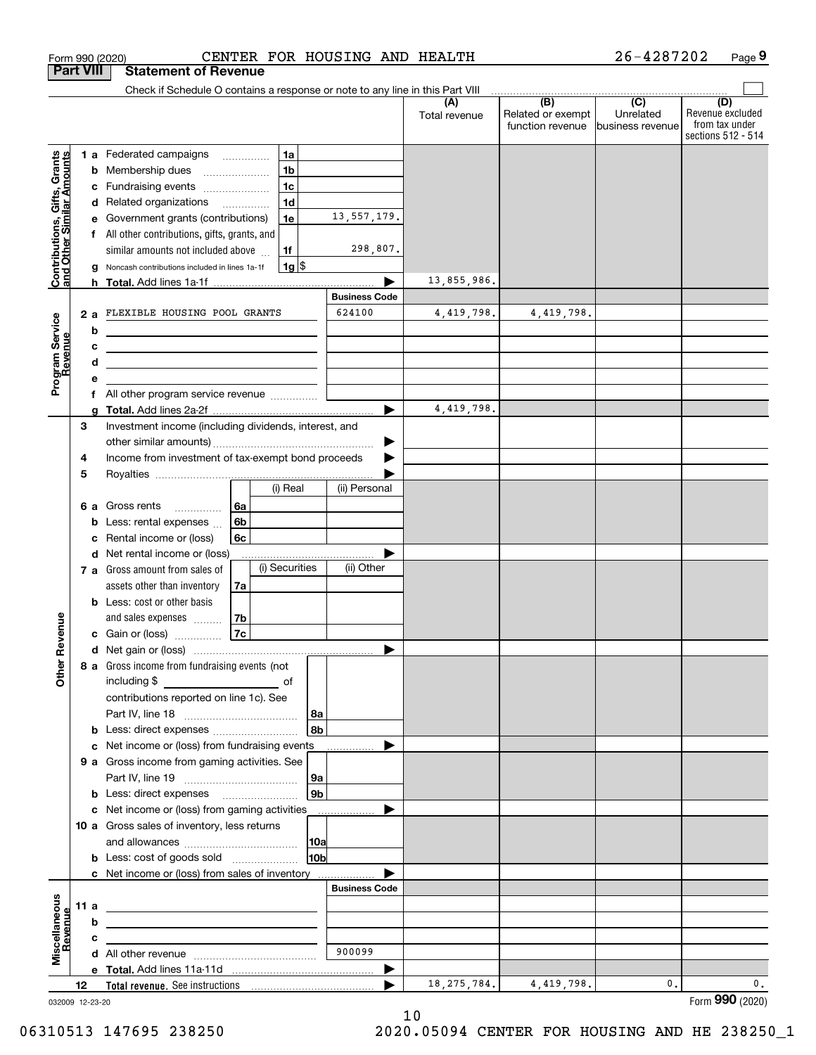Form 990 (2020) CENTER FOR HOUSING AND HEALTH 26-4287202 Page 9

**Part VIII Statement of Revenue**

Check if Schedule O contains a response or note to any line in this Part VIII

| | | | (A) Total revenue | (B) Related or exempt function revenue | (C) Unrelated business revenue | (D) Revenue excluded from tax under sections 512 - 514 |
|---|---|---|---|---|---|---|
| **Contributions, Gifts, Grants and Other Similar Amounts** | 1 a Federated campaigns 1a | | | | | |
| | b Membership dues 1b | | | | | |
| | c Fundraising events 1c | | | | | |
| | d Related organizations 1d | | | | | |
| | e Government grants (contributions) 1e | 13,557,179. | | | | |
| | f All other contributions, gifts, grants, and similar amounts not included above 1f | 298,807. | | | | |
| | g Noncash contributions included in lines 1a-1f 1g $ | | | | | |
| | h **Total.** Add lines 1a-1f | | 13,855,986. | | | |
| **Program Service Revenue** | | **Business Code** | | | | |
| | 2 a FLEXIBLE HOUSING POOL GRANTS | 624100 | 4,419,798. | 4,419,798. | | |
| | b | | | | | |
| | c | | | | | |
| | d | | | | | |
| | e | | | | | |
| | f All other program service revenue | | | | | |
| | g **Total.** Add lines 2a-2f | | 4,419,798. | | | |
| **Other Revenue** | 3 Investment income (including dividends, interest, and other similar amounts) | | | | | |
| | 4 Income from investment of tax-exempt bond proceeds | | | | | |
| | 5 Royalties | | | | | |
| | | (i) Real / (ii) Personal | | | | |
| | 6 a Gross rents 6a | | | | | |
| | b Less: rental expenses 6b | | | | | |
| | c Rental income or (loss) 6c | | | | | |
| | d Net rental income or (loss) | | | | | |
| | | (i) Securities / (ii) Other | | | | |
| | 7 a Gross amount from sales of assets other than inventory 7a | | | | | |
| | b Less: cost or other basis and sales expenses 7b | | | | | |
| | c Gain or (loss) 7c | | | | | |
| | d Net gain or (loss) | | | | | |
| | 8 a Gross income from fundraising events (not including $ ____ of contributions reported on line 1c). See Part IV, line 18 8a | | | | | |
| | b Less: direct expenses 8b | | | | | |
| | c Net income or (loss) from fundraising events | | | | | |
| | 9 a Gross income from gaming activities. See Part IV, line 19 9a | | | | | |
| | b Less: direct expenses 9b | | | | | |
| | c Net income or (loss) from gaming activities | | | | | |
| | 10 a Gross sales of inventory, less returns and allowances 10a | | | | | |
| | b Less: cost of goods sold 10b | | | | | |
| | c Net income or (loss) from sales of inventory | | | | | |
| **Miscellaneous Revenue** | | **Business Code** | | | | |
| | 11 a | | | | | |
| | b | | | | | |
| | c | | | | | |
| | d All other revenue | 900099 | | | | |
| | e **Total.** Add lines 11a-11d | | | | | |
| | 12 **Total revenue.** See instructions | | 18,275,784. | 4,419,798. | 0. | 0. |

032009 12-23-20 Form **990** (2020)

06310513 147695 238250 2020.05094 CENTER FOR HOUSING AND HE 238250_1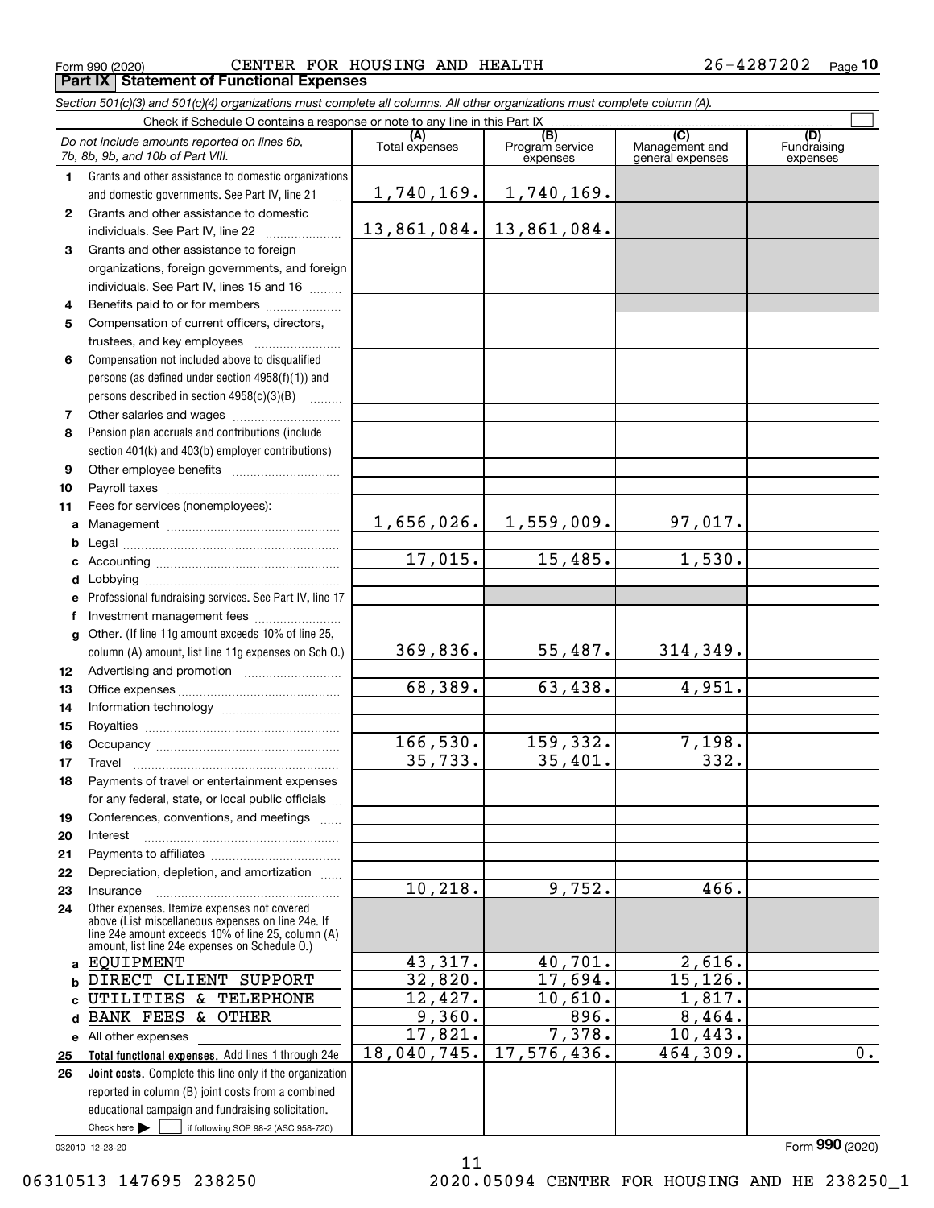Form 990 (2020) CENTER FOR HOUSING AND HEALTH 26-4287202 Page **10**

**Part IX Statement of Functional Expenses**

*Section 501(c)(3) and 501(c)(4) organizations must complete all columns. All other organizations must complete column (A).*

Check if Schedule O contains a response or note to any line in this Part IX ☐

| *Do not include amounts reported on lines 6b, 7b, 8b, 9b, and 10b of Part VIII.* | (A) Total expenses | (B) Program service expenses | (C) Management and general expenses | (D) Fundraising expenses |
|---|---|---|---|---|
| **1** Grants and other assistance to domestic organizations and domestic governments. See Part IV, line 21 | 1,740,169. | 1,740,169. | | |
| **2** Grants and other assistance to domestic individuals. See Part IV, line 22 | 13,861,084. | 13,861,084. | | |
| **3** Grants and other assistance to foreign organizations, foreign governments, and foreign individuals. See Part IV, lines 15 and 16 | | | | |
| **4** Benefits paid to or for members | | | | |
| **5** Compensation of current officers, directors, trustees, and key employees | | | | |
| **6** Compensation not included above to disqualified persons (as defined under section 4958(f)(1)) and persons described in section 4958(c)(3)(B) | | | | |
| **7** Other salaries and wages | | | | |
| **8** Pension plan accruals and contributions (include section 401(k) and 403(b) employer contributions) | | | | |
| **9** Other employee benefits | | | | |
| **10** Payroll taxes | | | | |
| **11** Fees for services (nonemployees): | | | | |
| **a** Management | 1,656,026. | 1,559,009. | 97,017. | |
| **b** Legal | | | | |
| **c** Accounting | 17,015. | 15,485. | 1,530. | |
| **d** Lobbying | | | | |
| **e** Professional fundraising services. See Part IV, line 17 | | | | |
| **f** Investment management fees | | | | |
| **g** Other. (If line 11g amount exceeds 10% of line 25, column (A) amount, list line 11g expenses on Sch O.) | 369,836. | 55,487. | 314,349. | |
| **12** Advertising and promotion | | | | |
| **13** Office expenses | 68,389. | 63,438. | 4,951. | |
| **14** Information technology | | | | |
| **15** Royalties | | | | |
| **16** Occupancy | 166,530. | 159,332. | 7,198. | |
| **17** Travel | 35,733. | 35,401. | 332. | |
| **18** Payments of travel or entertainment expenses for any federal, state, or local public officials | | | | |
| **19** Conferences, conventions, and meetings | | | | |
| **20** Interest | | | | |
| **21** Payments to affiliates | | | | |
| **22** Depreciation, depletion, and amortization | | | | |
| **23** Insurance | 10,218. | 9,752. | 466. | |
| **24** Other expenses. Itemize expenses not covered above (List miscellaneous expenses on line 24e. If line 24e amount exceeds 10% of line 25, column (A) amount, list line 24e expenses on Schedule O.) | | | | |
| **a** EQUIPMENT | 43,317. | 40,701. | 2,616. | |
| **b** DIRECT CLIENT SUPPORT | 32,820. | 17,694. | 15,126. | |
| **c** UTILITIES & TELEPHONE | 12,427. | 10,610. | 1,817. | |
| **d** BANK FEES & OTHER | 9,360. | 896. | 8,464. | |
| **e** All other expenses | 17,821. | 7,378. | 10,443. | |
| **25 Total functional expenses.** Add lines 1 through 24e | 18,040,745. | 17,576,436. | 464,309. | 0. |
| **26 Joint costs.** Complete this line only if the organization reported in column (B) joint costs from a combined educational campaign and fundraising solicitation. Check here ▶ ☐ if following SOP 98-2 (ASC 958-720) | | | | |

032010 12-23-20

Form **990** (2020)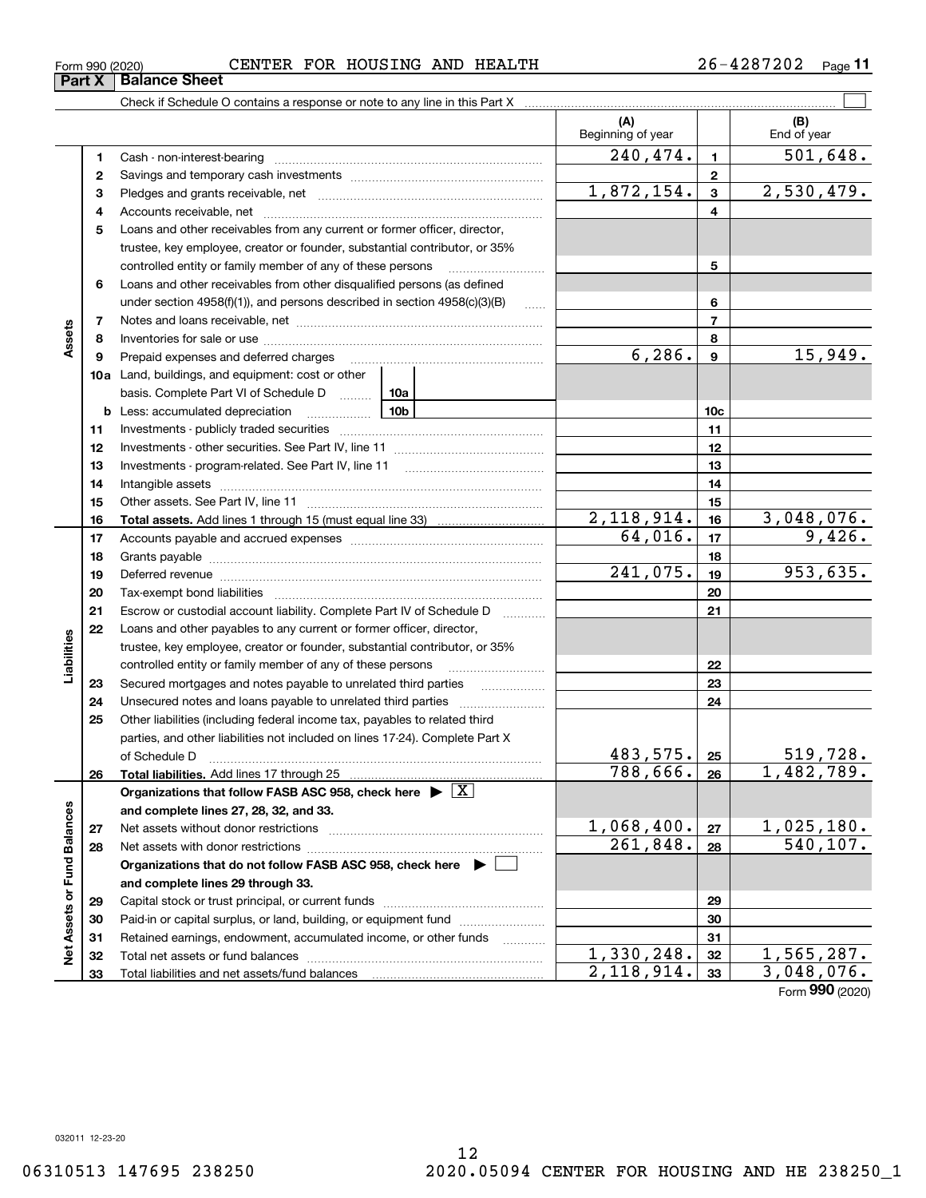Form 990 (2020) CENTER FOR HOUSING AND HEALTH 26-4287202

## Part X Balance Sheet

Check if Schedule O contains a response or note to any line in this Part X

| | | | (A) Beginning of year | | (B) End of year |
|---|---|---|---|---|---|
| Assets | 1 | Cash - non-interest-bearing | 240,474. | 1 | 501,648. |
| | 2 | Savings and temporary cash investments | | 2 | |
| | 3 | Pledges and grants receivable, net | 1,872,154. | 3 | 2,530,479. |
| | 4 | Accounts receivable, net | | 4 | |
| | 5 | Loans and other receivables from any current or former officer, director, trustee, key employee, creator or founder, substantial contributor, or 35% controlled entity or family member of any of these persons | | 5 | |
| | 6 | Loans and other receivables from other disqualified persons (as defined under section 4958(f)(1)), and persons described in section 4958(c)(3)(B) | | 6 | |
| | 7 | Notes and loans receivable, net | | 7 | |
| | 8 | Inventories for sale or use | | 8 | |
| | 9 | Prepaid expenses and deferred charges | 6,286. | 9 | 15,949. |
| | 10a | Land, buildings, and equipment: cost or other basis. Complete Part VI of Schedule D 10a | | | |
| | b | Less: accumulated depreciation 10b | | 10c | |
| | 11 | Investments - publicly traded securities | | 11 | |
| | 12 | Investments - other securities. See Part IV, line 11 | | 12 | |
| | 13 | Investments - program-related. See Part IV, line 11 | | 13 | |
| | 14 | Intangible assets | | 14 | |
| | 15 | Other assets. See Part IV, line 11 | | 15 | |
| | 16 | **Total assets.** Add lines 1 through 15 (must equal line 33) | 2,118,914. | 16 | 3,048,076. |
| Liabilities | 17 | Accounts payable and accrued expenses | 64,016. | 17 | 9,426. |
| | 18 | Grants payable | | 18 | |
| | 19 | Deferred revenue | 241,075. | 19 | 953,635. |
| | 20 | Tax-exempt bond liabilities | | 20 | |
| | 21 | Escrow or custodial account liability. Complete Part IV of Schedule D | | 21 | |
| | 22 | Loans and other payables to any current or former officer, director, trustee, key employee, creator or founder, substantial contributor, or 35% controlled entity or family member of any of these persons | | 22 | |
| | 23 | Secured mortgages and notes payable to unrelated third parties | | 23 | |
| | 24 | Unsecured notes and loans payable to unrelated third parties | | 24 | |
| | 25 | Other liabilities (including federal income tax, payables to related third parties, and other liabilities not included on lines 17-24). Complete Part X of Schedule D | 483,575. | 25 | 519,728. |
| | 26 | **Total liabilities.** Add lines 17 through 25 | 788,666. | 26 | 1,482,789. |
| Net Assets or Fund Balances | | **Organizations that follow FASB ASC 958, check here ▶ [X] and complete lines 27, 28, 32, and 33.** | | | |
| | 27 | Net assets without donor restrictions | 1,068,400. | 27 | 1,025,180. |
| | 28 | Net assets with donor restrictions | 261,848. | 28 | 540,107. |
| | | **Organizations that do not follow FASB ASC 958, check here ▶ [ ] and complete lines 29 through 33.** | | | |
| | 29 | Capital stock or trust principal, or current funds | | 29 | |
| | 30 | Paid-in or capital surplus, or land, building, or equipment fund | | 30 | |
| | 31 | Retained earnings, endowment, accumulated income, or other funds | | 31 | |
| | 32 | Total net assets or fund balances | 1,330,248. | 32 | 1,565,287. |
| | 33 | Total liabilities and net assets/fund balances | 2,118,914. | 33 | 3,048,076. |

Form **990** (2020)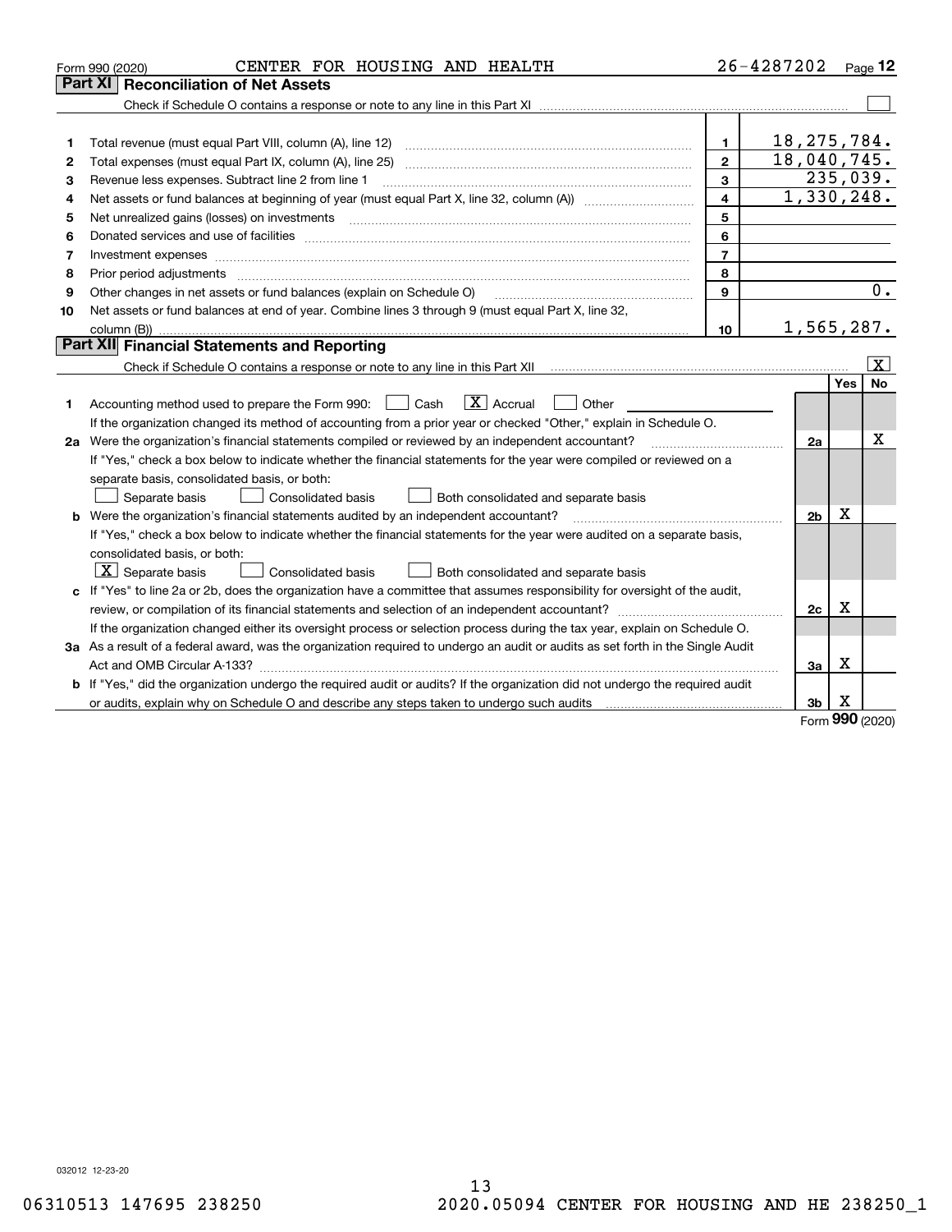Form 990 (2020) CENTER FOR HOUSING AND HEALTH 26-4287202 Page **12**

## Part XI Reconciliation of Net Assets

Check if Schedule O contains a response or note to any line in this Part XI ☐

| | | | |
|---|---|---|---|
| 1 | Total revenue (must equal Part VIII, column (A), line 12) | 1 | 18,275,784. |
| 2 | Total expenses (must equal Part IX, column (A), line 25) | 2 | 18,040,745. |
| 3 | Revenue less expenses. Subtract line 2 from line 1 | 3 | 235,039. |
| 4 | Net assets or fund balances at beginning of year (must equal Part X, line 32, column (A)) | 4 | 1,330,248. |
| 5 | Net unrealized gains (losses) on investments | 5 | |
| 6 | Donated services and use of facilities | 6 | |
| 7 | Investment expenses | 7 | |
| 8 | Prior period adjustments | 8 | |
| 9 | Other changes in net assets or fund balances (explain on Schedule O) | 9 | 0. |
| 10 | Net assets or fund balances at end of year. Combine lines 3 through 9 (must equal Part X, line 32, column (B)) | 10 | 1,565,287. |

## Part XII Financial Statements and Reporting

Check if Schedule O contains a response or note to any line in this Part XII ☒

| | | | Yes | No |
|---|---|---|---|---|
| 1 | Accounting method used to prepare the Form 990: ☐ Cash ☒ Accrual ☐ Other | | | |
| | If the organization changed its method of accounting from a prior year or checked "Other," explain in Schedule O. | | | |
| 2a | Were the organization's financial statements compiled or reviewed by an independent accountant? | 2a | | X |
| | If "Yes," check a box below to indicate whether the financial statements for the year were compiled or reviewed on a separate basis, consolidated basis, or both: ☐ Separate basis ☐ Consolidated basis ☐ Both consolidated and separate basis | | | |
| b | Were the organization's financial statements audited by an independent accountant? | 2b | X | |
| | If "Yes," check a box below to indicate whether the financial statements for the year were audited on a separate basis, consolidated basis, or both: ☒ Separate basis ☐ Consolidated basis ☐ Both consolidated and separate basis | | | |
| c | If "Yes" to line 2a or 2b, does the organization have a committee that assumes responsibility for oversight of the audit, review, or compilation of its financial statements and selection of an independent accountant? | 2c | X | |
| | If the organization changed either its oversight process or selection process during the tax year, explain on Schedule O. | | | |
| 3a | As a result of a federal award, was the organization required to undergo an audit or audits as set forth in the Single Audit Act and OMB Circular A-133? | 3a | X | |
| b | If "Yes," did the organization undergo the required audit or audits? If the organization did not undergo the required audit or audits, explain why on Schedule O and describe any steps taken to undergo such audits | 3b | X | |

Form **990** (2020)

032012 12-23-20

06310513 147695 238250 2020.05094 CENTER FOR HOUSING AND HE 238250_1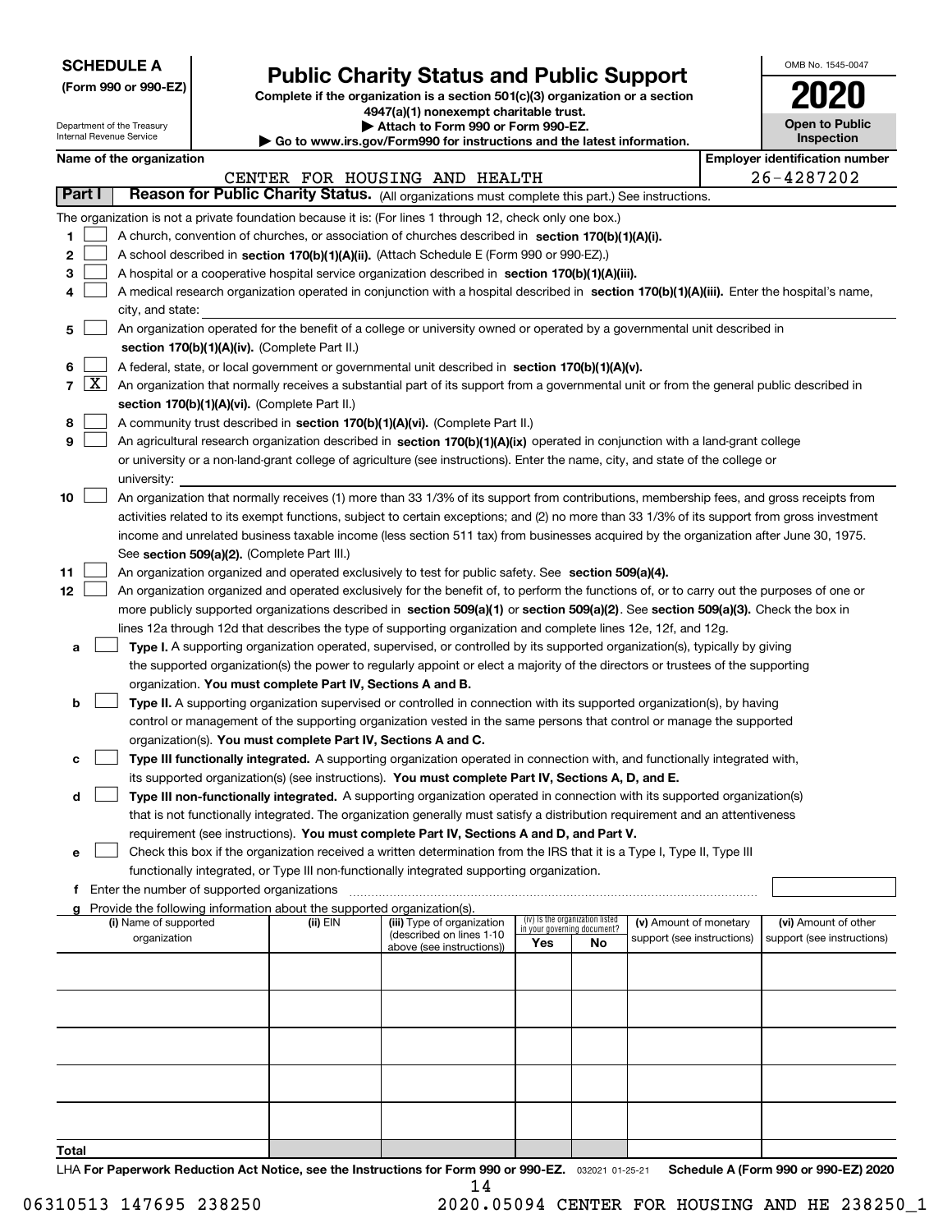**SCHEDULE A**
**(Form 990 or 990-EZ)**

Department of the Treasury
Internal Revenue Service

# Public Charity Status and Public Support

**Complete if the organization is a section 501(c)(3) organization or a section 4947(a)(1) nonexempt charitable trust.**
**▶ Attach to Form 990 or Form 990-EZ.**
**▶ Go to www.irs.gov/Form990 for instructions and the latest information.**

OMB No. 1545-0047

**2020**

**Open to Public Inspection**

**Name of the organization**: CENTER FOR HOUSING AND HEALTH

**Employer identification number**: 26-4287202

## Part I Reason for Public Charity Status. (All organizations must complete this part.) See instructions.

The organization is not a private foundation because it is: (For lines 1 through 12, check only one box.)

1. [ ] A church, convention of churches, or association of churches described in **section 170(b)(1)(A)(i).**
2. [ ] A school described in **section 170(b)(1)(A)(ii).** (Attach Schedule E (Form 990 or 990-EZ).)
3. [ ] A hospital or a cooperative hospital service organization described in **section 170(b)(1)(A)(iii).**
4. [ ] A medical research organization operated in conjunction with a hospital described in **section 170(b)(1)(A)(iii).** Enter the hospital's name, city, and state:
5. [ ] An organization operated for the benefit of a college or university owned or operated by a governmental unit described in **section 170(b)(1)(A)(iv).** (Complete Part II.)
6. [ ] A federal, state, or local government or governmental unit described in **section 170(b)(1)(A)(v).**
7. [X] An organization that normally receives a substantial part of its support from a governmental unit or from the general public described in **section 170(b)(1)(A)(vi).** (Complete Part II.)
8. [ ] A community trust described in **section 170(b)(1)(A)(vi).** (Complete Part II.)
9. [ ] An agricultural research organization described in **section 170(b)(1)(A)(ix)** operated in conjunction with a land-grant college or university or a non-land-grant college of agriculture (see instructions). Enter the name, city, and state of the college or university:
10. [ ] An organization that normally receives (1) more than 33 1/3% of its support from contributions, membership fees, and gross receipts from activities related to its exempt functions, subject to certain exceptions; and (2) no more than 33 1/3% of its support from gross investment income and unrelated business taxable income (less section 511 tax) from businesses acquired by the organization after June 30, 1975. See **section 509(a)(2).** (Complete Part III.)
11. [ ] An organization organized and operated exclusively to test for public safety. See **section 509(a)(4).**
12. [ ] An organization organized and operated exclusively for the benefit of, to perform the functions of, or to carry out the purposes of one or more publicly supported organizations described in **section 509(a)(1)** or **section 509(a)(2)**. See **section 509(a)(3).** Check the box in lines 12a through 12d that describes the type of supporting organization and complete lines 12e, 12f, and 12g.
   - **a** [ ] **Type I.** A supporting organization operated, supervised, or controlled by its supported organization(s), typically by giving the supported organization(s) the power to regularly appoint or elect a majority of the directors or trustees of the supporting organization. **You must complete Part IV, Sections A and B.**
   - **b** [ ] **Type II.** A supporting organization supervised or controlled in connection with its supported organization(s), by having control or management of the supporting organization vested in the same persons that control or manage the supported organization(s). **You must complete Part IV, Sections A and C.**
   - **c** [ ] **Type III functionally integrated.** A supporting organization operated in connection with, and functionally integrated with, its supported organization(s) (see instructions). **You must complete Part IV, Sections A, D, and E.**
   - **d** [ ] **Type III non-functionally integrated.** A supporting organization operated in connection with its supported organization(s) that is not functionally integrated. The organization generally must satisfy a distribution requirement and an attentiveness requirement (see instructions). **You must complete Part IV, Sections A and D, and Part V.**
   - **e** [ ] Check this box if the organization received a written determination from the IRS that it is a Type I, Type II, Type III functionally integrated, or Type III non-functionally integrated supporting organization.
   - **f** Enter the number of supported organizations
   - **g** Provide the following information about the supported organization(s).

| (i) Name of supported organization | (ii) EIN | (iii) Type of organization (described on lines 1-10 above (see instructions)) | (iv) Is the organization listed in your governing document? Yes | No | (v) Amount of monetary support (see instructions) | (vi) Amount of other support (see instructions) |
|---|---|---|---|---|---|---|
| | | | | | | |
| | | | | | | |
| | | | | | | |
| | | | | | | |
| | | | | | | |
| **Total** | | | | | | |

LHA **For Paperwork Reduction Act Notice, see the Instructions for Form 990 or 990-EZ.** 032021 01-25-21 **Schedule A (Form 990 or 990-EZ) 2020**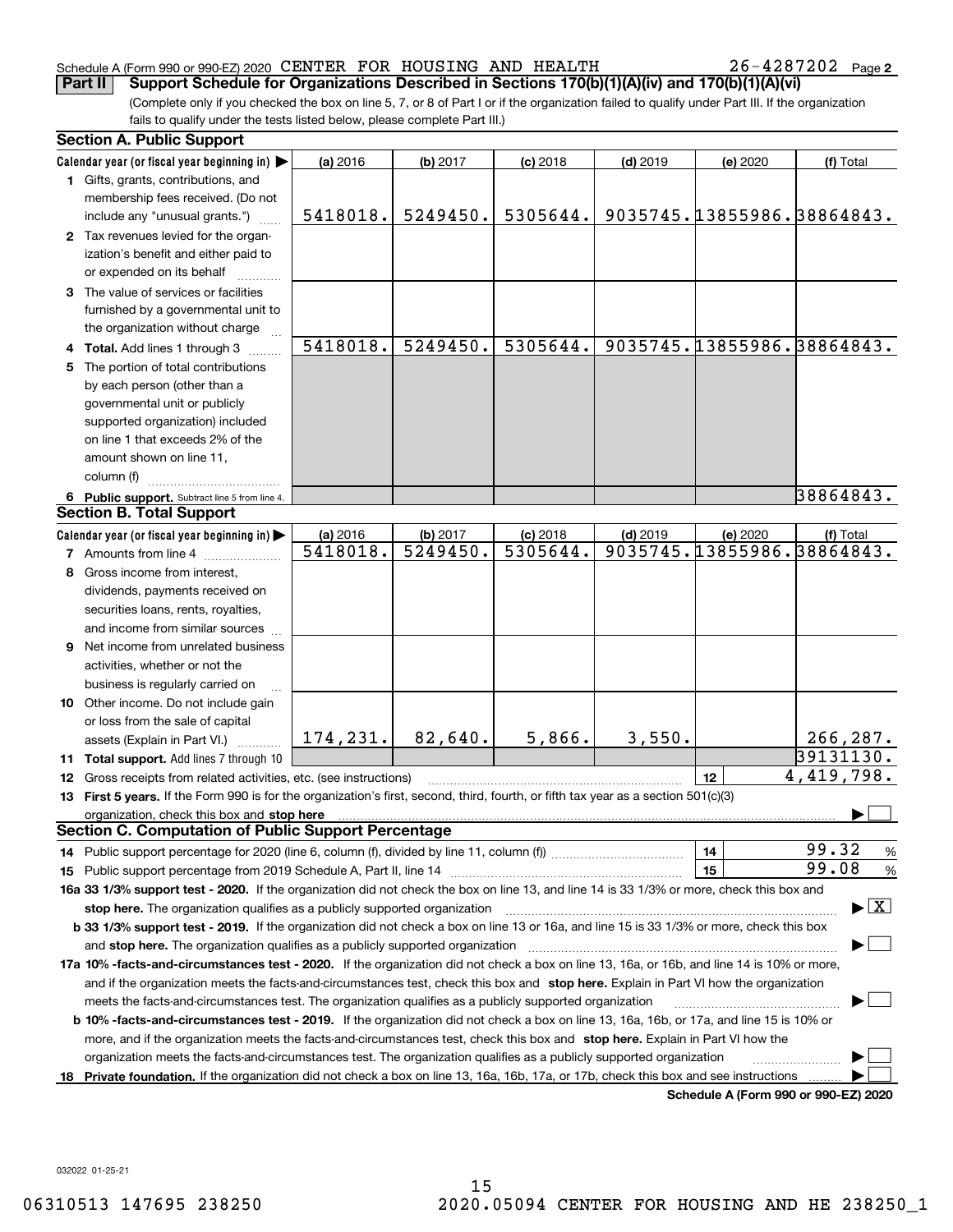Schedule A (Form 990 or 990-EZ) 2020 CENTER FOR HOUSING AND HEALTH 26-4287202 Page 2

**Part II Support Schedule for Organizations Described in Sections 170(b)(1)(A)(iv) and 170(b)(1)(A)(vi)**

(Complete only if you checked the box on line 5, 7, or 8 of Part I or if the organization failed to qualify under Part III. If the organization fails to qualify under the tests listed below, please complete Part III.)

**Section A. Public Support**

| Calendar year (or fiscal year beginning in) ▶ | (a) 2016 | (b) 2017 | (c) 2018 | (d) 2019 | (e) 2020 | (f) Total |
|---|---|---|---|---|---|---|
| 1 Gifts, grants, contributions, and membership fees received. (Do not include any "unusual grants.") | 5418018. | 5249450. | 5305644. | 9035745. | 13855986. | 38864843. |
| 2 Tax revenues levied for the organization's benefit and either paid to or expended on its behalf | | | | | | |
| 3 The value of services or facilities furnished by a governmental unit to the organization without charge | | | | | | |
| 4 **Total.** Add lines 1 through 3 | 5418018. | 5249450. | 5305644. | 9035745. | 13855986. | 38864843. |
| 5 The portion of total contributions by each person (other than a governmental unit or publicly supported organization) included on line 1 that exceeds 2% of the amount shown on line 11, column (f) | | | | | | |
| 6 **Public support.** Subtract line 5 from line 4. | | | | | | 38864843. |

**Section B. Total Support**

| Calendar year (or fiscal year beginning in) ▶ | (a) 2016 | (b) 2017 | (c) 2018 | (d) 2019 | (e) 2020 | (f) Total |
|---|---|---|---|---|---|---|
| 7 Amounts from line 4 | 5418018. | 5249450. | 5305644. | 9035745. | 13855986. | 38864843. |
| 8 Gross income from interest, dividends, payments received on securities loans, rents, royalties, and income from similar sources | | | | | | |
| 9 Net income from unrelated business activities, whether or not the business is regularly carried on | | | | | | |
| 10 Other income. Do not include gain or loss from the sale of capital assets (Explain in Part VI.) | 174,231. | 82,640. | 5,866. | 3,550. | | 266,287. |
| 11 **Total support.** Add lines 7 through 10 | | | | | | 39131130. |

12 Gross receipts from related activities, etc. (see instructions) | 12 | 4,419,798.

13 **First 5 years.** If the Form 990 is for the organization's first, second, third, fourth, or fifth tax year as a section 501(c)(3) organization, check this box and **stop here** ▶ ☐

**Section C. Computation of Public Support Percentage**

14 Public support percentage for 2020 (line 6, column (f), divided by line 11, column (f)) | 14 | 99.32 %

15 Public support percentage from 2019 Schedule A, Part II, line 14 | 15 | 99.08 %

**16a 33 1/3% support test - 2020.** If the organization did not check the box on line 13, and line 14 is 33 1/3% or more, check this box and **stop here.** The organization qualifies as a publicly supported organization ▶ ☒

**b 33 1/3% support test - 2019.** If the organization did not check a box on line 13 or 16a, and line 15 is 33 1/3% or more, check this box and **stop here.** The organization qualifies as a publicly supported organization ▶ ☐

**17a 10% -facts-and-circumstances test - 2020.** If the organization did not check a box on line 13, 16a, or 16b, and line 14 is 10% or more, and if the organization meets the facts-and-circumstances test, check this box and **stop here.** Explain in Part VI how the organization meets the facts-and-circumstances test. The organization qualifies as a publicly supported organization ▶ ☐

**b 10% -facts-and-circumstances test - 2019.** If the organization did not check a box on line 13, 16a, 16b, or 17a, and line 15 is 10% or more, and if the organization meets the facts-and-circumstances test, check this box and **stop here.** Explain in Part VI how the organization meets the facts-and-circumstances test. The organization qualifies as a publicly supported organization ▶ ☐

**18 Private foundation.** If the organization did not check a box on line 13, 16a, 16b, 17a, or 17b, check this box and see instructions ▶ ☐

**Schedule A (Form 990 or 990-EZ) 2020**

032022 01-25-21

06310513 147695 238250 2020.05094 CENTER FOR HOUSING AND HE 238250_1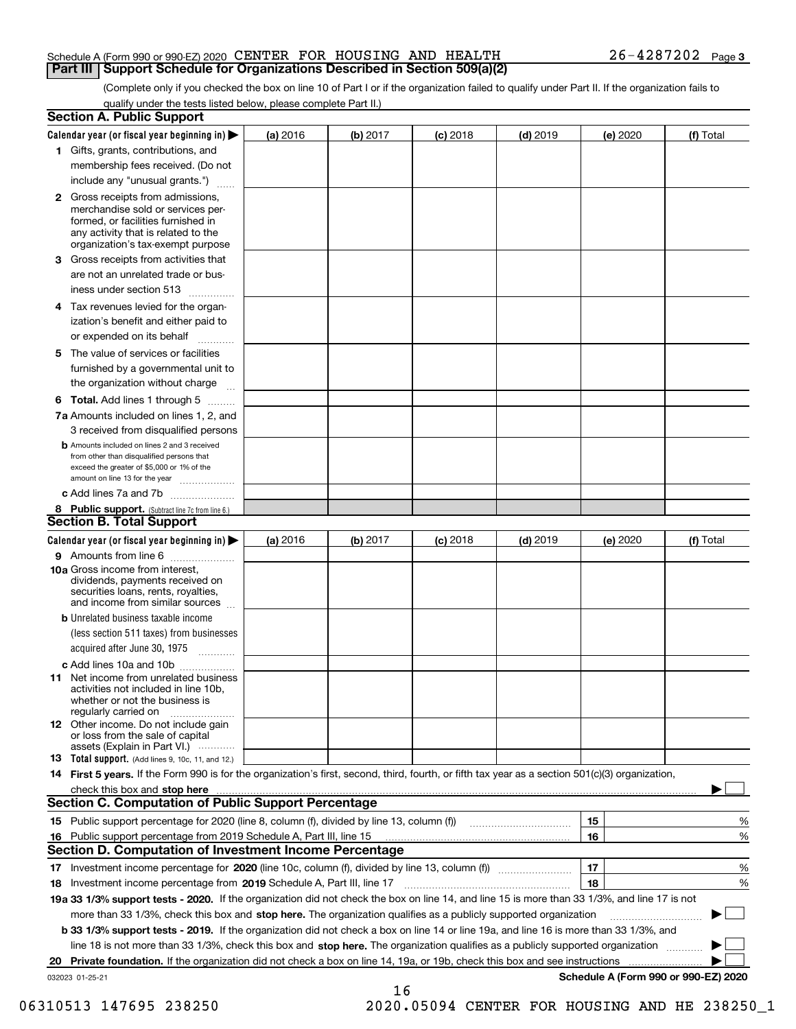Schedule A (Form 990 or 990-EZ) 2020 CENTER FOR HOUSING AND HEALTH 26-4287202 Page 3

## Part III Support Schedule for Organizations Described in Section 509(a)(2)

(Complete only if you checked the box on line 10 of Part I or if the organization failed to qualify under Part II. If the organization fails to qualify under the tests listed below, please complete Part II.)

### Section A. Public Support

| Calendar year (or fiscal year beginning in) ▶ | (a) 2016 | (b) 2017 | (c) 2018 | (d) 2019 | (e) 2020 | (f) Total |
|---|---|---|---|---|---|---|
| 1 Gifts, grants, contributions, and membership fees received. (Do not include any "unusual grants.") | | | | | | |
| 2 Gross receipts from admissions, merchandise sold or services performed, or facilities furnished in any activity that is related to the organization's tax-exempt purpose | | | | | | |
| 3 Gross receipts from activities that are not an unrelated trade or business under section 513 | | | | | | |
| 4 Tax revenues levied for the organization's benefit and either paid to or expended on its behalf | | | | | | |
| 5 The value of services or facilities furnished by a governmental unit to the organization without charge | | | | | | |
| 6 Total. Add lines 1 through 5 | | | | | | |
| 7a Amounts included on lines 1, 2, and 3 received from disqualified persons | | | | | | |
| b Amounts included on lines 2 and 3 received from other than disqualified persons that exceed the greater of $5,000 or 1% of the amount on line 13 for the year | | | | | | |
| c Add lines 7a and 7b | | | | | | |
| 8 Public support. (Subtract line 7c from line 6.) | | | | | | |

### Section B. Total Support

| Calendar year (or fiscal year beginning in) ▶ | (a) 2016 | (b) 2017 | (c) 2018 | (d) 2019 | (e) 2020 | (f) Total |
|---|---|---|---|---|---|---|
| 9 Amounts from line 6 | | | | | | |
| 10a Gross income from interest, dividends, payments received on securities loans, rents, royalties, and income from similar sources | | | | | | |
| b Unrelated business taxable income (less section 511 taxes) from businesses acquired after June 30, 1975 | | | | | | |
| c Add lines 10a and 10b | | | | | | |
| 11 Net income from unrelated business activities not included in line 10b, whether or not the business is regularly carried on | | | | | | |
| 12 Other income. Do not include gain or loss from the sale of capital assets (Explain in Part VI.) | | | | | | |
| 13 Total support. (Add lines 9, 10c, 11, and 12.) | | | | | | |

14 **First 5 years.** If the Form 990 is for the organization's first, second, third, fourth, or fifth tax year as a section 501(c)(3) organization, check this box and **stop here** ▶ ☐

### Section C. Computation of Public Support Percentage

| | | | |
|---|---|---|---|
| 15 | Public support percentage for 2020 (line 8, column (f), divided by line 13, column (f)) | 15 | % |
| 16 | Public support percentage from 2019 Schedule A, Part III, line 15 | 16 | % |

### Section D. Computation of Investment Income Percentage

| | | | |
|---|---|---|---|
| 17 | Investment income percentage for **2020** (line 10c, column (f), divided by line 13, column (f)) | 17 | % |
| 18 | Investment income percentage from **2019** Schedule A, Part III, line 17 | 18 | % |

**19a 33 1/3% support tests - 2020.** If the organization did not check the box on line 14, and line 15 is more than 33 1/3%, and line 17 is not more than 33 1/3%, check this box and **stop here.** The organization qualifies as a publicly supported organization ▶ ☐

**b 33 1/3% support tests - 2019.** If the organization did not check a box on line 14 or line 19a, and line 16 is more than 33 1/3%, and line 18 is not more than 33 1/3%, check this box and **stop here.** The organization qualifies as a publicly supported organization ▶ ☐

**20 Private foundation.** If the organization did not check a box on line 14, 19a, or 19b, check this box and see instructions ▶ ☐

032023 01-25-21 **Schedule A (Form 990 or 990-EZ) 2020**

06310513 147695 238250 2020.05094 CENTER FOR HOUSING AND HE 238250_1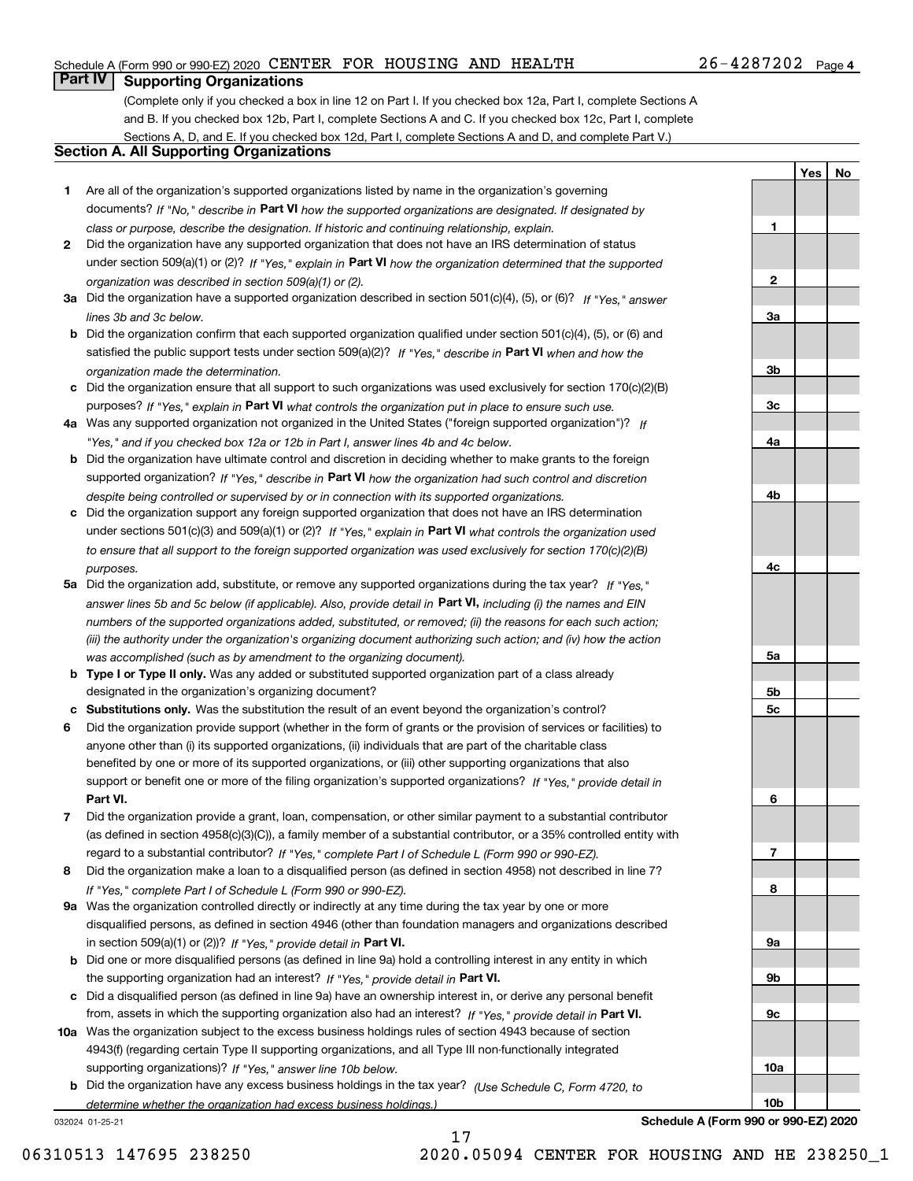Schedule A (Form 990 or 990-EZ) 2020 CENTER FOR HOUSING AND HEALTH 26-4287202 Page 4

## Part IV Supporting Organizations

(Complete only if you checked a box in line 12 on Part I. If you checked box 12a, Part I, complete Sections A and B. If you checked box 12b, Part I, complete Sections A and C. If you checked box 12c, Part I, complete Sections A, D, and E. If you checked box 12d, Part I, complete Sections A and D, and complete Part V.)

### Section A. All Supporting Organizations

| | | Line | Yes | No |
|---|---|---|---|---|
| **1** | Are all of the organization's supported organizations listed by name in the organization's governing documents? *If "No," describe in* **Part VI** *how the supported organizations are designated. If designated by class or purpose, describe the designation. If historic and continuing relationship, explain.* | 1 | | |
| **2** | Did the organization have any supported organization that does not have an IRS determination of status under section 509(a)(1) or (2)? *If "Yes," explain in* **Part VI** *how the organization determined that the supported organization was described in section 509(a)(1) or (2).* | 2 | | |
| **3a** | Did the organization have a supported organization described in section 501(c)(4), (5), or (6)? *If "Yes," answer lines 3b and 3c below.* | 3a | | |
| **b** | Did the organization confirm that each supported organization qualified under section 501(c)(4), (5), or (6) and satisfied the public support tests under section 509(a)(2)? *If "Yes," describe in* **Part VI** *when and how the organization made the determination.* | 3b | | |
| **c** | Did the organization ensure that all support to such organizations was used exclusively for section 170(c)(2)(B) purposes? *If "Yes," explain in* **Part VI** *what controls the organization put in place to ensure such use.* | 3c | | |
| **4a** | Was any supported organization not organized in the United States ("foreign supported organization")? *If "Yes," and if you checked box 12a or 12b in Part I, answer lines 4b and 4c below.* | 4a | | |
| **b** | Did the organization have ultimate control and discretion in deciding whether to make grants to the foreign supported organization? *If "Yes," describe in* **Part VI** *how the organization had such control and discretion despite being controlled or supervised by or in connection with its supported organizations.* | 4b | | |
| **c** | Did the organization support any foreign supported organization that does not have an IRS determination under sections 501(c)(3) and 509(a)(1) or (2)? *If "Yes," explain in* **Part VI** *what controls the organization used to ensure that all support to the foreign supported organization was used exclusively for section 170(c)(2)(B) purposes.* | 4c | | |
| **5a** | Did the organization add, substitute, or remove any supported organizations during the tax year? *If "Yes," answer lines 5b and 5c below (if applicable). Also, provide detail in* **Part VI,** *including (i) the names and EIN numbers of the supported organizations added, substituted, or removed; (ii) the reasons for each such action; (iii) the authority under the organization's organizing document authorizing such action; and (iv) how the action was accomplished (such as by amendment to the organizing document).* | 5a | | |
| **b** | **Type I or Type II only.** Was any added or substituted supported organization part of a class already designated in the organization's organizing document? | 5b | | |
| **c** | **Substitutions only.** Was the substitution the result of an event beyond the organization's control? | 5c | | |
| **6** | Did the organization provide support (whether in the form of grants or the provision of services or facilities) to anyone other than (i) its supported organizations, (ii) individuals that are part of the charitable class benefited by one or more of its supported organizations, or (iii) other supporting organizations that also support or benefit one or more of the filing organization's supported organizations? *If "Yes," provide detail in* **Part VI.** | 6 | | |
| **7** | Did the organization provide a grant, loan, compensation, or other similar payment to a substantial contributor (as defined in section 4958(c)(3)(C)), a family member of a substantial contributor, or a 35% controlled entity with regard to a substantial contributor? *If "Yes," complete Part I of Schedule L (Form 990 or 990-EZ).* | 7 | | |
| **8** | Did the organization make a loan to a disqualified person (as defined in section 4958) not described in line 7? *If "Yes," complete Part I of Schedule L (Form 990 or 990-EZ).* | 8 | | |
| **9a** | Was the organization controlled directly or indirectly at any time during the tax year by one or more disqualified persons, as defined in section 4946 (other than foundation managers and organizations described in section 509(a)(1) or (2))? *If "Yes," provide detail in* **Part VI.** | 9a | | |
| **b** | Did one or more disqualified persons (as defined in line 9a) hold a controlling interest in any entity in which the supporting organization had an interest? *If "Yes," provide detail in* **Part VI.** | 9b | | |
| **c** | Did a disqualified person (as defined in line 9a) have an ownership interest in, or derive any personal benefit from, assets in which the supporting organization also had an interest? *If "Yes," provide detail in* **Part VI.** | 9c | | |
| **10a** | Was the organization subject to the excess business holdings rules of section 4943 because of section 4943(f) (regarding certain Type II supporting organizations, and all Type III non-functionally integrated supporting organizations)? *If "Yes," answer line 10b below.* | 10a | | |
| **b** | Did the organization have any excess business holdings in the tax year? *(Use Schedule C, Form 4720, to determine whether the organization had excess business holdings.)* | 10b | | |

032024 01-25-21 **Schedule A (Form 990 or 990-EZ) 2020**

06310513 147695 238250 2020.05094 CENTER FOR HOUSING AND HE 238250_1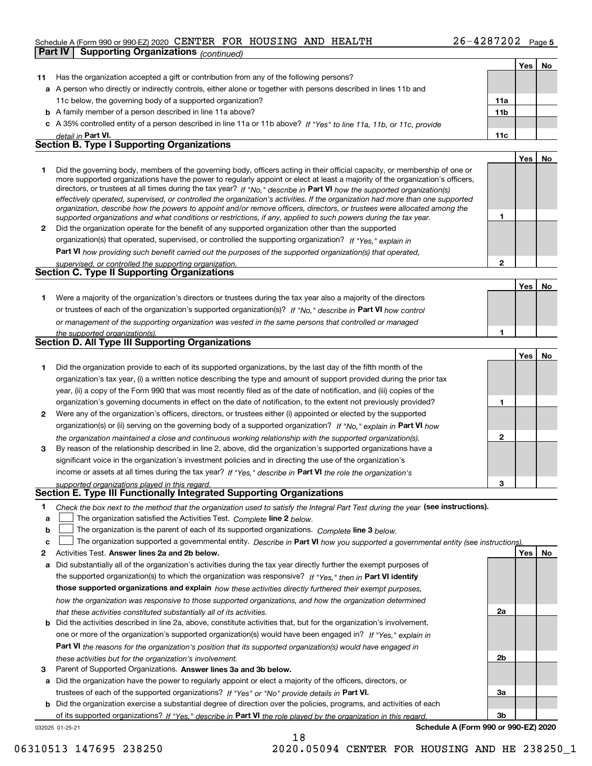Schedule A (Form 990 or 990-EZ) 2020 CENTER FOR HOUSING AND HEALTH 26-4287202 Page 5

## Part IV Supporting Organizations *(continued)*

| | | | Yes | No |
|---|---|---|---|---|
| **11** | Has the organization accepted a gift or contribution from any of the following persons? | | | |
| **a** | A person who directly or indirectly controls, either alone or together with persons described in lines 11b and 11c below, the governing body of a supported organization? | 11a | | |
| **b** | A family member of a person described in line 11a above? | 11b | | |
| **c** | A 35% controlled entity of a person described in line 11a or 11b above? *If "Yes" to line 11a, 11b, or 11c, provide detail in* **Part VI.** | 11c | | |

### Section B. Type I Supporting Organizations

| | | | Yes | No |
|---|---|---|---|---|
| **1** | Did the governing body, members of the governing body, officers acting in their official capacity, or membership of one or more supported organizations have the power to regularly appoint or elect at least a majority of the organization's officers, directors, or trustees at all times during the tax year? *If "No," describe in* **Part VI** *how the supported organization(s) effectively operated, supervised, or controlled the organization's activities. If the organization had more than one supported organization, describe how the powers to appoint and/or remove officers, directors, or trustees were allocated among the supported organizations and what conditions or restrictions, if any, applied to such powers during the tax year.* | 1 | | |
| **2** | Did the organization operate for the benefit of any supported organization other than the supported organization(s) that operated, supervised, or controlled the supporting organization? *If "Yes," explain in* **Part VI** *how providing such benefit carried out the purposes of the supported organization(s) that operated, supervised, or controlled the supporting organization.* | 2 | | |

### Section C. Type II Supporting Organizations

| | | | Yes | No |
|---|---|---|---|---|
| **1** | Were a majority of the organization's directors or trustees during the tax year also a majority of the directors or trustees of each of the organization's supported organization(s)? *If "No," describe in* **Part VI** *how control or management of the supporting organization was vested in the same persons that controlled or managed the supported organization(s).* | 1 | | |

### Section D. All Type III Supporting Organizations

| | | | Yes | No |
|---|---|---|---|---|
| **1** | Did the organization provide to each of its supported organizations, by the last day of the fifth month of the organization's tax year, (i) a written notice describing the type and amount of support provided during the prior tax year, (ii) a copy of the Form 990 that was most recently filed as of the date of notification, and (iii) copies of the organization's governing documents in effect on the date of notification, to the extent not previously provided? | 1 | | |
| **2** | Were any of the organization's officers, directors, or trustees either (i) appointed or elected by the supported organization(s) or (ii) serving on the governing body of a supported organization? *If "No," explain in* **Part VI** *how the organization maintained a close and continuous working relationship with the supported organization(s).* | 2 | | |
| **3** | By reason of the relationship described in line 2, above, did the organization's supported organizations have a significant voice in the organization's investment policies and in directing the use of the organization's income or assets at all times during the tax year? *If "Yes," describe in* **Part VI** *the role the organization's supported organizations played in this regard.* | 3 | | |

### Section E. Type III Functionally Integrated Supporting Organizations

**1** *Check the box next to the method that the organization used to satisfy the Integral Part Test during the year* **(see instructions).**

- **a** ☐ The organization satisfied the Activities Test. *Complete* **line 2** *below.*
- **b** ☐ The organization is the parent of each of its supported organizations. *Complete* **line 3** *below.*
- **c** ☐ The organization supported a governmental entity. *Describe in* **Part VI** *how you supported a governmental entity (see instructions).*

| | | | Yes | No |
|---|---|---|---|---|
| **2** | Activities Test. **Answer lines 2a and 2b below.** | | | |
| **a** | Did substantially all of the organization's activities during the tax year directly further the exempt purposes of the supported organization(s) to which the organization was responsive? *If "Yes," then in* **Part VI identify those supported organizations and explain** *how these activities directly furthered their exempt purposes, how the organization was responsive to those supported organizations, and how the organization determined that these activities constituted substantially all of its activities.* | 2a | | |
| **b** | Did the activities described in line 2a, above, constitute activities that, but for the organization's involvement, one or more of the organization's supported organization(s) would have been engaged in? *If "Yes," explain in* **Part VI** *the reasons for the organization's position that its supported organization(s) would have engaged in these activities but for the organization's involvement.* | 2b | | |
| **3** | Parent of Supported Organizations. **Answer lines 3a and 3b below.** | | | |
| **a** | Did the organization have the power to regularly appoint or elect a majority of the officers, directors, or trustees of each of the supported organizations? *If "Yes" or "No" provide details in* **Part VI.** | 3a | | |
| **b** | Did the organization exercise a substantial degree of direction over the policies, programs, and activities of each of its supported organizations? *If "Yes," describe in* **Part VI** *the role played by the organization in this regard.* | 3b | | |

032025 01-25-21 **Schedule A (Form 990 or 990-EZ) 2020**

06310513 147695 238250 2020.05094 CENTER FOR HOUSING AND HE 238250_1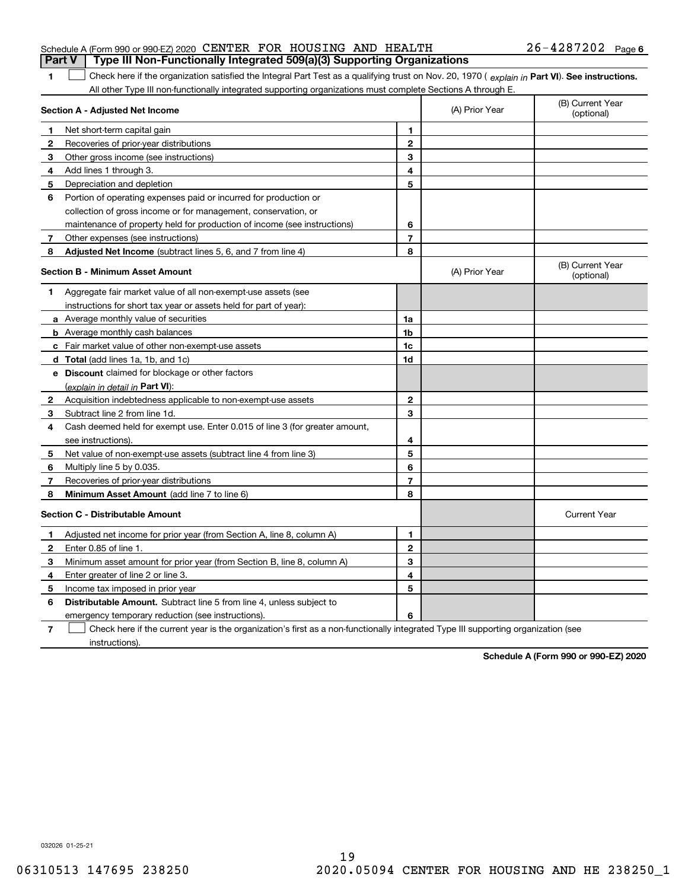Schedule A (Form 990 or 990-EZ) 2020 CENTER FOR HOUSING AND HEALTH 26-4287202 Page 6

## Part V Type III Non-Functionally Integrated 509(a)(3) Supporting Organizations

**1** ☐ Check here if the organization satisfied the Integral Part Test as a qualifying trust on Nov. 20, 1970 ( *explain in* **Part VI**). **See instructions.** All other Type III non-functionally integrated supporting organizations must complete Sections A through E.

| **Section A - Adjusted Net Income** | | (A) Prior Year | (B) Current Year (optional) |
|---|---|---|---|
| **1** Net short-term capital gain | **1** | | |
| **2** Recoveries of prior-year distributions | **2** | | |
| **3** Other gross income (see instructions) | **3** | | |
| **4** Add lines 1 through 3. | **4** | | |
| **5** Depreciation and depletion | **5** | | |
| **6** Portion of operating expenses paid or incurred for production or collection of gross income or for management, conservation, or maintenance of property held for production of income (see instructions) | **6** | | |
| **7** Other expenses (see instructions) | **7** | | |
| **8** **Adjusted Net Income** (subtract lines 5, 6, and 7 from line 4) | **8** | | |

| **Section B - Minimum Asset Amount** | | (A) Prior Year | (B) Current Year (optional) |
|---|---|---|---|
| **1** Aggregate fair market value of all non-exempt-use assets (see instructions for short tax year or assets held for part of year): | | | |
| **a** Average monthly value of securities | **1a** | | |
| **b** Average monthly cash balances | **1b** | | |
| **c** Fair market value of other non-exempt-use assets | **1c** | | |
| **d** **Total** (add lines 1a, 1b, and 1c) | **1d** | | |
| **e** **Discount** claimed for blockage or other factors (*explain in detail in* **Part VI**): | | | |
| **2** Acquisition indebtedness applicable to non-exempt-use assets | **2** | | |
| **3** Subtract line 2 from line 1d. | **3** | | |
| **4** Cash deemed held for exempt use. Enter 0.015 of line 3 (for greater amount, see instructions). | **4** | | |
| **5** Net value of non-exempt-use assets (subtract line 4 from line 3) | **5** | | |
| **6** Multiply line 5 by 0.035. | **6** | | |
| **7** Recoveries of prior-year distributions | **7** | | |
| **8** **Minimum Asset Amount** (add line 7 to line 6) | **8** | | |

| **Section C - Distributable Amount** | | | Current Year |
|---|---|---|---|
| **1** Adjusted net income for prior year (from Section A, line 8, column A) | **1** | | |
| **2** Enter 0.85 of line 1. | **2** | | |
| **3** Minimum asset amount for prior year (from Section B, line 8, column A) | **3** | | |
| **4** Enter greater of line 2 or line 3. | **4** | | |
| **5** Income tax imposed in prior year | **5** | | |
| **6** **Distributable Amount.** Subtract line 5 from line 4, unless subject to emergency temporary reduction (see instructions). | **6** | | |

**7** ☐ Check here if the current year is the organization's first as a non-functionally integrated Type III supporting organization (see instructions).

**Schedule A (Form 990 or 990-EZ) 2020**

032026 01-25-21

19

06310513 147695 238250 2020.05094 CENTER FOR HOUSING AND HE 238250_1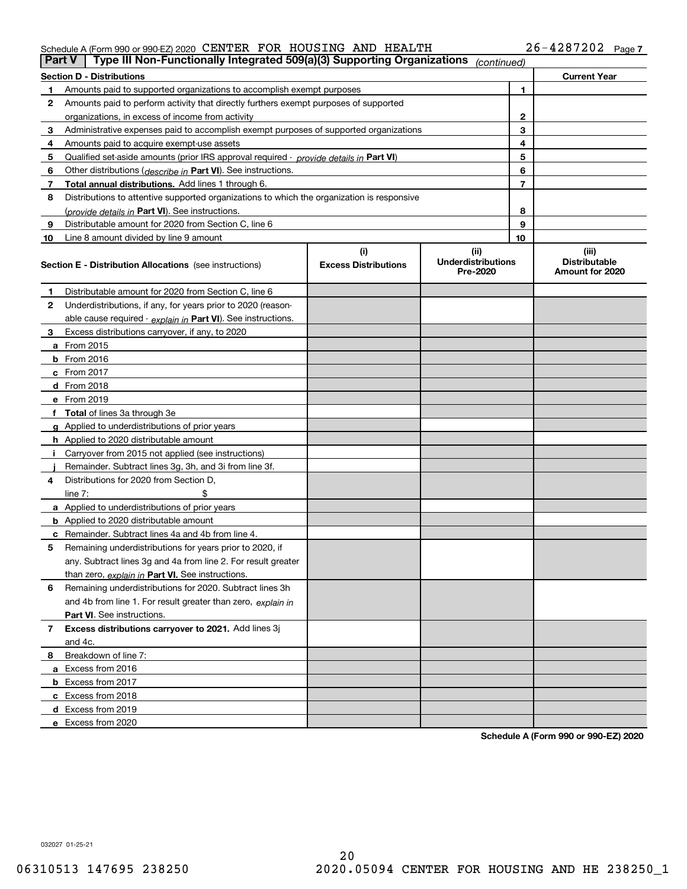Schedule A (Form 990 or 990-EZ) 2020 CENTER FOR HOUSING AND HEALTH 26-4287202

## Part V Type III Non-Functionally Integrated 509(a)(3) Supporting Organizations *(continued)*

| Section D - Distributions | | | Current Year |
|---|---|---|---|
| 1 | Amounts paid to supported organizations to accomplish exempt purposes | 1 | |
| 2 | Amounts paid to perform activity that directly furthers exempt purposes of supported organizations, in excess of income from activity | 2 | |
| 3 | Administrative expenses paid to accomplish exempt purposes of supported organizations | 3 | |
| 4 | Amounts paid to acquire exempt-use assets | 4 | |
| 5 | Qualified set-aside amounts (prior IRS approval required - *provide details in* **Part VI**) | 5 | |
| 6 | Other distributions (*describe in* **Part VI**). See instructions. | 6 | |
| 7 | **Total annual distributions.** Add lines 1 through 6. | 7 | |
| 8 | Distributions to attentive supported organizations to which the organization is responsive (*provide details in* **Part VI**). See instructions. | 8 | |
| 9 | Distributable amount for 2020 from Section C, line 6 | 9 | |
| 10 | Line 8 amount divided by line 9 amount | 10 | |

| Section E - Distribution Allocations (see instructions) | (i) Excess Distributions | (ii) Underdistributions Pre-2020 | (iii) Distributable Amount for 2020 |
|---|---|---|---|
| **1** Distributable amount for 2020 from Section C, line 6 | | | |
| **2** Underdistributions, if any, for years prior to 2020 (reasonable cause required - *explain in* **Part VI**). See instructions. | | | |
| **3** Excess distributions carryover, if any, to 2020 | | | |
| **a** From 2015 | | | |
| **b** From 2016 | | | |
| **c** From 2017 | | | |
| **d** From 2018 | | | |
| **e** From 2019 | | | |
| **f** **Total** of lines 3a through 3e | | | |
| **g** Applied to underdistributions of prior years | | | |
| **h** Applied to 2020 distributable amount | | | |
| **i** Carryover from 2015 not applied (see instructions) | | | |
| **j** Remainder. Subtract lines 3g, 3h, and 3i from line 3f. | | | |
| **4** Distributions for 2020 from Section D, line 7: $ | | | |
| **a** Applied to underdistributions of prior years | | | |
| **b** Applied to 2020 distributable amount | | | |
| **c** Remainder. Subtract lines 4a and 4b from line 4. | | | |
| **5** Remaining underdistributions for years prior to 2020, if any. Subtract lines 3g and 4a from line 2. For result greater than zero, *explain in* **Part VI.** See instructions. | | | |
| **6** Remaining underdistributions for 2020. Subtract lines 3h and 4b from line 1. For result greater than zero, *explain in* **Part VI**. See instructions. | | | |
| **7** **Excess distributions carryover to 2021.** Add lines 3j and 4c. | | | |
| **8** Breakdown of line 7: | | | |
| **a** Excess from 2016 | | | |
| **b** Excess from 2017 | | | |
| **c** Excess from 2018 | | | |
| **d** Excess from 2019 | | | |
| **e** Excess from 2020 | | | |

**Schedule A (Form 990 or 990-EZ) 2020**

032027 01-25-21

06310513 147695 238250 2020.05094 CENTER FOR HOUSING AND HE 238250_1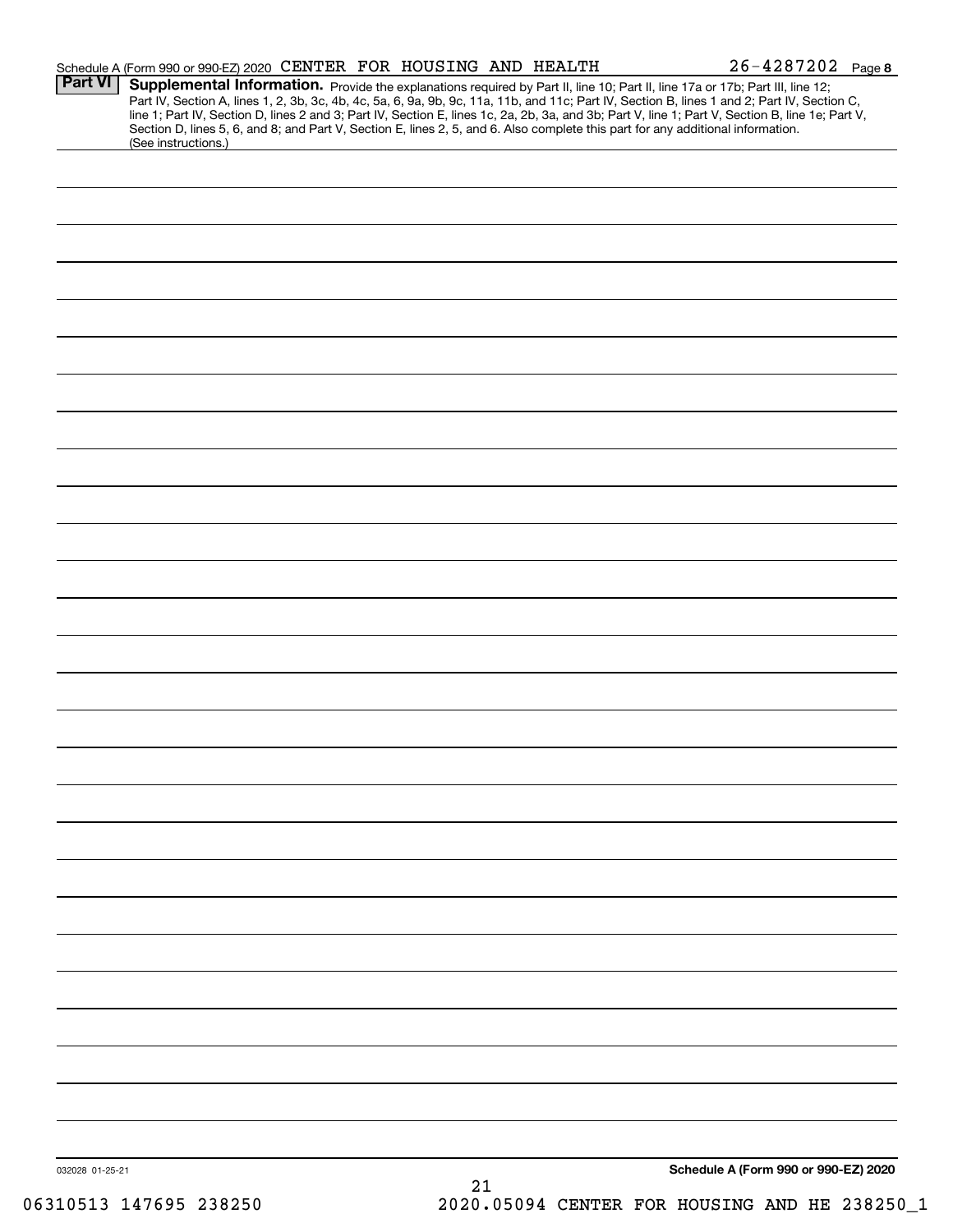Schedule A (Form 990 or 990-EZ) 2020 CENTER FOR HOUSING AND HEALTH 26-4287202 Page 8

**Part VI** **Supplemental Information.** Provide the explanations required by Part II, line 10; Part II, line 17a or 17b; Part III, line 12; Part IV, Section A, lines 1, 2, 3b, 3c, 4b, 4c, 5a, 6, 9a, 9b, 9c, 11a, 11b, and 11c; Part IV, Section B, lines 1 and 2; Part IV, Section C, line 1; Part IV, Section D, lines 2 and 3; Part IV, Section E, lines 1c, 2a, 2b, 3a, and 3b; Part V, line 1; Part V, Section B, line 1e; Part V, Section D, lines 5, 6, and 8; and Part V, Section E, lines 2, 5, and 6. Also complete this part for any additional information. (See instructions.)

032028 01-25-21

**Schedule A (Form 990 or 990-EZ) 2020**

06310513 147695 238250 2020.05094 CENTER FOR HOUSING AND HE 238250_1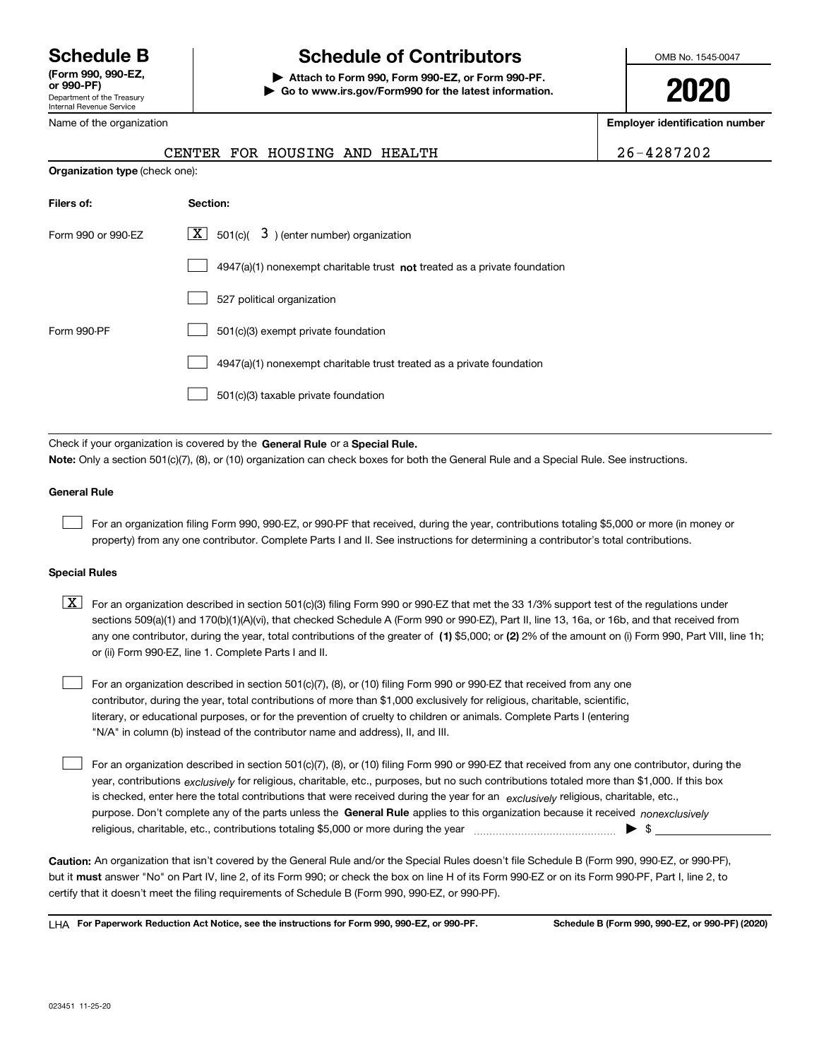# Schedule B

**(Form 990, 990-EZ, or 990-PF)**
Department of the Treasury
Internal Revenue Service

# Schedule of Contributors

**▶ Attach to Form 990, Form 990-EZ, or Form 990-PF.**
**▶ Go to www.irs.gov/Form990 for the latest information.**

OMB No. 1545-0047

**2020**

Name of the organization: CENTER FOR HOUSING AND HEALTH

**Employer identification number:** 26-4287202

**Organization type** (check one):

| Filers of: | Section: |
|---|---|
| Form 990 or 990-EZ | [X] 501(c)( 3 ) (enter number) organization |
| | [ ] 4947(a)(1) nonexempt charitable trust **not** treated as a private foundation |
| | [ ] 527 political organization |
| Form 990-PF | [ ] 501(c)(3) exempt private foundation |
| | [ ] 4947(a)(1) nonexempt charitable trust treated as a private foundation |
| | [ ] 501(c)(3) taxable private foundation |

Check if your organization is covered by the **General Rule** or a **Special Rule.**

**Note:** Only a section 501(c)(7), (8), or (10) organization can check boxes for both the General Rule and a Special Rule. See instructions.

### General Rule

[ ] For an organization filing Form 990, 990-EZ, or 990-PF that received, during the year, contributions totaling $5,000 or more (in money or property) from any one contributor. Complete Parts I and II. See instructions for determining a contributor's total contributions.

### Special Rules

[X] For an organization described in section 501(c)(3) filing Form 990 or 990-EZ that met the 33 1/3% support test of the regulations under sections 509(a)(1) and 170(b)(1)(A)(vi), that checked Schedule A (Form 990 or 990-EZ), Part II, line 13, 16a, or 16b, and that received from any one contributor, during the year, total contributions of the greater of **(1)** $5,000; or **(2)** 2% of the amount on (i) Form 990, Part VIII, line 1h; or (ii) Form 990-EZ, line 1. Complete Parts I and II.

[ ] For an organization described in section 501(c)(7), (8), or (10) filing Form 990 or 990-EZ that received from any one contributor, during the year, total contributions of more than $1,000 exclusively for religious, charitable, scientific, literary, or educational purposes, or for the prevention of cruelty to children or animals. Complete Parts I (entering "N/A" in column (b) instead of the contributor name and address), II, and III.

[ ] For an organization described in section 501(c)(7), (8), or (10) filing Form 990 or 990-EZ that received from any one contributor, during the year, contributions *exclusively* for religious, charitable, etc., purposes, but no such contributions totaled more than $1,000. If this box is checked, enter here the total contributions that were received during the year for an *exclusively* religious, charitable, etc., purpose. Don't complete any of the parts unless the **General Rule** applies to this organization because it received *nonexclusively* religious, charitable, etc., contributions totaling $5,000 or more during the year ▶ $

**Caution:** An organization that isn't covered by the General Rule and/or the Special Rules doesn't file Schedule B (Form 990, 990-EZ, or 990-PF), but it **must** answer "No" on Part IV, line 2, of its Form 990; or check the box on line H of its Form 990-EZ or on its Form 990-PF, Part I, line 2, to certify that it doesn't meet the filing requirements of Schedule B (Form 990, 990-EZ, or 990-PF).

LHA **For Paperwork Reduction Act Notice, see the instructions for Form 990, 990-EZ, or 990-PF.** **Schedule B (Form 990, 990-EZ, or 990-PF) (2020)**

023451 11-25-20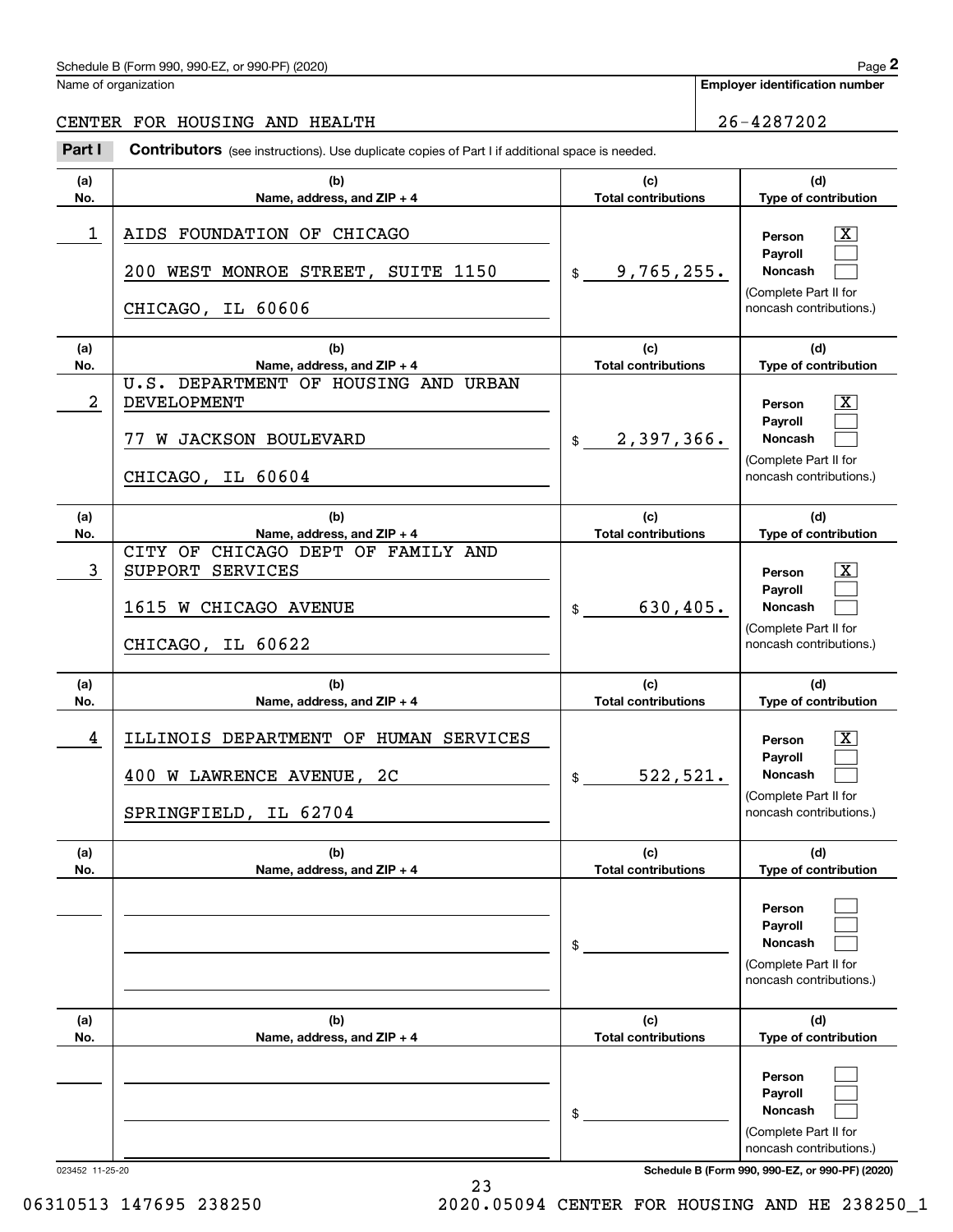Schedule B (Form 990, 990-EZ, or 990-PF) (2020)

Name of organization: CENTER FOR HOUSING AND HEALTH

Employer identification number: 26-4287202

**Part I** **Contributors** (see instructions). Use duplicate copies of Part I if additional space is needed.

| (a) No. | (b) Name, address, and ZIP + 4 | (c) Total contributions | (d) Type of contribution |
|---|---|---|---|
| 1 | AIDS FOUNDATION OF CHICAGO<br>200 WEST MONROE STREET, SUITE 1150<br>CHICAGO, IL 60606 | $ 9,765,255. | Person [X]<br>Payroll [ ]<br>Noncash [ ]<br>(Complete Part II for noncash contributions.) |
| 2 | U.S. DEPARTMENT OF HOUSING AND URBAN DEVELOPMENT<br>77 W JACKSON BOULEVARD<br>CHICAGO, IL 60604 | $ 2,397,366. | Person [X]<br>Payroll [ ]<br>Noncash [ ]<br>(Complete Part II for noncash contributions.) |
| 3 | CITY OF CHICAGO DEPT OF FAMILY AND SUPPORT SERVICES<br>1615 W CHICAGO AVENUE<br>CHICAGO, IL 60622 | $ 630,405. | Person [X]<br>Payroll [ ]<br>Noncash [ ]<br>(Complete Part II for noncash contributions.) |
| 4 | ILLINOIS DEPARTMENT OF HUMAN SERVICES<br>400 W LAWRENCE AVENUE, 2C<br>SPRINGFIELD, IL 62704 | $ 522,521. | Person [X]<br>Payroll [ ]<br>Noncash [ ]<br>(Complete Part II for noncash contributions.) |
| | | $ | Person [ ]<br>Payroll [ ]<br>Noncash [ ]<br>(Complete Part II for noncash contributions.) |
| | | $ | Person [ ]<br>Payroll [ ]<br>Noncash [ ]<br>(Complete Part II for noncash contributions.) |

023452 11-25-20

Schedule B (Form 990, 990-EZ, or 990-PF) (2020)

06310513 147695 238250 2020.05094 CENTER FOR HOUSING AND HE 238250_1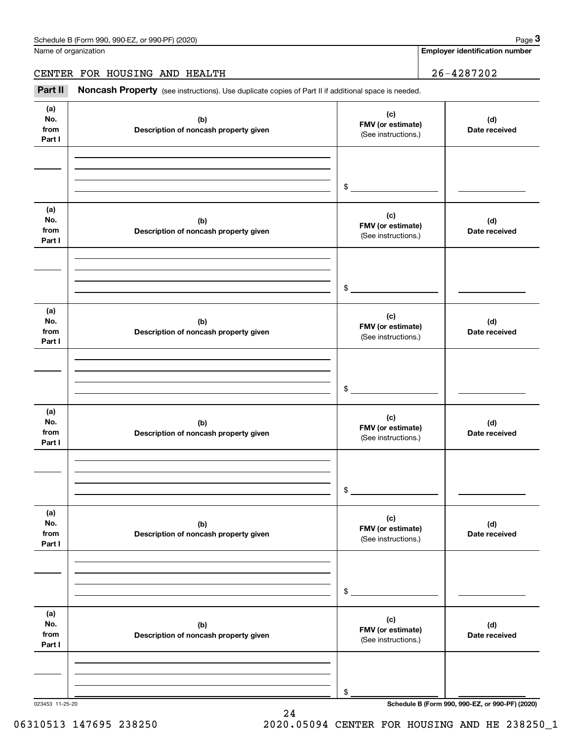Schedule B (Form 990, 990-EZ, or 990-PF) (2020)

Name of organization: CENTER FOR HOUSING AND HEALTH

Employer identification number: 26-4287202

## Part II Noncash Property

(see instructions). Use duplicate copies of Part II if additional space is needed.

| (a) No. from Part I | (b) Description of noncash property given | (c) FMV (or estimate) (See instructions.) | (d) Date received |
|---|---|---|---|
| | | $ | |

| (a) No. from Part I | (b) Description of noncash property given | (c) FMV (or estimate) (See instructions.) | (d) Date received |
|---|---|---|---|
| | | $ | |

| (a) No. from Part I | (b) Description of noncash property given | (c) FMV (or estimate) (See instructions.) | (d) Date received |
|---|---|---|---|
| | | $ | |

| (a) No. from Part I | (b) Description of noncash property given | (c) FMV (or estimate) (See instructions.) | (d) Date received |
|---|---|---|---|
| | | $ | |

| (a) No. from Part I | (b) Description of noncash property given | (c) FMV (or estimate) (See instructions.) | (d) Date received |
|---|---|---|---|
| | | $ | |

| (a) No. from Part I | (b) Description of noncash property given | (c) FMV (or estimate) (See instructions.) | (d) Date received |
|---|---|---|---|
| | | $ | |

023453 11-25-20

Schedule B (Form 990, 990-EZ, or 990-PF) (2020)

06310513 147695 238250 2020.05094 CENTER FOR HOUSING AND HE 238250_1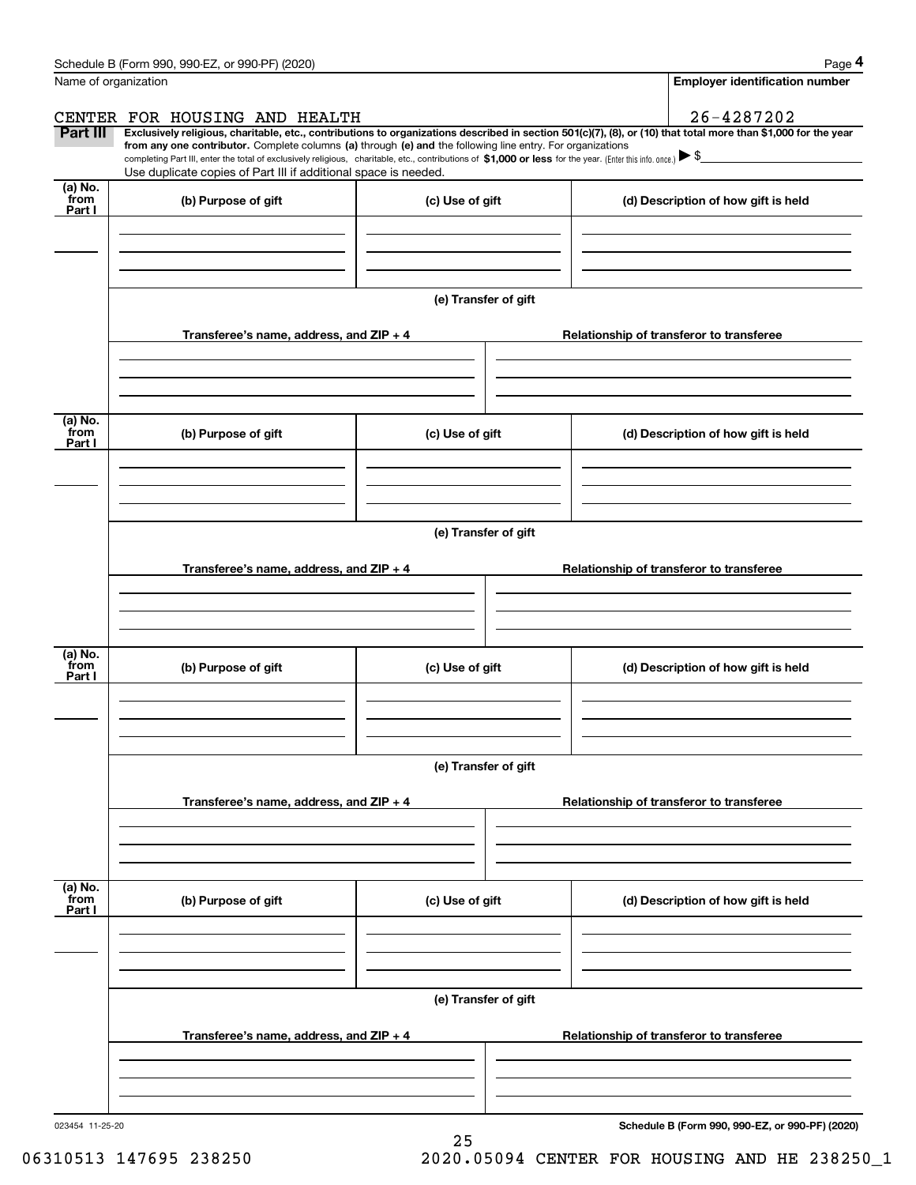Name of organization

CENTER FOR HOUSING AND HEALTH

**Employer identification number**

26-4287202

**Part III** **Exclusively religious, charitable, etc., contributions to organizations described in section 501(c)(7), (8), or (10) that total more than $1,000 for the year from any one contributor.** Complete columns **(a)** through **(e)** and the following line entry. For organizations completing Part III, enter the total of exclusively religious, charitable, etc., contributions of **$1,000 or less** for the year. (Enter this info. once.) ▶ $

Use duplicate copies of Part III if additional space is needed.

| (a) No. from Part I | (b) Purpose of gift | (c) Use of gift | (d) Description of how gift is held |
|---|---|---|---|
| | | | |

**(e) Transfer of gift**

| Transferee's name, address, and ZIP + 4 | Relationship of transferor to transferee |
|---|---|
| | |

| (a) No. from Part I | (b) Purpose of gift | (c) Use of gift | (d) Description of how gift is held |
|---|---|---|---|
| | | | |

**(e) Transfer of gift**

| Transferee's name, address, and ZIP + 4 | Relationship of transferor to transferee |
|---|---|
| | |

| (a) No. from Part I | (b) Purpose of gift | (c) Use of gift | (d) Description of how gift is held |
|---|---|---|---|
| | | | |

**(e) Transfer of gift**

| Transferee's name, address, and ZIP + 4 | Relationship of transferor to transferee |
|---|---|
| | |

| (a) No. from Part I | (b) Purpose of gift | (c) Use of gift | (d) Description of how gift is held |
|---|---|---|---|
| | | | |

**(e) Transfer of gift**

| Transferee's name, address, and ZIP + 4 | Relationship of transferor to transferee |
|---|---|
| | |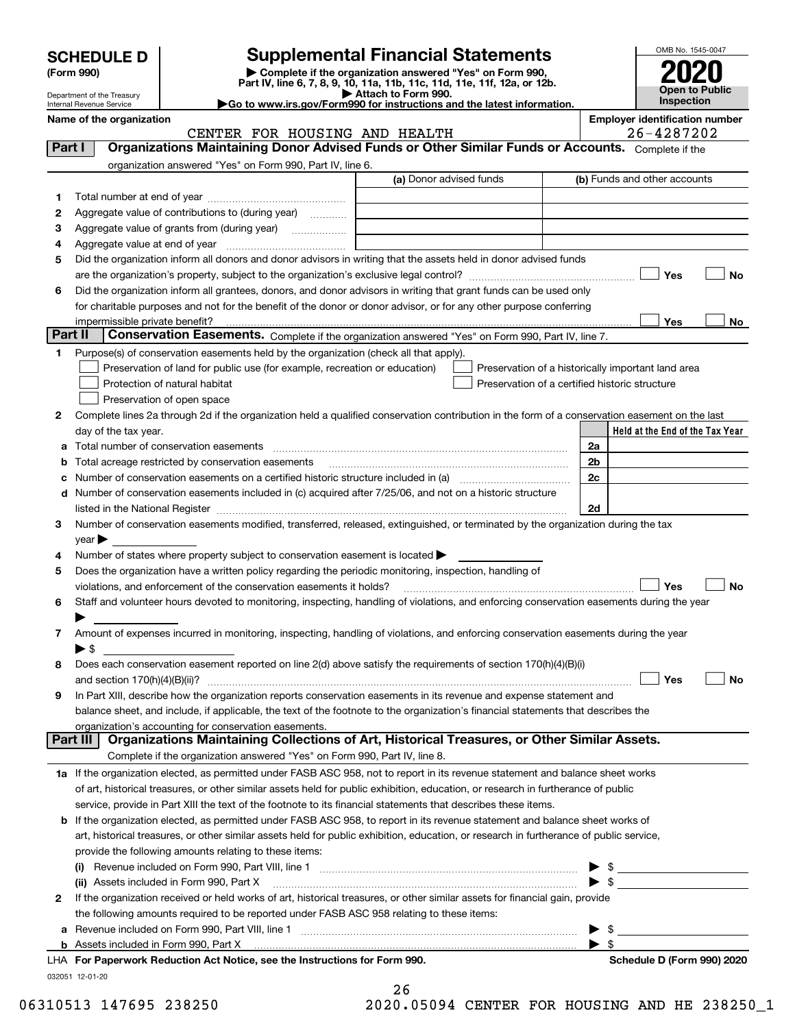# SCHEDULE D (Form 990)

Department of the Treasury
Internal Revenue Service

## Supplemental Financial Statements

▶ Complete if the organization answered "Yes" on Form 990, Part IV, line 6, 7, 8, 9, 10, 11a, 11b, 11c, 11d, 11e, 11f, 12a, or 12b.
▶ Attach to Form 990.
▶Go to www.irs.gov/Form990 for instructions and the latest information.

OMB No. 1545-0047
**2020**
**Open to Public Inspection**

**Name of the organization**: CENTER FOR HOUSING AND HEALTH
**Employer identification number**: 26-4287202

## Part I Organizations Maintaining Donor Advised Funds or Other Similar Funds or Accounts.
Complete if the organization answered "Yes" on Form 990, Part IV, line 6.

| | | (a) Donor advised funds | (b) Funds and other accounts |
|---|---|---|---|
| 1 | Total number at end of year | | |
| 2 | Aggregate value of contributions to (during year) | | |
| 3 | Aggregate value of grants from (during year) | | |
| 4 | Aggregate value at end of year | | |

5 Did the organization inform all donors and donor advisors in writing that the assets held in donor advised funds are the organization's property, subject to the organization's exclusive legal control? ☐ Yes ☐ No

6 Did the organization inform all grantees, donors, and donor advisors in writing that grant funds can be used only for charitable purposes and not for the benefit of the donor or donor advisor, or for any other purpose conferring impermissible private benefit? ☐ Yes ☐ No

## Part II Conservation Easements.
Complete if the organization answered "Yes" on Form 990, Part IV, line 7.

1 Purpose(s) of conservation easements held by the organization (check all that apply).
- ☐ Preservation of land for public use (for example, recreation or education)
- ☐ Protection of natural habitat
- ☐ Preservation of open space
- ☐ Preservation of a historically important land area
- ☐ Preservation of a certified historic structure

2 Complete lines 2a through 2d if the organization held a qualified conservation contribution in the form of a conservation easement on the last day of the tax year.

| | | | Held at the End of the Tax Year |
|---|---|---|---|
| a | Total number of conservation easements | 2a | |
| b | Total acreage restricted by conservation easements | 2b | |
| c | Number of conservation easements on a certified historic structure included in (a) | 2c | |
| d | Number of conservation easements included in (c) acquired after 7/25/06, and not on a historic structure listed in the National Register | 2d | |

3 Number of conservation easements modified, transferred, released, extinguished, or terminated by the organization during the tax year ▶

4 Number of states where property subject to conservation easement is located ▶

5 Does the organization have a written policy regarding the periodic monitoring, inspection, handling of violations, and enforcement of the conservation easements it holds? ☐ Yes ☐ No

6 Staff and volunteer hours devoted to monitoring, inspecting, handling of violations, and enforcing conservation easements during the year ▶

7 Amount of expenses incurred in monitoring, inspecting, handling of violations, and enforcing conservation easements during the year ▶ $

8 Does each conservation easement reported on line 2(d) above satisfy the requirements of section 170(h)(4)(B)(i) and section 170(h)(4)(B)(ii)? ☐ Yes ☐ No

9 In Part XIII, describe how the organization reports conservation easements in its revenue and expense statement and balance sheet, and include, if applicable, the text of the footnote to the organization's financial statements that describes the organization's accounting for conservation easements.

## Part III Organizations Maintaining Collections of Art, Historical Treasures, or Other Similar Assets.
Complete if the organization answered "Yes" on Form 990, Part IV, line 8.

1a If the organization elected, as permitted under FASB ASC 958, not to report in its revenue statement and balance sheet works of art, historical treasures, or other similar assets held for public exhibition, education, or research in furtherance of public service, provide in Part XIII the text of the footnote to its financial statements that describes these items.

b If the organization elected, as permitted under FASB ASC 958, to report in its revenue statement and balance sheet works of art, historical treasures, or other similar assets held for public exhibition, education, or research in furtherance of public service, provide the following amounts relating to these items:

(i) Revenue included on Form 990, Part VIII, line 1 ▶ $

(ii) Assets included in Form 990, Part X ▶ $

2 If the organization received or held works of art, historical treasures, or other similar assets for financial gain, provide the following amounts required to be reported under FASB ASC 958 relating to these items:

a Revenue included on Form 990, Part VIII, line 1 ▶ $

b Assets included in Form 990, Part X ▶ $

LHA For Paperwork Reduction Act Notice, see the Instructions for Form 990. Schedule D (Form 990) 2020

032051 12-01-20

06310513 147695 238250 2020.05094 CENTER FOR HOUSING AND HE 238250_1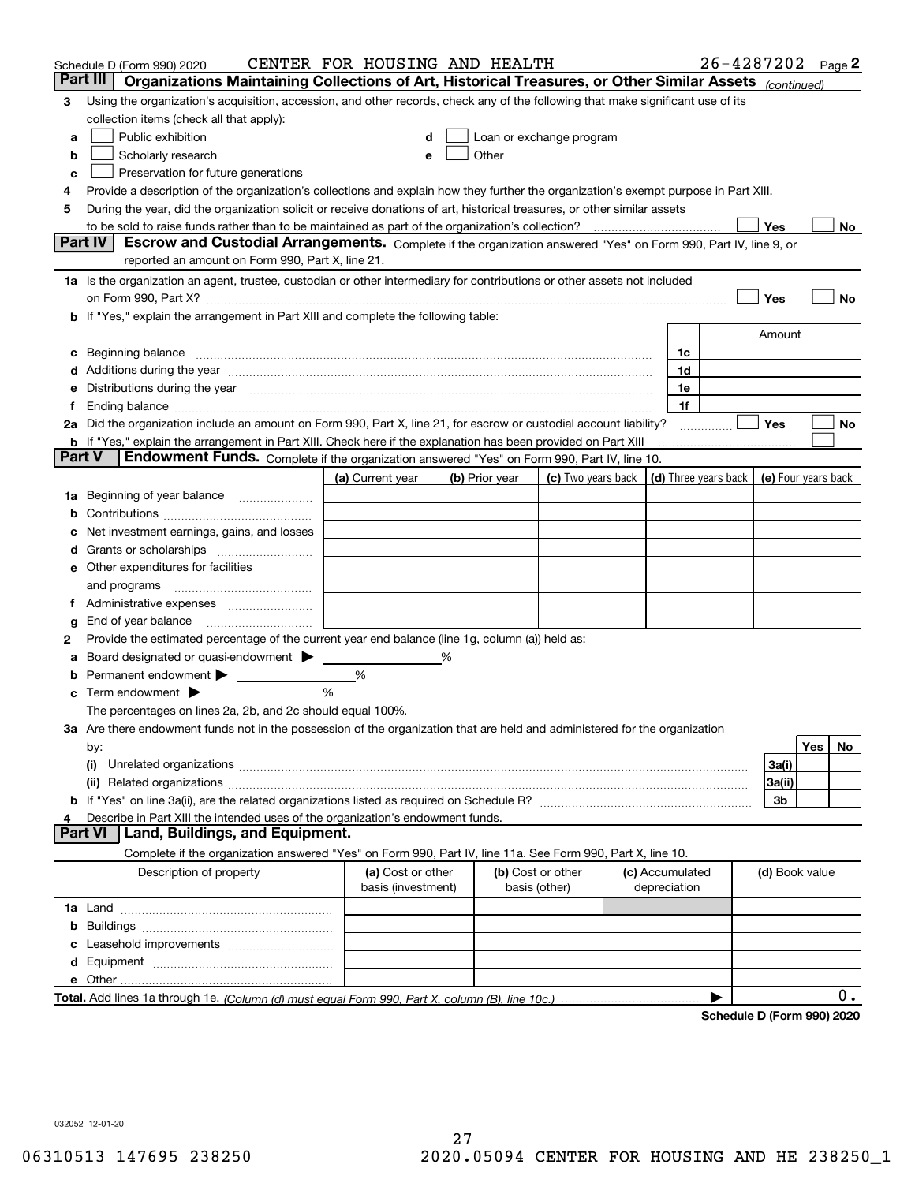Schedule D (Form 990) 2020 CENTER FOR HOUSING AND HEALTH 26-4287202 Page 2

## Part III Organizations Maintaining Collections of Art, Historical Treasures, or Other Similar Assets *(continued)*

**3** Using the organization's acquisition, accession, and other records, check any of the following that make significant use of its collection items (check all that apply):

- **a** ☐ Public exhibition
- **b** ☐ Scholarly research
- **c** ☐ Preservation for future generations
- **d** ☐ Loan or exchange program
- **e** ☐ Other

**4** Provide a description of the organization's collections and explain how they further the organization's exempt purpose in Part XIII.

**5** During the year, did the organization solicit or receive donations of art, historical treasures, or other similar assets to be sold to raise funds rather than to be maintained as part of the organization's collection? ☐ Yes ☐ No

## Part IV Escrow and Custodial Arrangements.

Complete if the organization answered "Yes" on Form 990, Part IV, line 9, or reported an amount on Form 990, Part X, line 21.

**1a** Is the organization an agent, trustee, custodian or other intermediary for contributions or other assets not included on Form 990, Part X? ☐ Yes ☐ No

**b** If "Yes," explain the arrangement in Part XIII and complete the following table:

| | | Amount |
|---|---|---|
| **c** Beginning balance | 1c | |
| **d** Additions during the year | 1d | |
| **e** Distributions during the year | 1e | |
| **f** Ending balance | 1f | |

**2a** Did the organization include an amount on Form 990, Part X, line 21, for escrow or custodial account liability? ☐ Yes ☐ No

**b** If "Yes," explain the arrangement in Part XIII. Check here if the explanation has been provided on Part XIII ☐

## Part V Endowment Funds.

Complete if the organization answered "Yes" on Form 990, Part IV, line 10.

| | (a) Current year | (b) Prior year | (c) Two years back | (d) Three years back | (e) Four years back |
|---|---|---|---|---|---|
| **1a** Beginning of year balance | | | | | |
| **b** Contributions | | | | | |
| **c** Net investment earnings, gains, and losses | | | | | |
| **d** Grants or scholarships | | | | | |
| **e** Other expenditures for facilities and programs | | | | | |
| **f** Administrative expenses | | | | | |
| **g** End of year balance | | | | | |

**2** Provide the estimated percentage of the current year end balance (line 1g, column (a)) held as:

- **a** Board designated or quasi-endowment ▶ ______ %
- **b** Permanent endowment ▶ ______ %
- **c** Term endowment ▶ ______ %

The percentages on lines 2a, 2b, and 2c should equal 100%.

**3a** Are there endowment funds not in the possession of the organization that are held and administered for the organization by:

| | | Yes | No |
|---|---|---|---|
| **(i)** Unrelated organizations | 3a(i) | | |
| **(ii)** Related organizations | 3a(ii) | | |
| **b** If "Yes" on line 3a(ii), are the related organizations listed as required on Schedule R? | 3b | | |

**4** Describe in Part XIII the intended uses of the organization's endowment funds.

## Part VI Land, Buildings, and Equipment.

Complete if the organization answered "Yes" on Form 990, Part IV, line 11a. See Form 990, Part X, line 10.

| Description of property | (a) Cost or other basis (investment) | (b) Cost or other basis (other) | (c) Accumulated depreciation | (d) Book value |
|---|---|---|---|---|
| **1a** Land | | | | |
| **b** Buildings | | | | |
| **c** Leasehold improvements | | | | |
| **d** Equipment | | | | |
| **e** Other | | | | |

**Total.** Add lines 1a through 1e. *(Column (d) must equal Form 990, Part X, column (B), line 10c.)* ▶ 0.

**Schedule D (Form 990) 2020**

032052 12-01-20

06310513 147695 238250 2020.05094 CENTER FOR HOUSING AND HE 238250_1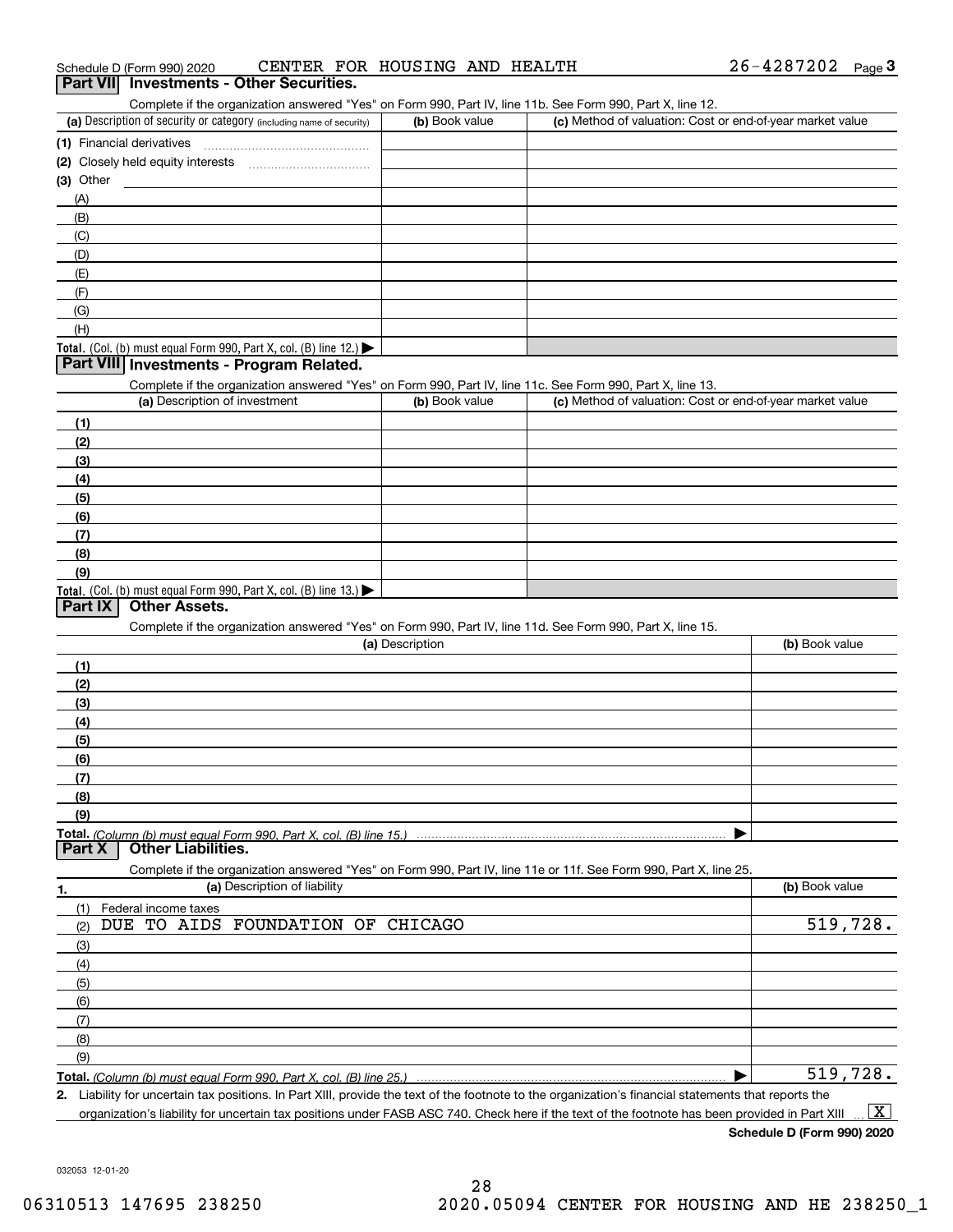Schedule D (Form 990) 2020 CENTER FOR HOUSING AND HEALTH 26-4287202 Page 3

## Part VII Investments - Other Securities.

Complete if the organization answered "Yes" on Form 990, Part IV, line 11b. See Form 990, Part X, line 12.

| (a) Description of security or category (including name of security) | (b) Book value | (c) Method of valuation: Cost or end-of-year market value |
|---|---|---|
| (1) Financial derivatives | | |
| (2) Closely held equity interests | | |
| (3) Other | | |
| (A) | | |
| (B) | | |
| (C) | | |
| (D) | | |
| (E) | | |
| (F) | | |
| (G) | | |
| (H) | | |
| **Total.** (Col. (b) must equal Form 990, Part X, col. (B) line 12.) ▶ | | |

## Part VIII Investments - Program Related.

Complete if the organization answered "Yes" on Form 990, Part IV, line 11c. See Form 990, Part X, line 13.

| (a) Description of investment | (b) Book value | (c) Method of valuation: Cost or end-of-year market value |
|---|---|---|
| (1) | | |
| (2) | | |
| (3) | | |
| (4) | | |
| (5) | | |
| (6) | | |
| (7) | | |
| (8) | | |
| (9) | | |
| **Total.** (Col. (b) must equal Form 990, Part X, col. (B) line 13.) ▶ | | |

## Part IX Other Assets.

Complete if the organization answered "Yes" on Form 990, Part IV, line 11d. See Form 990, Part X, line 15.

| (a) Description | (b) Book value |
|---|---|
| (1) | |
| (2) | |
| (3) | |
| (4) | |
| (5) | |
| (6) | |
| (7) | |
| (8) | |
| (9) | |
| **Total.** *(Column (b) must equal Form 990, Part X, col. (B) line 15.)* ▶ | |

## Part X Other Liabilities.

Complete if the organization answered "Yes" on Form 990, Part IV, line 11e or 11f. See Form 990, Part X, line 25.

| 1. (a) Description of liability | (b) Book value |
|---|---|
| (1) Federal income taxes | |
| (2) DUE TO AIDS FOUNDATION OF CHICAGO | 519,728. |
| (3) | |
| (4) | |
| (5) | |
| (6) | |
| (7) | |
| (8) | |
| (9) | |
| **Total.** *(Column (b) must equal Form 990, Part X, col. (B) line 25.)* ▶ | 519,728. |

2. Liability for uncertain tax positions. In Part XIII, provide the text of the footnote to the organization's financial statements that reports the organization's liability for uncertain tax positions under FASB ASC 740. Check here if the text of the footnote has been provided in Part XIII ... [X]

**Schedule D (Form 990) 2020**

032053 12-01-20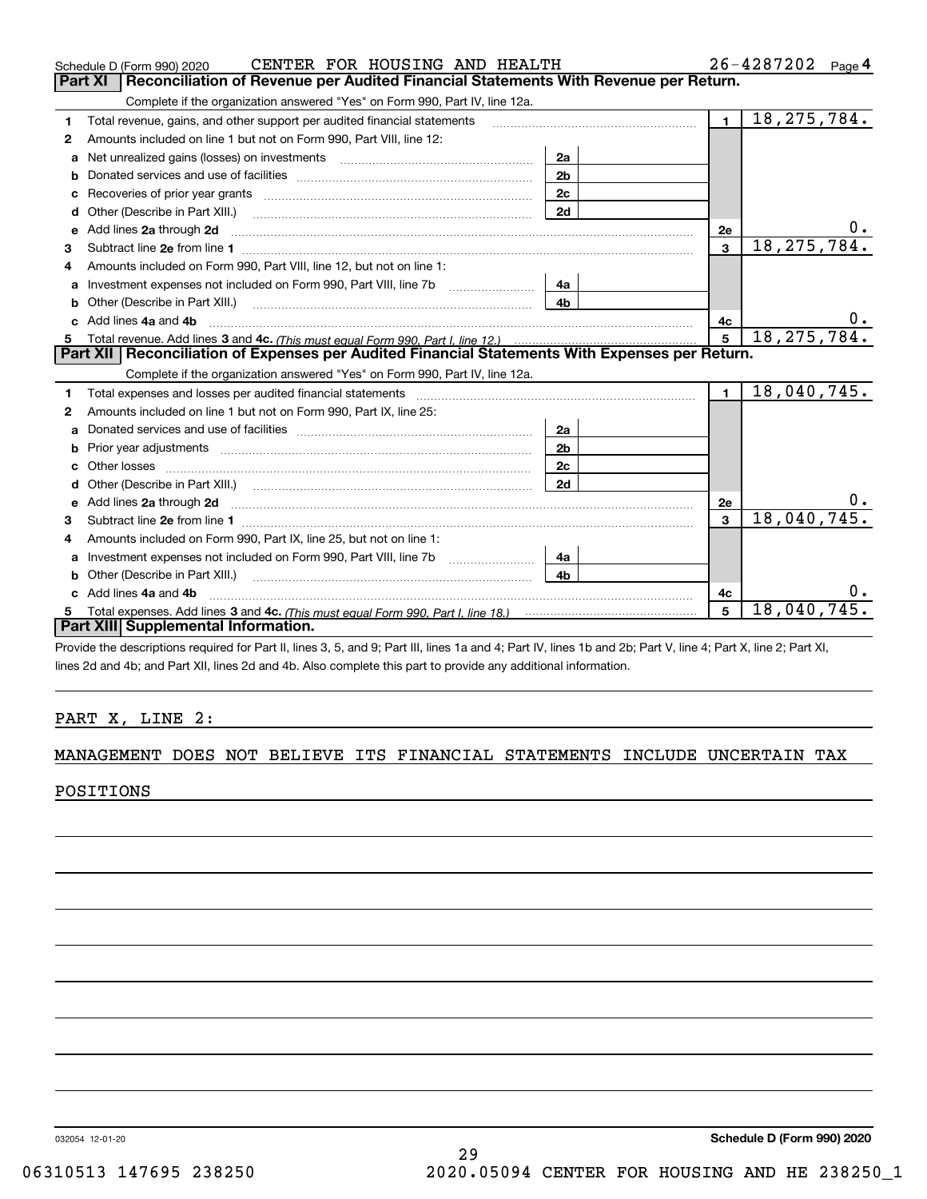Schedule D (Form 990) 2020 CENTER FOR HOUSING AND HEALTH 26-4287202 Page 4

## Part XI Reconciliation of Revenue per Audited Financial Statements With Revenue per Return.

Complete if the organization answered "Yes" on Form 990, Part IV, line 12a.

| | | | | | |
|---|---|---|---|---|---|
| 1 | Total revenue, gains, and other support per audited financial statements | | | 1 | 18,275,784. |
| 2 | Amounts included on line 1 but not on Form 990, Part VIII, line 12: | | | | |
| a | Net unrealized gains (losses) on investments | 2a | | | |
| b | Donated services and use of facilities | 2b | | | |
| c | Recoveries of prior year grants | 2c | | | |
| d | Other (Describe in Part XIII.) | 2d | | | |
| e | Add lines 2a through 2d | | | 2e | 0. |
| 3 | Subtract line 2e from line 1 | | | 3 | 18,275,784. |
| 4 | Amounts included on Form 990, Part VIII, line 12, but not on line 1: | | | | |
| a | Investment expenses not included on Form 990, Part VIII, line 7b | 4a | | | |
| b | Other (Describe in Part XIII.) | 4b | | | |
| c | Add lines 4a and 4b | | | 4c | 0. |
| 5 | Total revenue. Add lines 3 and 4c. *(This must equal Form 990, Part I, line 12.)* | | | 5 | 18,275,784. |

## Part XII Reconciliation of Expenses per Audited Financial Statements With Expenses per Return.

Complete if the organization answered "Yes" on Form 990, Part IV, line 12a.

| | | | | | |
|---|---|---|---|---|---|
| 1 | Total expenses and losses per audited financial statements | | | 1 | 18,040,745. |
| 2 | Amounts included on line 1 but not on Form 990, Part IX, line 25: | | | | |
| a | Donated services and use of facilities | 2a | | | |
| b | Prior year adjustments | 2b | | | |
| c | Other losses | 2c | | | |
| d | Other (Describe in Part XIII.) | 2d | | | |
| e | Add lines 2a through 2d | | | 2e | 0. |
| 3 | Subtract line 2e from line 1 | | | 3 | 18,040,745. |
| 4 | Amounts included on Form 990, Part IX, line 25, but not on line 1: | | | | |
| a | Investment expenses not included on Form 990, Part VIII, line 7b | 4a | | | |
| b | Other (Describe in Part XIII.) | 4b | | | |
| c | Add lines 4a and 4b | | | 4c | 0. |
| 5 | Total expenses. Add lines 3 and 4c. *(This must equal Form 990, Part I, line 18.)* | | | 5 | 18,040,745. |

## Part XIII Supplemental Information.

Provide the descriptions required for Part II, lines 3, 5, and 9; Part III, lines 1a and 4; Part IV, lines 1b and 2b; Part V, line 4; Part X, line 2; Part XI, lines 2d and 4b; and Part XII, lines 2d and 4b. Also complete this part to provide any additional information.

PART X, LINE 2:

MANAGEMENT DOES NOT BELIEVE ITS FINANCIAL STATEMENTS INCLUDE UNCERTAIN TAX POSITIONS

032054 12-01-20 Schedule D (Form 990) 2020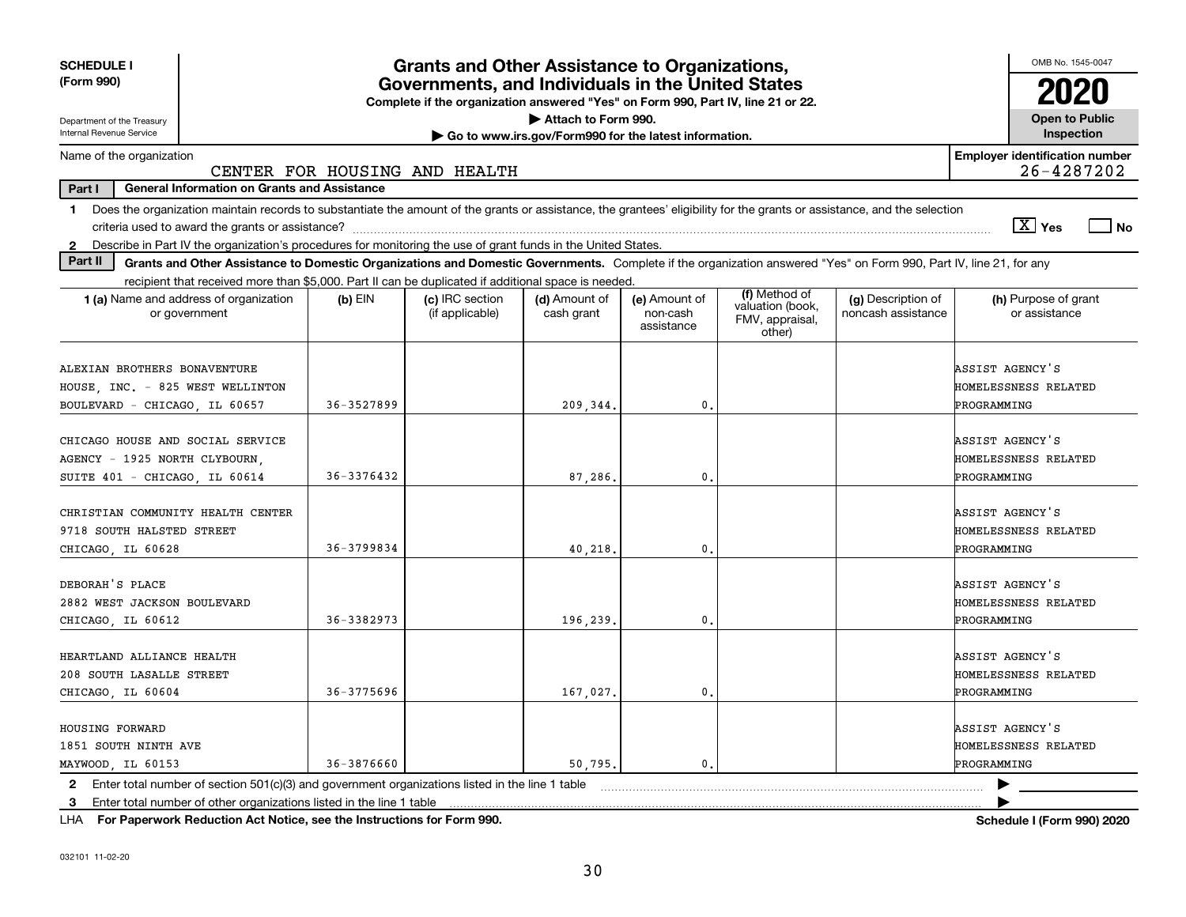**SCHEDULE I (Form 990)**

Department of the Treasury
Internal Revenue Service

# Grants and Other Assistance to Organizations, Governments, and Individuals in the United States

**Complete if the organization answered "Yes" on Form 990, Part IV, line 21 or 22.**
**▶ Attach to Form 990.**
**▶ Go to www.irs.gov/Form990 for the latest information.**

OMB No. 1545-0047
**2020**
**Open to Public Inspection**

Name of the organization: CENTER FOR HOUSING AND HEALTH

**Employer identification number:** 26-4287202

**Part I — General Information on Grants and Assistance**

1 Does the organization maintain records to substantiate the amount of the grants or assistance, the grantees' eligibility for the grants or assistance, and the selection criteria used to award the grants or assistance? [X] Yes [ ] No

2 Describe in Part IV the organization's procedures for monitoring the use of grant funds in the United States.

**Part II — Grants and Other Assistance to Domestic Organizations and Domestic Governments.** Complete if the organization answered "Yes" on Form 990, Part IV, line 21, for any recipient that received more than $5,000. Part II can be duplicated if additional space is needed.

| 1 (a) Name and address of organization or government | (b) EIN | (c) IRC section (if applicable) | (d) Amount of cash grant | (e) Amount of non-cash assistance | (f) Method of valuation (book, FMV, appraisal, other) | (g) Description of noncash assistance | (h) Purpose of grant or assistance |
|---|---|---|---|---|---|---|---|
| ALEXIAN BROTHERS BONAVENTURE HOUSE, INC. - 825 WEST WELLINTON BOULEVARD - CHICAGO, IL 60657 | 36-3527899 | | 209,344. | 0. | | | ASSIST AGENCY'S HOMELESSNESS RELATED PROGRAMMING |
| CHICAGO HOUSE AND SOCIAL SERVICE AGENCY - 1925 NORTH CLYBOURN, SUITE 401 - CHICAGO, IL 60614 | 36-3376432 | | 87,286. | 0. | | | ASSIST AGENCY'S HOMELESSNESS RELATED PROGRAMMING |
| CHRISTIAN COMMUNITY HEALTH CENTER 9718 SOUTH HALSTED STREET CHICAGO, IL 60628 | 36-3799834 | | 40,218. | 0. | | | ASSIST AGENCY'S HOMELESSNESS RELATED PROGRAMMING |
| DEBORAH'S PLACE 2882 WEST JACKSON BOULEVARD CHICAGO, IL 60612 | 36-3382973 | | 196,239. | 0. | | | ASSIST AGENCY'S HOMELESSNESS RELATED PROGRAMMING |
| HEARTLAND ALLIANCE HEALTH 208 SOUTH LASALLE STREET CHICAGO, IL 60604 | 36-3775696 | | 167,027. | 0. | | | ASSIST AGENCY'S HOMELESSNESS RELATED PROGRAMMING |
| HOUSING FORWARD 1851 SOUTH NINTH AVE MAYWOOD, IL 60153 | 36-3876660 | | 50,795. | 0. | | | ASSIST AGENCY'S HOMELESSNESS RELATED PROGRAMMING |

2 Enter total number of section 501(c)(3) and government organizations listed in the line 1 table ▶

3 Enter total number of other organizations listed in the line 1 table ▶

LHA **For Paperwork Reduction Act Notice, see the Instructions for Form 990.** **Schedule I (Form 990) 2020**

032101 11-02-20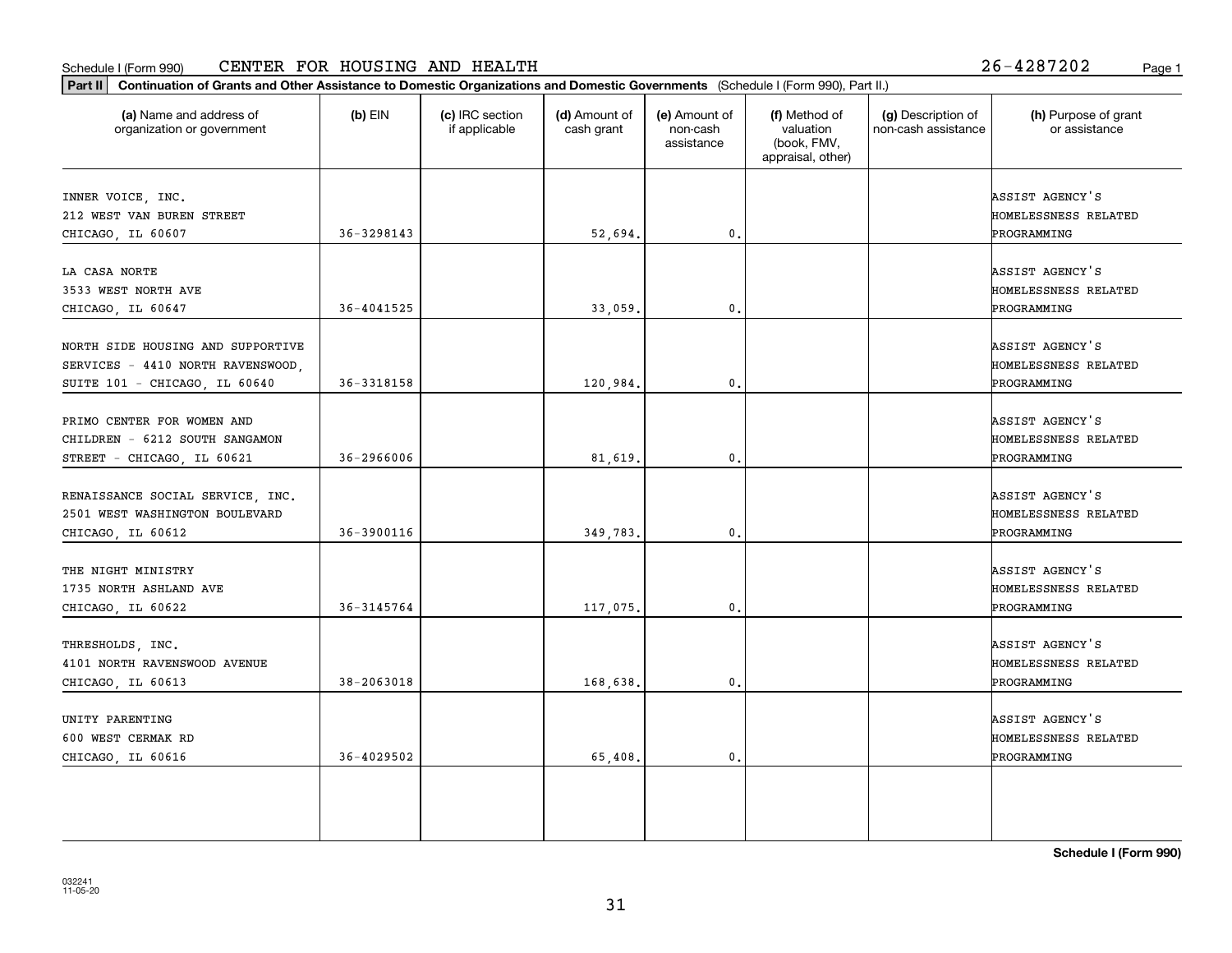Schedule I (Form 990) CENTER FOR HOUSING AND HEALTH 26-4287202

**Part II Continuation of Grants and Other Assistance to Domestic Organizations and Domestic Governments** (Schedule I (Form 990), Part II.)

| (a) Name and address of organization or government | (b) EIN | (c) IRC section if applicable | (d) Amount of cash grant | (e) Amount of non-cash assistance | (f) Method of valuation (book, FMV, appraisal, other) | (g) Description of non-cash assistance | (h) Purpose of grant or assistance |
|---|---|---|---|---|---|---|---|
| INNER VOICE, INC. 212 WEST VAN BUREN STREET CHICAGO, IL 60607 | 36-3298143 | | 52,694. | 0. | | | ASSIST AGENCY'S HOMELESSNESS RELATED PROGRAMMING |
| LA CASA NORTE 3533 WEST NORTH AVE CHICAGO, IL 60647 | 36-4041525 | | 33,059. | 0. | | | ASSIST AGENCY'S HOMELESSNESS RELATED PROGRAMMING |
| NORTH SIDE HOUSING AND SUPPORTIVE SERVICES - 4410 NORTH RAVENSWOOD, SUITE 101 - CHICAGO, IL 60640 | 36-3318158 | | 120,984. | 0. | | | ASSIST AGENCY'S HOMELESSNESS RELATED PROGRAMMING |
| PRIMO CENTER FOR WOMEN AND CHILDREN - 6212 SOUTH SANGAMON STREET - CHICAGO, IL 60621 | 36-2966006 | | 81,619. | 0. | | | ASSIST AGENCY'S HOMELESSNESS RELATED PROGRAMMING |
| RENAISSANCE SOCIAL SERVICE, INC. 2501 WEST WASHINGTON BOULEVARD CHICAGO, IL 60612 | 36-3900116 | | 349,783. | 0. | | | ASSIST AGENCY'S HOMELESSNESS RELATED PROGRAMMING |
| THE NIGHT MINISTRY 1735 NORTH ASHLAND AVE CHICAGO, IL 60622 | 36-3145764 | | 117,075. | 0. | | | ASSIST AGENCY'S HOMELESSNESS RELATED PROGRAMMING |
| THRESHOLDS, INC. 4101 NORTH RAVENSWOOD AVENUE CHICAGO, IL 60613 | 38-2063018 | | 168,638. | 0. | | | ASSIST AGENCY'S HOMELESSNESS RELATED PROGRAMMING |
| UNITY PARENTING 600 WEST CERMAK RD CHICAGO, IL 60616 | 36-4029502 | | 65,408. | 0. | | | ASSIST AGENCY'S HOMELESSNESS RELATED PROGRAMMING |

**Schedule I (Form 990)**

032241
11-05-20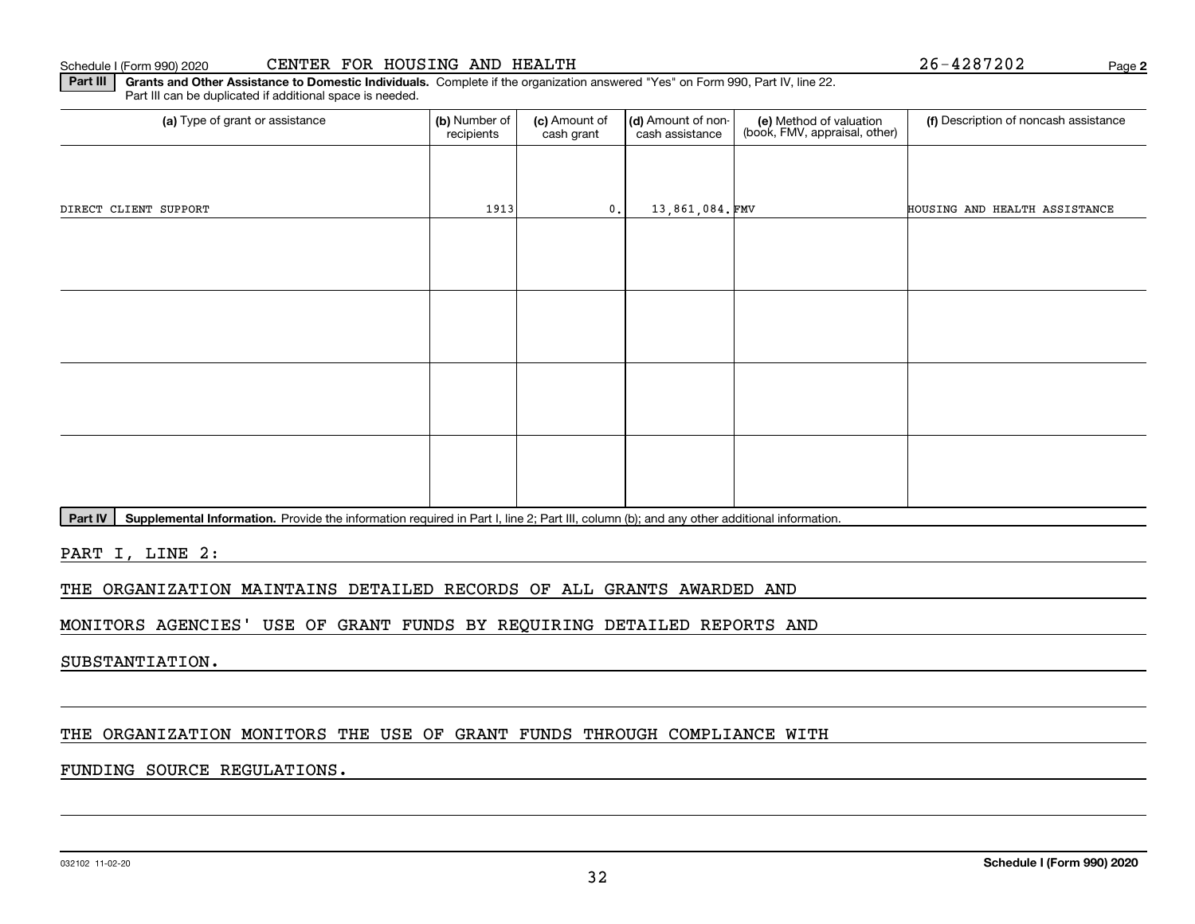Schedule I (Form 990) 2020 CENTER FOR HOUSING AND HEALTH 26-4287202 Page **2**

**Part III** **Grants and Other Assistance to Domestic Individuals.** Complete if the organization answered "Yes" on Form 990, Part IV, line 22. Part III can be duplicated if additional space is needed.

| (a) Type of grant or assistance | (b) Number of recipients | (c) Amount of cash grant | (d) Amount of non-cash assistance | (e) Method of valuation (book, FMV, appraisal, other) | (f) Description of noncash assistance |
|---|---|---|---|---|---|
| DIRECT CLIENT SUPPORT | 1913 | 0. | 13,861,084. | FMV | HOUSING AND HEALTH ASSISTANCE |
| | | | | | |
| | | | | | |
| | | | | | |
| | | | | | |

**Part IV** **Supplemental Information.** Provide the information required in Part I, line 2; Part III, column (b); and any other additional information.

PART I, LINE 2:

THE ORGANIZATION MAINTAINS DETAILED RECORDS OF ALL GRANTS AWARDED AND MONITORS AGENCIES' USE OF GRANT FUNDS BY REQUIRING DETAILED REPORTS AND SUBSTANTIATION.

THE ORGANIZATION MONITORS THE USE OF GRANT FUNDS THROUGH COMPLIANCE WITH FUNDING SOURCE REGULATIONS.

032102 11-02-20 **Schedule I (Form 990) 2020**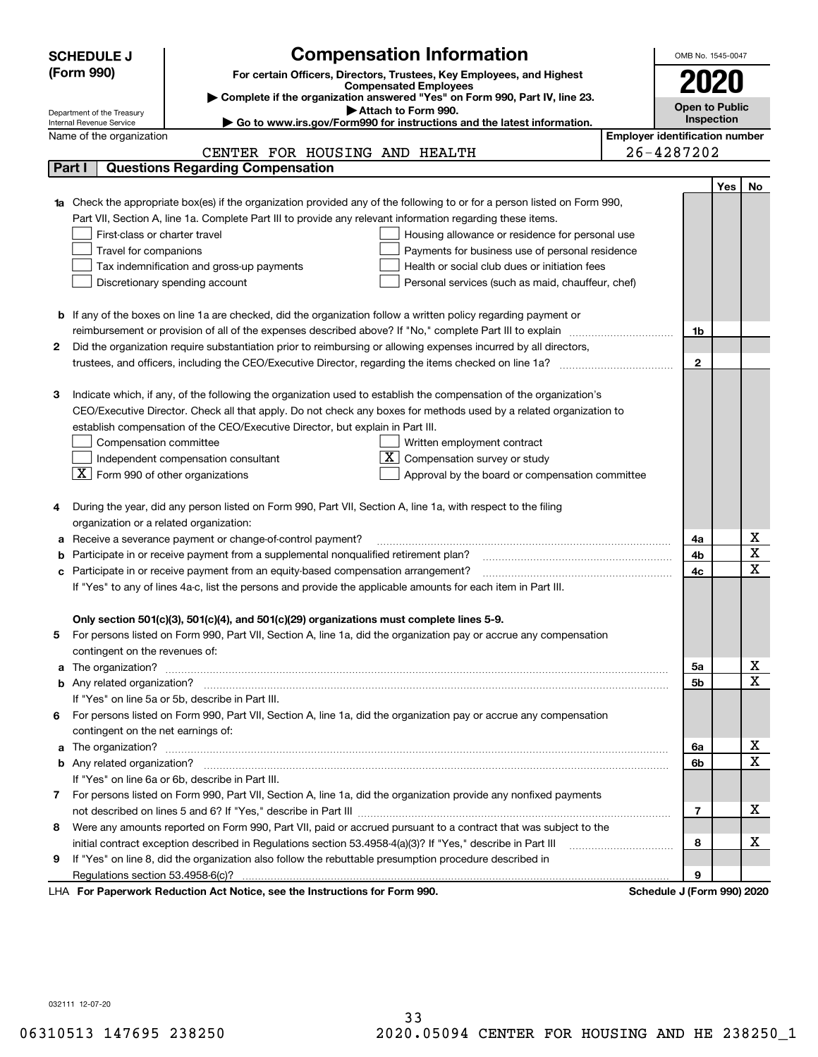**SCHEDULE J (Form 990)**

Department of the Treasury
Internal Revenue Service

# Compensation Information

**For certain Officers, Directors, Trustees, Key Employees, and Highest Compensated Employees**

▶ **Complete if the organization answered "Yes" on Form 990, Part IV, line 23.**

▶ **Attach to Form 990.**

▶ **Go to www.irs.gov/Form990 for instructions and the latest information.**

OMB No. 1545-0047

**2020**

**Open to Public Inspection**

Name of the organization: CENTER FOR HOUSING AND HEALTH

**Employer identification number:** 26-4287202

## Part I Questions Regarding Compensation

| | | Yes | No |
|---|---|---|---|
| **1a** Check the appropriate box(es) if the organization provided any of the following to or for a person listed on Form 990, Part VII, Section A, line 1a. Complete Part III to provide any relevant information regarding these items.<br>☐ First-class or charter travel ☐ Housing allowance or residence for personal use<br>☐ Travel for companions ☐ Payments for business use of personal residence<br>☐ Tax indemnification and gross-up payments ☐ Health or social club dues or initiation fees<br>☐ Discretionary spending account ☐ Personal services (such as maid, chauffeur, chef) | | | |
| **b** If any of the boxes on line 1a are checked, did the organization follow a written policy regarding payment or reimbursement or provision of all of the expenses described above? If "No," complete Part III to explain | 1b | | |
| **2** Did the organization require substantiation prior to reimbursing or allowing expenses incurred by all directors, trustees, and officers, including the CEO/Executive Director, regarding the items checked on line 1a? | 2 | | |
| **3** Indicate which, if any, of the following the organization used to establish the compensation of the organization's CEO/Executive Director. Check all that apply. Do not check any boxes for methods used by a related organization to establish compensation of the CEO/Executive Director, but explain in Part III.<br>☐ Compensation committee ☐ Written employment contract<br>☐ Independent compensation consultant ☒ Compensation survey or study<br>☒ Form 990 of other organizations ☐ Approval by the board or compensation committee | | | |
| **4** During the year, did any person listed on Form 990, Part VII, Section A, line 1a, with respect to the filing organization or a related organization: | | | |
| **a** Receive a severance payment or change-of-control payment? | 4a | | X |
| **b** Participate in or receive payment from a supplemental nonqualified retirement plan? | 4b | | X |
| **c** Participate in or receive payment from an equity-based compensation arrangement? | 4c | | X |
| If "Yes" to any of lines 4a-c, list the persons and provide the applicable amounts for each item in Part III. | | | |
| **Only section 501(c)(3), 501(c)(4), and 501(c)(29) organizations must complete lines 5-9.** | | | |
| **5** For persons listed on Form 990, Part VII, Section A, line 1a, did the organization pay or accrue any compensation contingent on the revenues of: | | | |
| **a** The organization? | 5a | | X |
| **b** Any related organization? | 5b | | X |
| If "Yes" on line 5a or 5b, describe in Part III. | | | |
| **6** For persons listed on Form 990, Part VII, Section A, line 1a, did the organization pay or accrue any compensation contingent on the net earnings of: | | | |
| **a** The organization? | 6a | | X |
| **b** Any related organization? | 6b | | X |
| If "Yes" on line 6a or 6b, describe in Part III. | | | |
| **7** For persons listed on Form 990, Part VII, Section A, line 1a, did the organization provide any nonfixed payments not described on lines 5 and 6? If "Yes," describe in Part III | 7 | | X |
| **8** Were any amounts reported on Form 990, Part VII, paid or accrued pursuant to a contract that was subject to the initial contract exception described in Regulations section 53.4958-4(a)(3)? If "Yes," describe in Part III | 8 | | X |
| **9** If "Yes" on line 8, did the organization also follow the rebuttable presumption procedure described in Regulations section 53.4958-6(c)? | 9 | | |

LHA **For Paperwork Reduction Act Notice, see the Instructions for Form 990.** **Schedule J (Form 990) 2020**

032111 12-07-20

06310513 147695 238250 2020.05094 CENTER FOR HOUSING AND HE 238250_1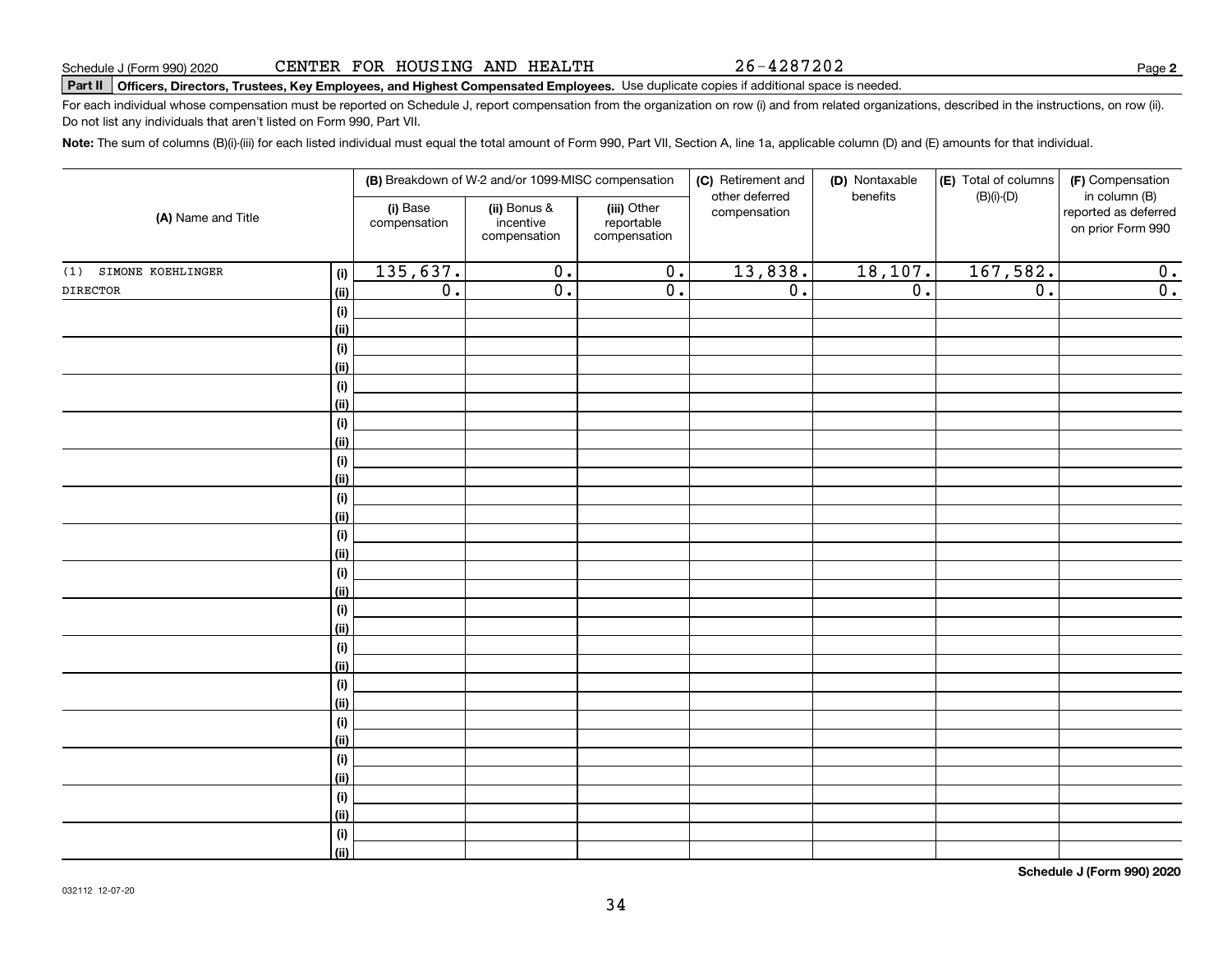Schedule J (Form 990) 2020 CENTER FOR HOUSING AND HEALTH 26-4287202

**Part II Officers, Directors, Trustees, Key Employees, and Highest Compensated Employees.** Use duplicate copies if additional space is needed.

For each individual whose compensation must be reported on Schedule J, report compensation from the organization on row (i) and from related organizations, described in the instructions, on row (ii). Do not list any individuals that aren't listed on Form 990, Part VII.

**Note:** The sum of columns (B)(i)-(iii) for each listed individual must equal the total amount of Form 990, Part VII, Section A, line 1a, applicable column (D) and (E) amounts for that individual.

| (A) Name and Title | | (B) Breakdown of W-2 and/or 1099-MISC compensation | | | (C) Retirement and other deferred compensation | (D) Nontaxable benefits | (E) Total of columns (B)(i)-(D) | (F) Compensation in column (B) reported as deferred on prior Form 990 |
|---|---|---|---|---|---|---|---|---|
| | | (i) Base compensation | (ii) Bonus & incentive compensation | (iii) Other reportable compensation | | | | |
| (1) SIMONE KOEHLINGER | (i) | 135,637. | 0. | 0. | 13,838. | 18,107. | 167,582. | 0. |
| DIRECTOR | (ii) | 0. | 0. | 0. | 0. | 0. | 0. | 0. |

Schedule J (Form 990) 2020

032112 12-07-20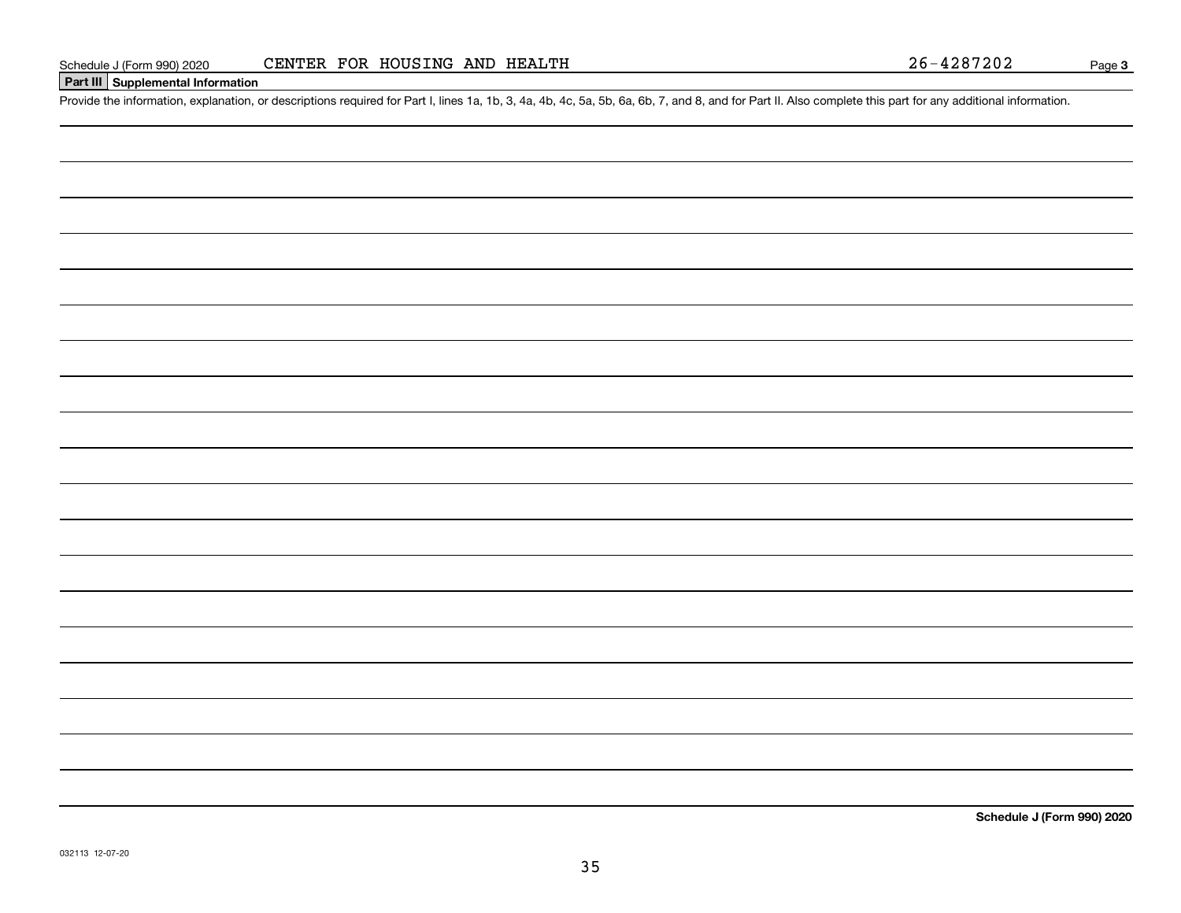Schedule J (Form 990) 2020 CENTER FOR HOUSING AND HEALTH 26-4287202 Page **3**

## Part III Supplemental Information

Provide the information, explanation, or descriptions required for Part I, lines 1a, 1b, 3, 4a, 4b, 4c, 5a, 5b, 6a, 6b, 7, and 8, and for Part II. Also complete this part for any additional information.

**Schedule J (Form 990) 2020**

032113 12-07-20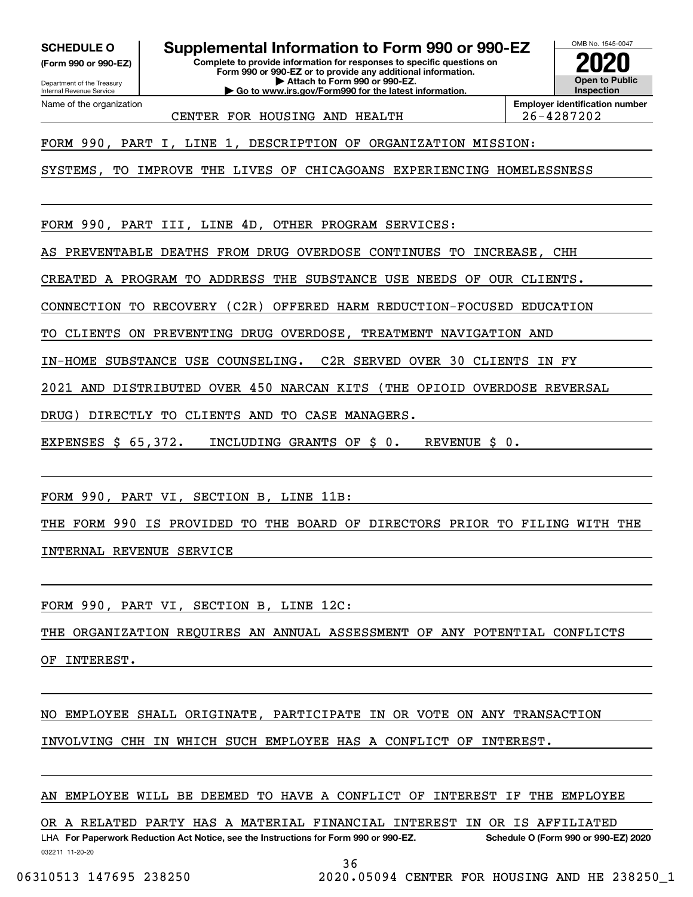**SCHEDULE O**
**(Form 990 or 990-EZ)**

Department of the Treasury
Internal Revenue Service

# Supplemental Information to Form 990 or 990-EZ

**Complete to provide information for responses to specific questions on Form 990 or 990-EZ or to provide any additional information.**
**▶ Attach to Form 990 or 990-EZ.**
**▶ Go to www.irs.gov/Form990 for the latest information.**

OMB No. 1545-0047

**2020**

**Open to Public Inspection**

Name of the organization: CENTER FOR HOUSING AND HEALTH

**Employer identification number:** 26-4287202

FORM 990, PART I, LINE 1, DESCRIPTION OF ORGANIZATION MISSION:

SYSTEMS, TO IMPROVE THE LIVES OF CHICAGOANS EXPERIENCING HOMELESSNESS

FORM 990, PART III, LINE 4D, OTHER PROGRAM SERVICES:

AS PREVENTABLE DEATHS FROM DRUG OVERDOSE CONTINUES TO INCREASE, CHH CREATED A PROGRAM TO ADDRESS THE SUBSTANCE USE NEEDS OF OUR CLIENTS. CONNECTION TO RECOVERY (C2R) OFFERED HARM REDUCTION-FOCUSED EDUCATION TO CLIENTS ON PREVENTING DRUG OVERDOSE, TREATMENT NAVIGATION AND IN-HOME SUBSTANCE USE COUNSELING. C2R SERVED OVER 30 CLIENTS IN FY 2021 AND DISTRIBUTED OVER 450 NARCAN KITS (THE OPIOID OVERDOSE REVERSAL DRUG) DIRECTLY TO CLIENTS AND TO CASE MANAGERS.

EXPENSES $ 65,372. INCLUDING GRANTS OF $ 0. REVENUE $ 0.

FORM 990, PART VI, SECTION B, LINE 11B:

THE FORM 990 IS PROVIDED TO THE BOARD OF DIRECTORS PRIOR TO FILING WITH THE INTERNAL REVENUE SERVICE

FORM 990, PART VI, SECTION B, LINE 12C:

THE ORGANIZATION REQUIRES AN ANNUAL ASSESSMENT OF ANY POTENTIAL CONFLICTS OF INTEREST.

NO EMPLOYEE SHALL ORIGINATE, PARTICIPATE IN OR VOTE ON ANY TRANSACTION INVOLVING CHH IN WHICH SUCH EMPLOYEE HAS A CONFLICT OF INTEREST.

AN EMPLOYEE WILL BE DEEMED TO HAVE A CONFLICT OF INTEREST IF THE EMPLOYEE OR A RELATED PARTY HAS A MATERIAL FINANCIAL INTEREST IN OR IS AFFILIATED

LHA **For Paperwork Reduction Act Notice, see the Instructions for Form 990 or 990-EZ.** **Schedule O (Form 990 or 990-EZ) 2020**

032211 11-20-20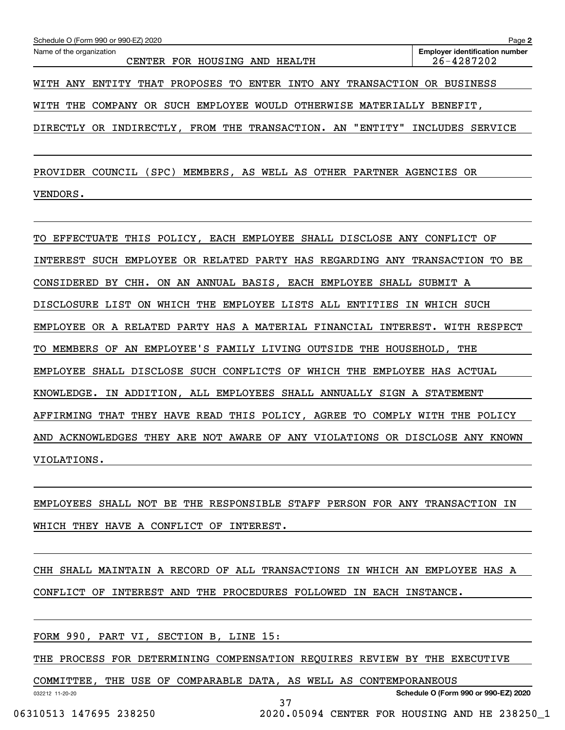Name of the organization: CENTER FOR HOUSING AND HEALTH

Employer identification number: 26-4287202

WITH ANY ENTITY THAT PROPOSES TO ENTER INTO ANY TRANSACTION OR BUSINESS WITH THE COMPANY OR SUCH EMPLOYEE WOULD OTHERWISE MATERIALLY BENEFIT, DIRECTLY OR INDIRECTLY, FROM THE TRANSACTION. AN "ENTITY" INCLUDES SERVICE PROVIDER COUNCIL (SPC) MEMBERS, AS WELL AS OTHER PARTNER AGENCIES OR VENDORS.

TO EFFECTUATE THIS POLICY, EACH EMPLOYEE SHALL DISCLOSE ANY CONFLICT OF INTEREST SUCH EMPLOYEE OR RELATED PARTY HAS REGARDING ANY TRANSACTION TO BE CONSIDERED BY CHH. ON AN ANNUAL BASIS, EACH EMPLOYEE SHALL SUBMIT A DISCLOSURE LIST ON WHICH THE EMPLOYEE LISTS ALL ENTITIES IN WHICH SUCH EMPLOYEE OR A RELATED PARTY HAS A MATERIAL FINANCIAL INTEREST. WITH RESPECT TO MEMBERS OF AN EMPLOYEE'S FAMILY LIVING OUTSIDE THE HOUSEHOLD, THE EMPLOYEE SHALL DISCLOSE SUCH CONFLICTS OF WHICH THE EMPLOYEE HAS ACTUAL KNOWLEDGE. IN ADDITION, ALL EMPLOYEES SHALL ANNUALLY SIGN A STATEMENT AFFIRMING THAT THEY HAVE READ THIS POLICY, AGREE TO COMPLY WITH THE POLICY AND ACKNOWLEDGES THEY ARE NOT AWARE OF ANY VIOLATIONS OR DISCLOSE ANY KNOWN VIOLATIONS.

EMPLOYEES SHALL NOT BE THE RESPONSIBLE STAFF PERSON FOR ANY TRANSACTION IN WHICH THEY HAVE A CONFLICT OF INTEREST.

CHH SHALL MAINTAIN A RECORD OF ALL TRANSACTIONS IN WHICH AN EMPLOYEE HAS A CONFLICT OF INTEREST AND THE PROCEDURES FOLLOWED IN EACH INSTANCE.

FORM 990, PART VI, SECTION B, LINE 15:

THE PROCESS FOR DETERMINING COMPENSATION REQUIRES REVIEW BY THE EXECUTIVE COMMITTEE, THE USE OF COMPARABLE DATA, AS WELL AS CONTEMPORANEOUS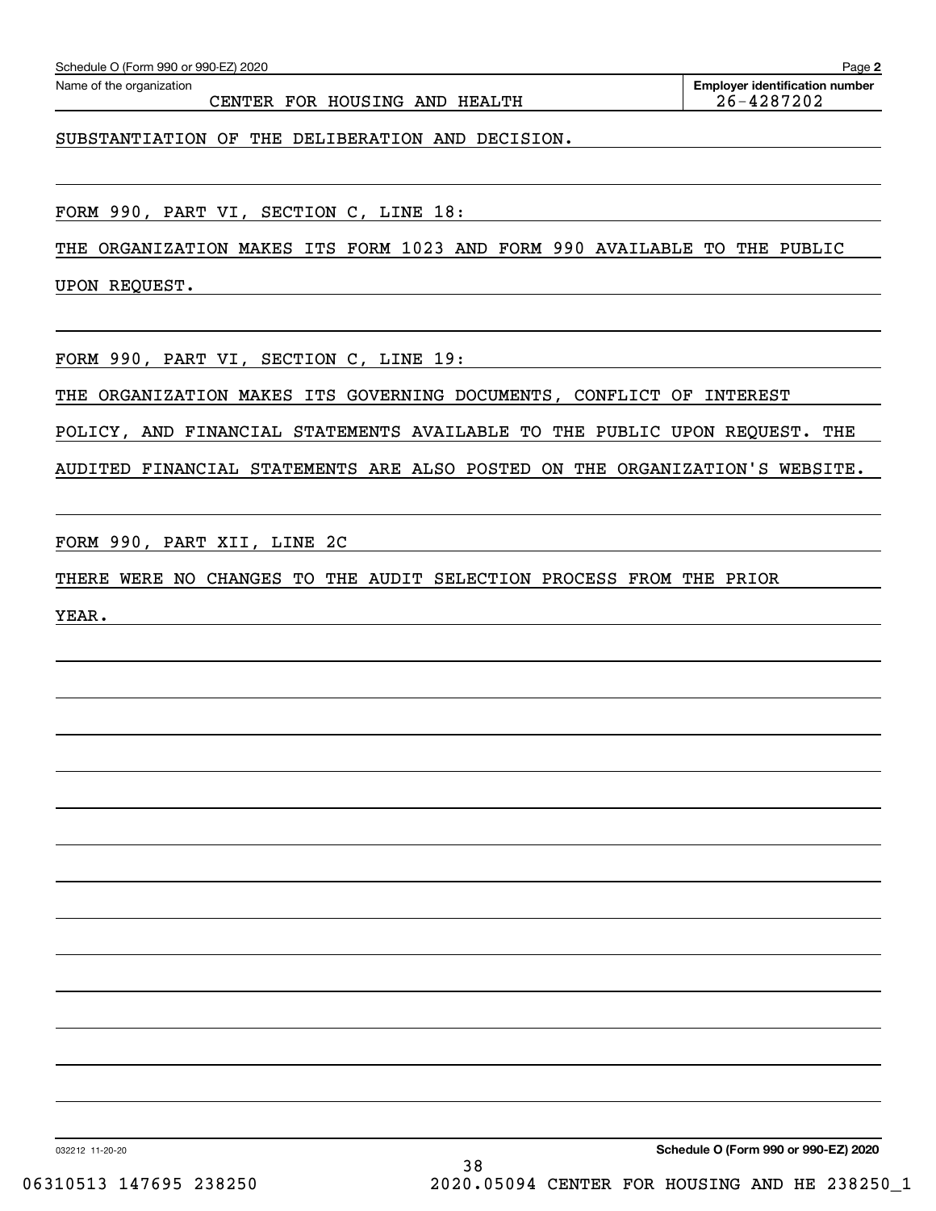Name of the organization: CENTER FOR HOUSING AND HEALTH

Employer identification number: 26-4287202

SUBSTANTIATION OF THE DELIBERATION AND DECISION.

FORM 990, PART VI, SECTION C, LINE 18:

THE ORGANIZATION MAKES ITS FORM 1023 AND FORM 990 AVAILABLE TO THE PUBLIC UPON REQUEST.

FORM 990, PART VI, SECTION C, LINE 19:

THE ORGANIZATION MAKES ITS GOVERNING DOCUMENTS, CONFLICT OF INTEREST POLICY, AND FINANCIAL STATEMENTS AVAILABLE TO THE PUBLIC UPON REQUEST. THE AUDITED FINANCIAL STATEMENTS ARE ALSO POSTED ON THE ORGANIZATION'S WEBSITE.

FORM 990, PART XII, LINE 2C

THERE WERE NO CHANGES TO THE AUDIT SELECTION PROCESS FROM THE PRIOR YEAR.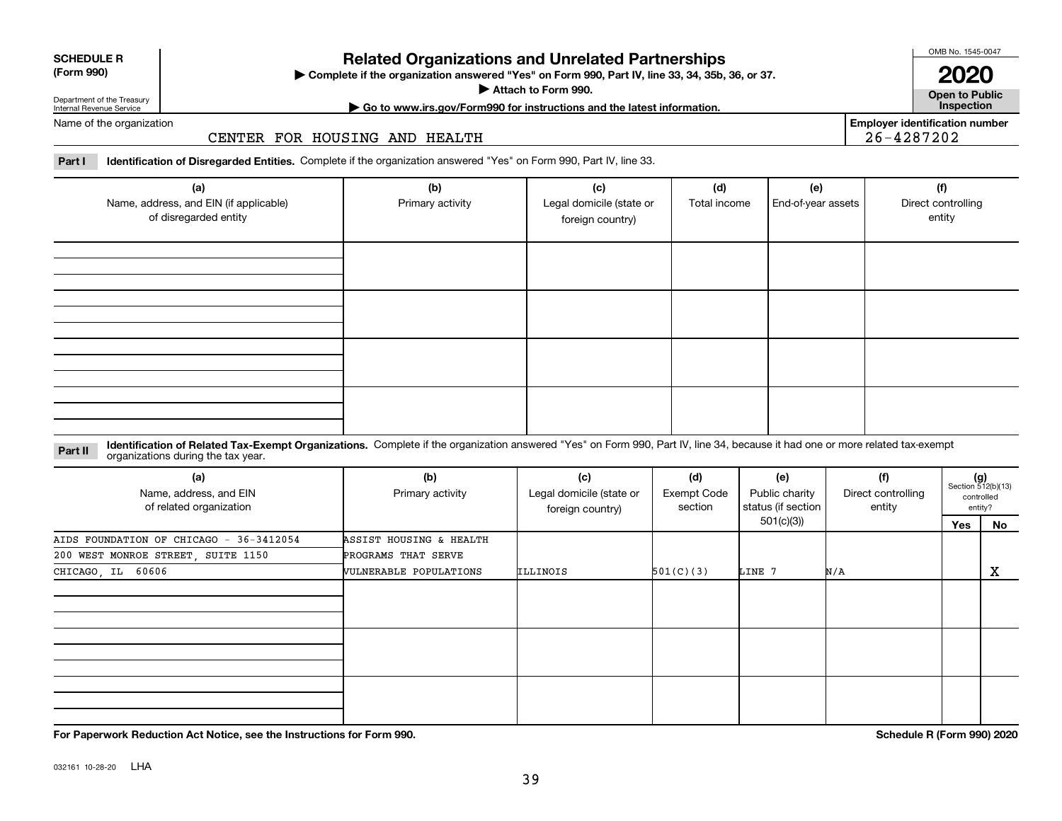**SCHEDULE R (Form 990)**

Department of the Treasury
Internal Revenue Service

# Related Organizations and Unrelated Partnerships

▶ Complete if the organization answered "Yes" on Form 990, Part IV, line 33, 34, 35b, 36, or 37.

▶ Attach to Form 990.

▶ Go to www.irs.gov/Form990 for instructions and the latest information.

OMB No. 1545-0047

**2020**

**Open to Public Inspection**

Name of the organization: CENTER FOR HOUSING AND HEALTH

Employer identification number: 26-4287202

**Part I** **Identification of Disregarded Entities.** Complete if the organization answered "Yes" on Form 990, Part IV, line 33.

| (a) Name, address, and EIN (if applicable) of disregarded entity | (b) Primary activity | (c) Legal domicile (state or foreign country) | (d) Total income | (e) End-of-year assets | (f) Direct controlling entity |
|---|---|---|---|---|---|
| | | | | | |
| | | | | | |
| | | | | | |
| | | | | | |

**Part II** **Identification of Related Tax-Exempt Organizations.** Complete if the organization answered "Yes" on Form 990, Part IV, line 34, because it had one or more related tax-exempt organizations during the tax year.

| (a) Name, address, and EIN of related organization | (b) Primary activity | (c) Legal domicile (state or foreign country) | (d) Exempt Code section | (e) Public charity status (if section 501(c)(3)) | (f) Direct controlling entity | (g) Section 512(b)(13) controlled entity? Yes | No |
|---|---|---|---|---|---|---|---|
| AIDS FOUNDATION OF CHICAGO - 36-3412054 200 WEST MONROE STREET, SUITE 1150 CHICAGO, IL 60606 | ASSIST HOUSING & HEALTH PROGRAMS THAT SERVE VULNERABLE POPULATIONS | ILLINOIS | 501(C)(3) | LINE 7 | N/A | | X |
| | | | | | | | |
| | | | | | | | |
| | | | | | | | |

**For Paperwork Reduction Act Notice, see the Instructions for Form 990.**

**Schedule R (Form 990) 2020**

032161 10-28-20 LHA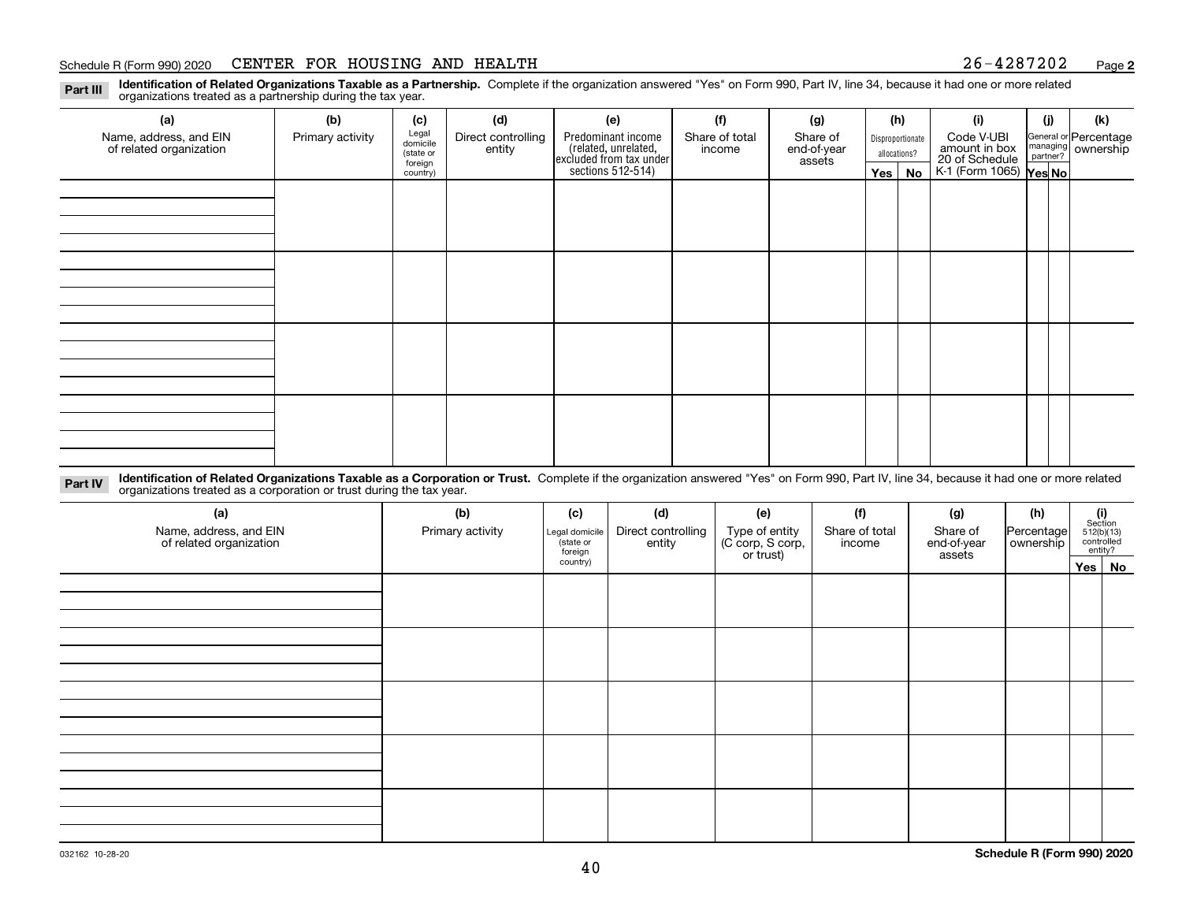## Part III Identification of Related Organizations Taxable as a Partnership.

Complete if the organization answered "Yes" on Form 990, Part IV, line 34, because it had one or more related organizations treated as a partnership during the tax year.

| (a) Name, address, and EIN of related organization | (b) Primary activity | (c) Legal domicile (state or foreign country) | (d) Direct controlling entity | (e) Predominant income (related, unrelated, excluded from tax under sections 512-514) | (f) Share of total income | (g) Share of end-of-year assets | (h) Disproportionate allocations? Yes | (h) No | (i) Code V-UBI amount in box 20 of Schedule K-1 (Form 1065) | (j) General or managing partner? Yes | (j) No | (k) Percentage ownership |
|---|---|---|---|---|---|---|---|---|---|---|---|---|
| | | | | | | | | | | | | |
| | | | | | | | | | | | | |
| | | | | | | | | | | | | |
| | | | | | | | | | | | | |

## Part IV Identification of Related Organizations Taxable as a Corporation or Trust.

Complete if the organization answered "Yes" on Form 990, Part IV, line 34, because it had one or more related organizations treated as a corporation or trust during the tax year.

| (a) Name, address, and EIN of related organization | (b) Primary activity | (c) Legal domicile (state or foreign country) | (d) Direct controlling entity | (e) Type of entity (C corp, S corp, or trust) | (f) Share of total income | (g) Share of end-of-year assets | (h) Percentage ownership | (i) Section 512(b)(13) controlled entity? Yes | (i) No |
|---|---|---|---|---|---|---|---|---|---|
| | | | | | | | | | |
| | | | | | | | | | |
| | | | | | | | | | |
| | | | | | | | | | |
| | | | | | | | | | |

032162 10-28-20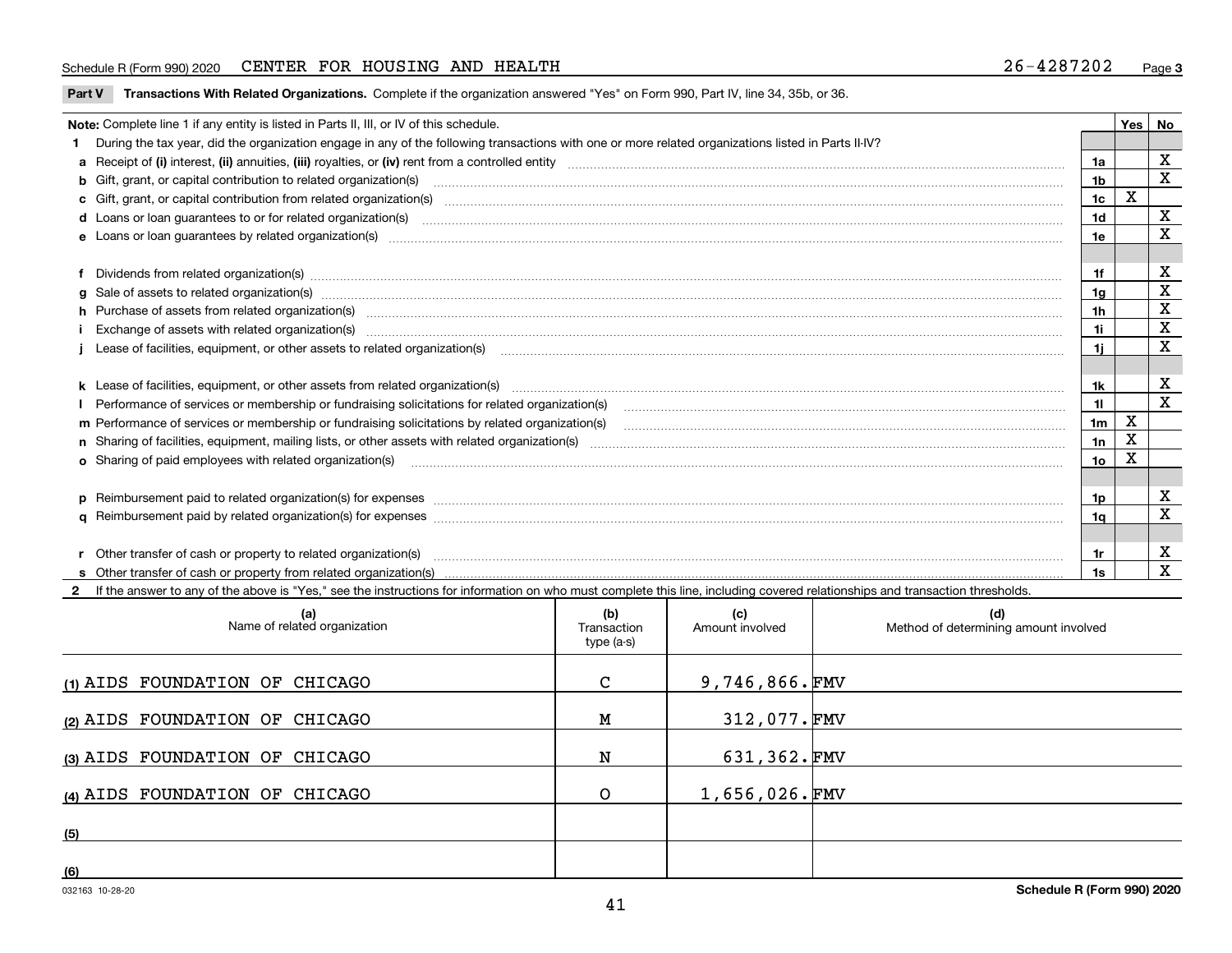Schedule R (Form 990) 2020 CENTER FOR HOUSING AND HEALTH 26-4287202 Page 3

**Part V Transactions With Related Organizations.** Complete if the organization answered "Yes" on Form 990, Part IV, line 34, 35b, or 36.

| **Note:** Complete line 1 if any entity is listed in Parts II, III, or IV of this schedule. | | Yes | No |
|---|---|---|---|
| **1** During the tax year, did the organization engage in any of the following transactions with one or more related organizations listed in Parts II-IV? | | | |
| **a** Receipt of **(i)** interest, **(ii)** annuities, **(iii)** royalties, or **(iv)** rent from a controlled entity | 1a | | X |
| **b** Gift, grant, or capital contribution to related organization(s) | 1b | | X |
| **c** Gift, grant, or capital contribution from related organization(s) | 1c | X | |
| **d** Loans or loan guarantees to or for related organization(s) | 1d | | X |
| **e** Loans or loan guarantees by related organization(s) | 1e | | X |
| **f** Dividends from related organization(s) | 1f | | X |
| **g** Sale of assets to related organization(s) | 1g | | X |
| **h** Purchase of assets from related organization(s) | 1h | | X |
| **i** Exchange of assets with related organization(s) | 1i | | X |
| **j** Lease of facilities, equipment, or other assets to related organization(s) | 1j | | X |
| **k** Lease of facilities, equipment, or other assets from related organization(s) | 1k | | X |
| **l** Performance of services or membership or fundraising solicitations for related organization(s) | 1l | | X |
| **m** Performance of services or membership or fundraising solicitations by related organization(s) | 1m | X | |
| **n** Sharing of facilities, equipment, mailing lists, or other assets with related organization(s) | 1n | X | |
| **o** Sharing of paid employees with related organization(s) | 1o | X | |
| **p** Reimbursement paid to related organization(s) for expenses | 1p | | X |
| **q** Reimbursement paid by related organization(s) for expenses | 1q | | X |
| **r** Other transfer of cash or property to related organization(s) | 1r | | X |
| **s** Other transfer of cash or property from related organization(s) | 1s | | X |

**2** If the answer to any of the above is "Yes," see the instructions for information on who must complete this line, including covered relationships and transaction thresholds.

| (a) Name of related organization | (b) Transaction type (a-s) | (c) Amount involved | (d) Method of determining amount involved |
|---|---|---|---|
| (1) AIDS FOUNDATION OF CHICAGO | C | 9,746,866. | FMV |
| (2) AIDS FOUNDATION OF CHICAGO | M | 312,077. | FMV |
| (3) AIDS FOUNDATION OF CHICAGO | N | 631,362. | FMV |
| (4) AIDS FOUNDATION OF CHICAGO | O | 1,656,026. | FMV |
| (5) | | | |
| (6) | | | |

032163 10-28-20 **Schedule R (Form 990) 2020**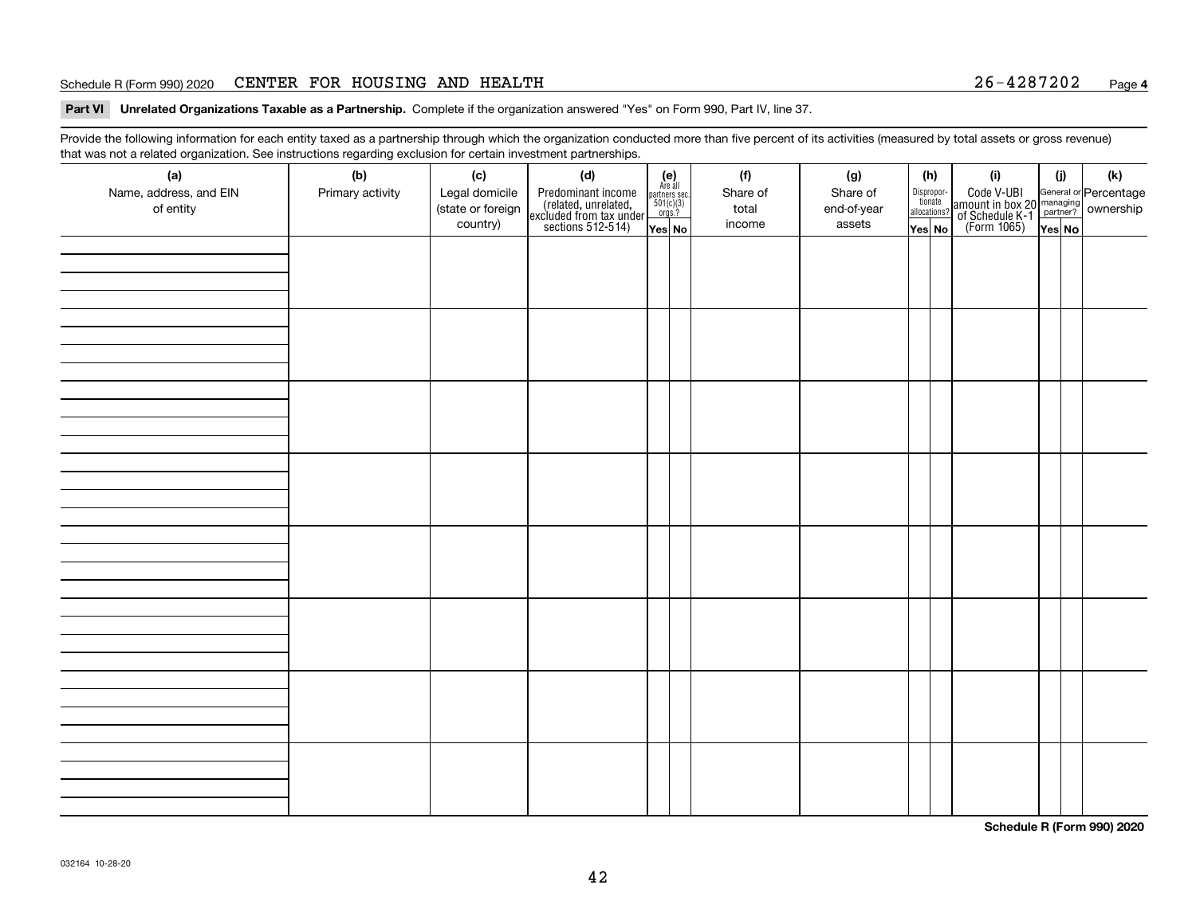Schedule R (Form 990) 2020 CENTER FOR HOUSING AND HEALTH 26-4287202

**Part VI Unrelated Organizations Taxable as a Partnership.** Complete if the organization answered "Yes" on Form 990, Part IV, line 37.

Provide the following information for each entity taxed as a partnership through which the organization conducted more than five percent of its activities (measured by total assets or gross revenue) that was not a related organization. See instructions regarding exclusion for certain investment partnerships.

| (a) Name, address, and EIN of entity | (b) Primary activity | (c) Legal domicile (state or foreign country) | (d) Predominant income (related, unrelated, excluded from tax under sections 512-514) | (e) Are all partners sec. 501(c)(3) orgs.? Yes | (e) No | (f) Share of total income | (g) Share of end-of-year assets | (h) Dispropor-tionate allocations? Yes | (h) No | (i) Code V-UBI amount in box 20 of Schedule K-1 (Form 1065) | (j) General or managing partner? Yes | (j) No | (k) Percentage ownership |
|---|---|---|---|---|---|---|---|---|---|---|---|---|---|
| | | | | | | | | | | | | | |
| | | | | | | | | | | | | | |
| | | | | | | | | | | | | | |
| | | | | | | | | | | | | | |
| | | | | | | | | | | | | | |
| | | | | | | | | | | | | | |
| | | | | | | | | | | | | | |
| | | | | | | | | | | | | | |

**Schedule R (Form 990) 2020**

032164 10-28-20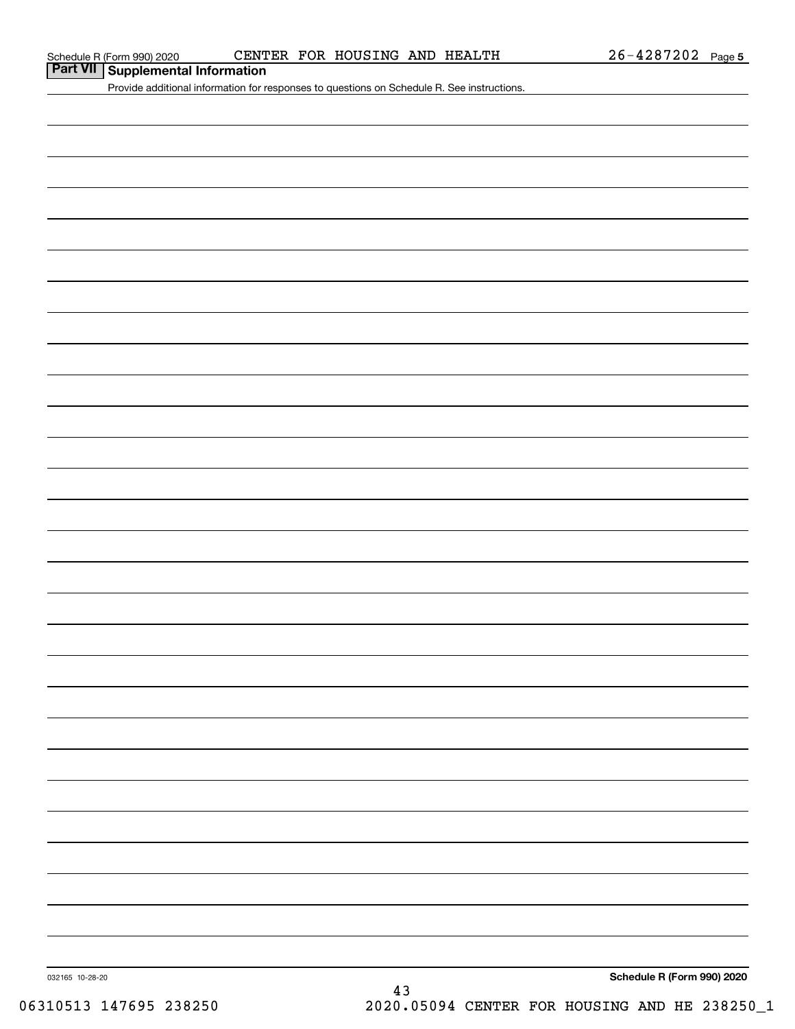Schedule R (Form 990) 2020 CENTER FOR HOUSING AND HEALTH 26-4287202 Page 5

## Part VII Supplemental Information

Provide additional information for responses to questions on Schedule R. See instructions.

032165 10-28-20

**Schedule R (Form 990) 2020**

06310513 147695 238250 2020.05094 CENTER FOR HOUSING AND HE 238250_1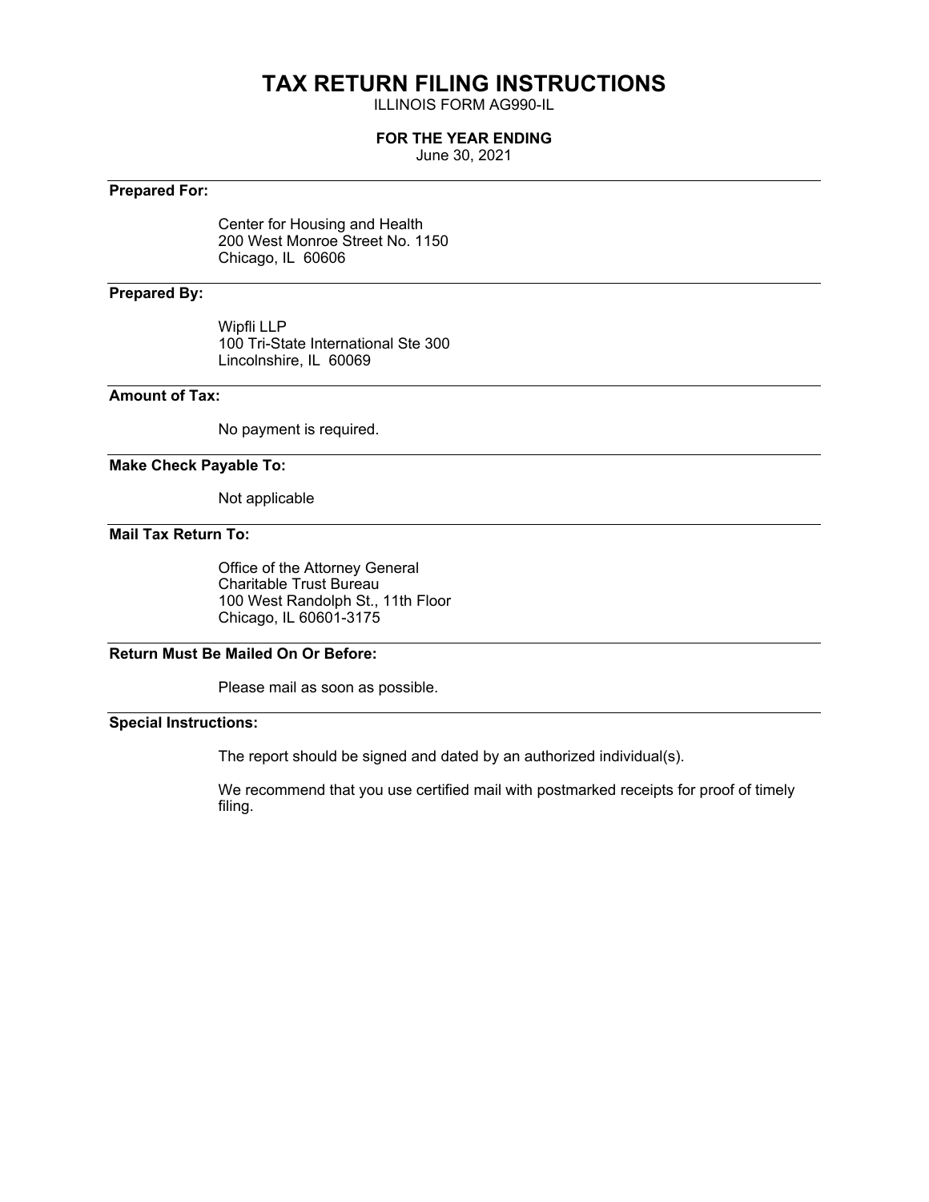# TAX RETURN FILING INSTRUCTIONS

ILLINOIS FORM AG990-IL

**FOR THE YEAR ENDING**

June 30, 2021

---

**Prepared For:**

Center for Housing and Health
200 West Monroe Street No. 1150
Chicago, IL 60606

---

**Prepared By:**

Wipfli LLP
100 Tri-State International Ste 300
Lincolnshire, IL 60069

---

**Amount of Tax:**

No payment is required.

---

**Make Check Payable To:**

Not applicable

---

**Mail Tax Return To:**

Office of the Attorney General
Charitable Trust Bureau
100 West Randolph St., 11th Floor
Chicago, IL 60601-3175

---

**Return Must Be Mailed On Or Before:**

Please mail as soon as possible.

---

**Special Instructions:**

The report should be signed and dated by an authorized individual(s).

We recommend that you use certified mail with postmarked receipts for proof of timely filing.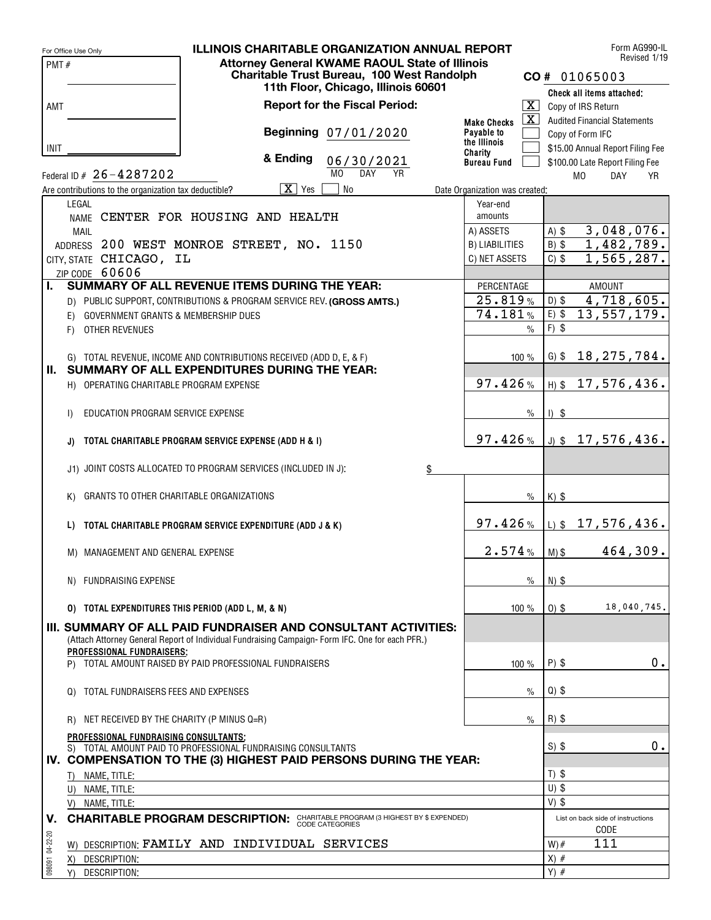For Office Use Only

PMT #

AMT

INIT

# ILLINOIS CHARITABLE ORGANIZATION ANNUAL REPORT

**Attorney General KWAME RAOUL State of Illinois**
**Charitable Trust Bureau, 100 West Randolph**
**11th Floor, Chicago, Illinois 60601**

Form AG990-IL
Revised 1/19

**CO #** 01065003

**Report for the Fiscal Period:**

**Beginning** 07/01/2020

**& Ending** 06/30/2021 (MO DAY YR)

**Make Checks Payable to the Illinois Charity Bureau Fund**

Check all items attached:

- [X] Copy of IRS Return
- [X] Audited Financial Statements
- [ ] Copy of Form IFC
- [ ] $15.00 Annual Report Filing Fee
- [ ] $100.00 Late Report Filing Fee (MO DAY YR)

Federal ID # 26-4287202

Are contributions to the organization tax deductible? [X] Yes [ ] No

Date Organization was created:

LEGAL NAME: CENTER FOR HOUSING AND HEALTH

MAIL ADDRESS: 200 WEST MONROE STREET, NO. 1150

CITY, STATE: CHICAGO, IL

ZIP CODE: 60606

| Year-end amounts | |
|---|---|
| A) ASSETS | A) $ 3,048,076. |
| B) LIABILITIES | B) $ 1,482,789. |
| C) NET ASSETS | C) $ 1,565,287. |

| | PERCENTAGE | AMOUNT |
|---|---|---|
| **I. SUMMARY OF ALL REVENUE ITEMS DURING THE YEAR:** | | |
| D) PUBLIC SUPPORT, CONTRIBUTIONS & PROGRAM SERVICE REV. **(GROSS AMTS.)** | 25.819 % | D) $ 4,718,605. |
| E) GOVERNMENT GRANTS & MEMBERSHIP DUES | 74.181 % | E) $ 13,557,179. |
| F) OTHER REVENUES | % | F) $ |
| G) TOTAL REVENUE, INCOME AND CONTRIBUTIONS RECEIVED (ADD D, E, & F) | 100 % | G) $ 18,275,784. |
| **II. SUMMARY OF ALL EXPENDITURES DURING THE YEAR:** | | |
| H) OPERATING CHARITABLE PROGRAM EXPENSE | 97.426 % | H) $ 17,576,436. |
| I) EDUCATION PROGRAM SERVICE EXPENSE | % | I) $ |
| **J) TOTAL CHARITABLE PROGRAM SERVICE EXPENSE (ADD H & I)** | 97.426 % | J) $ 17,576,436. |
| J1) JOINT COSTS ALLOCATED TO PROGRAM SERVICES (INCLUDED IN J): $ | | |
| K) GRANTS TO OTHER CHARITABLE ORGANIZATIONS | % | K) $ |
| **L) TOTAL CHARITABLE PROGRAM SERVICE EXPENDITURE (ADD J & K)** | 97.426 % | L) $ 17,576,436. |
| M) MANAGEMENT AND GENERAL EXPENSE | 2.574 % | M) $ 464,309. |
| N) FUNDRAISING EXPENSE | % | N) $ |
| **O) TOTAL EXPENDITURES THIS PERIOD (ADD L, M, & N)** | 100 % | O) $ 18,040,745. |
| **III. SUMMARY OF ALL PAID FUNDRAISER AND CONSULTANT ACTIVITIES:** (Attach Attorney General Report of Individual Fundraising Campaign- Form IFC. One for each PFR.) | | |
| **PROFESSIONAL FUNDRAISERS:** | | |
| P) TOTAL AMOUNT RAISED BY PAID PROFESSIONAL FUNDRAISERS | 100 % | P) $ 0. |
| Q) TOTAL FUNDRAISERS FEES AND EXPENSES | % | Q) $ |
| R) NET RECEIVED BY THE CHARITY (P MINUS Q=R) | % | R) $ |
| **PROFESSIONAL FUNDRAISING CONSULTANTS:** | | |
| S) TOTAL AMOUNT PAID TO PROFESSIONAL FUNDRAISING CONSULTANTS | | S) $ 0. |
| **IV. COMPENSATION TO THE (3) HIGHEST PAID PERSONS DURING THE YEAR:** | | |
| T) NAME, TITLE: | | T) $ |
| U) NAME, TITLE: | | U) $ |
| V) NAME, TITLE: | | V) $ |

| **V. CHARITABLE PROGRAM DESCRIPTION:** CHARITABLE PROGRAM (3 HIGHEST BY $ EXPENDED) CODE CATEGORIES | List on back side of instructions CODE |
|---|---|
| W) DESCRIPTION: FAMILY AND INDIVIDUAL SERVICES | W) # 111 |
| X) DESCRIPTION: | X) # |
| Y) DESCRIPTION: | Y) # |

098091 04-22-20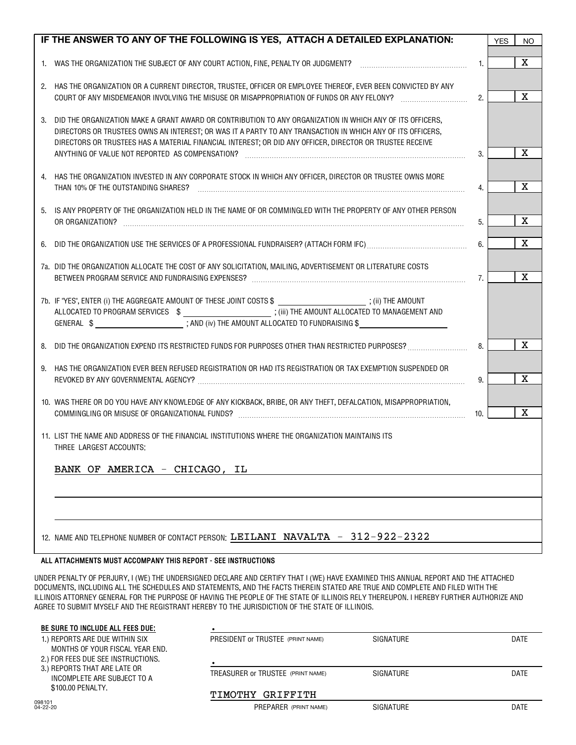**IF THE ANSWER TO ANY OF THE FOLLOWING IS YES, ATTACH A DETAILED EXPLANATION:**

| | | | YES | NO |
|---|---|---|---|---|
| 1. | WAS THE ORGANIZATION THE SUBJECT OF ANY COURT ACTION, FINE, PENALTY OR JUDGMENT? | 1. | | X |
| 2. | HAS THE ORGANIZATION OR A CURRENT DIRECTOR, TRUSTEE, OFFICER OR EMPLOYEE THEREOF, EVER BEEN CONVICTED BY ANY COURT OF ANY MISDEMEANOR INVOLVING THE MISUSE OR MISAPPROPRIATION OF FUNDS OR ANY FELONY? | 2. | | X |
| 3. | DID THE ORGANIZATION MAKE A GRANT AWARD OR CONTRIBUTION TO ANY ORGANIZATION IN WHICH ANY OF ITS OFFICERS, DIRECTORS OR TRUSTEES OWNS AN INTEREST; OR WAS IT A PARTY TO ANY TRANSACTION IN WHICH ANY OF ITS OFFICERS, DIRECTORS OR TRUSTEES HAS A MATERIAL FINANCIAL INTEREST; OR DID ANY OFFICER, DIRECTOR OR TRUSTEE RECEIVE ANYTHING OF VALUE NOT REPORTED AS COMPENSATION? | 3. | | X |
| 4. | HAS THE ORGANIZATION INVESTED IN ANY CORPORATE STOCK IN WHICH ANY OFFICER, DIRECTOR OR TRUSTEE OWNS MORE THAN 10% OF THE OUTSTANDING SHARES? | 4. | | X |
| 5. | IS ANY PROPERTY OF THE ORGANIZATION HELD IN THE NAME OF OR COMMINGLED WITH THE PROPERTY OF ANY OTHER PERSON OR ORGANIZATION? | 5. | | X |
| 6. | DID THE ORGANIZATION USE THE SERVICES OF A PROFESSIONAL FUNDRAISER? (ATTACH FORM IFC) | 6. | | X |
| 7a. | DID THE ORGANIZATION ALLOCATE THE COST OF ANY SOLICITATION, MAILING, ADVERTISEMENT OR LITERATURE COSTS BETWEEN PROGRAM SERVICE AND FUNDRAISING EXPENSES? | 7. | | X |
| 7b. | IF "YES", ENTER (i) THE AGGREGATE AMOUNT OF THESE JOINT COSTS $ ______ ; (ii) THE AMOUNT ALLOCATED TO PROGRAM SERVICES $ ______ ; (iii) THE AMOUNT ALLOCATED TO MANAGEMENT AND GENERAL $ ______ ; AND (iv) THE AMOUNT ALLOCATED TO FUNDRAISING $ ______ | | | |
| 8. | DID THE ORGANIZATION EXPEND ITS RESTRICTED FUNDS FOR PURPOSES OTHER THAN RESTRICTED PURPOSES? | 8. | | X |
| 9. | HAS THE ORGANIZATION EVER BEEN REFUSED REGISTRATION OR HAD ITS REGISTRATION OR TAX EXEMPTION SUSPENDED OR REVOKED BY ANY GOVERNMENTAL AGENCY? | 9. | | X |
| 10. | WAS THERE OR DO YOU HAVE ANY KNOWLEDGE OF ANY KICKBACK, BRIBE, OR ANY THEFT, DEFALCATION, MISAPPROPRIATION, COMMINGLING OR MISUSE OF ORGANIZATIONAL FUNDS? | 10. | | X |

11. LIST THE NAME AND ADDRESS OF THE FINANCIAL INSTITUTIONS WHERE THE ORGANIZATION MAINTAINS ITS THREE LARGEST ACCOUNTS:

BANK OF AMERICA - CHICAGO, IL

12. NAME AND TELEPHONE NUMBER OF CONTACT PERSON: LEILANI NAVALTA - 312-922-2322

**ALL ATTACHMENTS MUST ACCOMPANY THIS REPORT - SEE INSTRUCTIONS**

UNDER PENALTY OF PERJURY, I (WE) THE UNDERSIGNED DECLARE AND CERTIFY THAT I (WE) HAVE EXAMINED THIS ANNUAL REPORT AND THE ATTACHED DOCUMENTS, INCLUDING ALL THE SCHEDULES AND STATEMENTS, AND THE FACTS THEREIN STATED ARE TRUE AND COMPLETE AND FILED WITH THE ILLINOIS ATTORNEY GENERAL FOR THE PURPOSE OF HAVING THE PEOPLE OF THE STATE OF ILLINOIS RELY THEREUPON. I HEREBY FURTHER AUTHORIZE AND AGREE TO SUBMIT MYSELF AND THE REGISTRANT HEREBY TO THE JURISDICTION OF THE STATE OF ILLINOIS.

**BE SURE TO INCLUDE ALL FEES DUE:**

1.) REPORTS ARE DUE WITHIN SIX MONTHS OF YOUR FISCAL YEAR END.
2.) FOR FEES DUE SEE INSTRUCTIONS.
3.) REPORTS THAT ARE LATE OR INCOMPLETE ARE SUBJECT TO A $100.00 PENALTY.

| | | |
|---|---|---|
| PRESIDENT or TRUSTEE (PRINT NAME) | SIGNATURE | DATE |
| TREASURER or TRUSTEE (PRINT NAME) | SIGNATURE | DATE |
| TIMOTHY GRIFFITH<br>PREPARER (PRINT NAME) | SIGNATURE | DATE |

098101
04-22-20